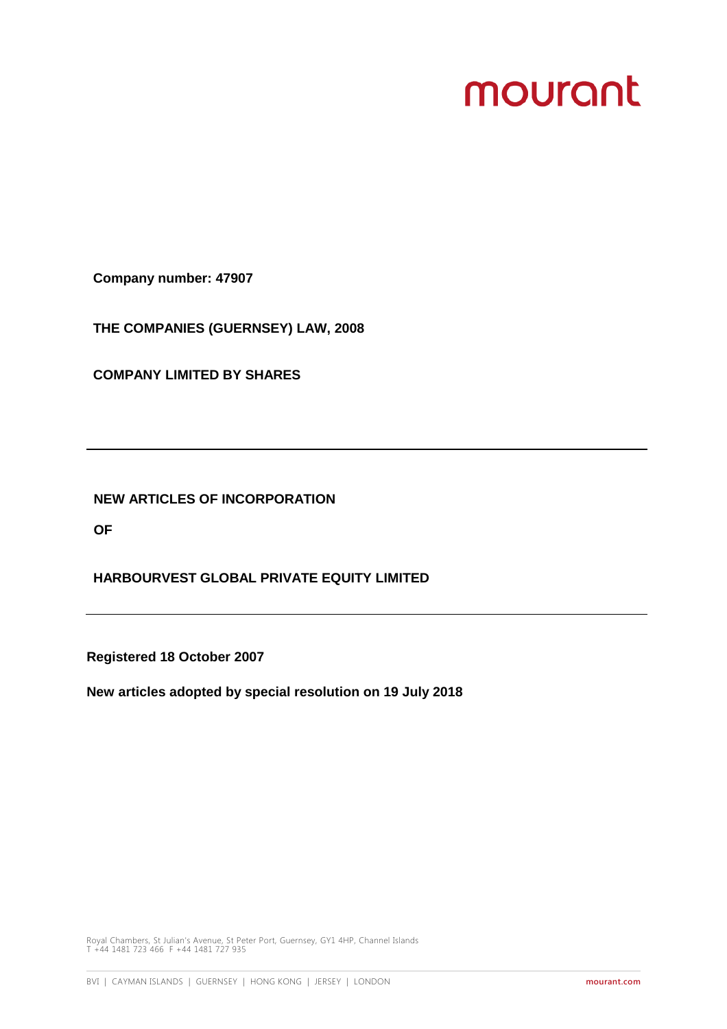**Company number: 47907**

**THE COMPANIES (GUERNSEY) LAW, 2008**

**COMPANY LIMITED BY SHARES**

---

# NEW ARTICLES OF INCORPORATION

**OF**

# HARBOURVEST GLOBAL PRIVATE EQUITY LIMITED

---

**Registered 18 October 2007**

**New articles adopted by special resolution on 19 July 2018**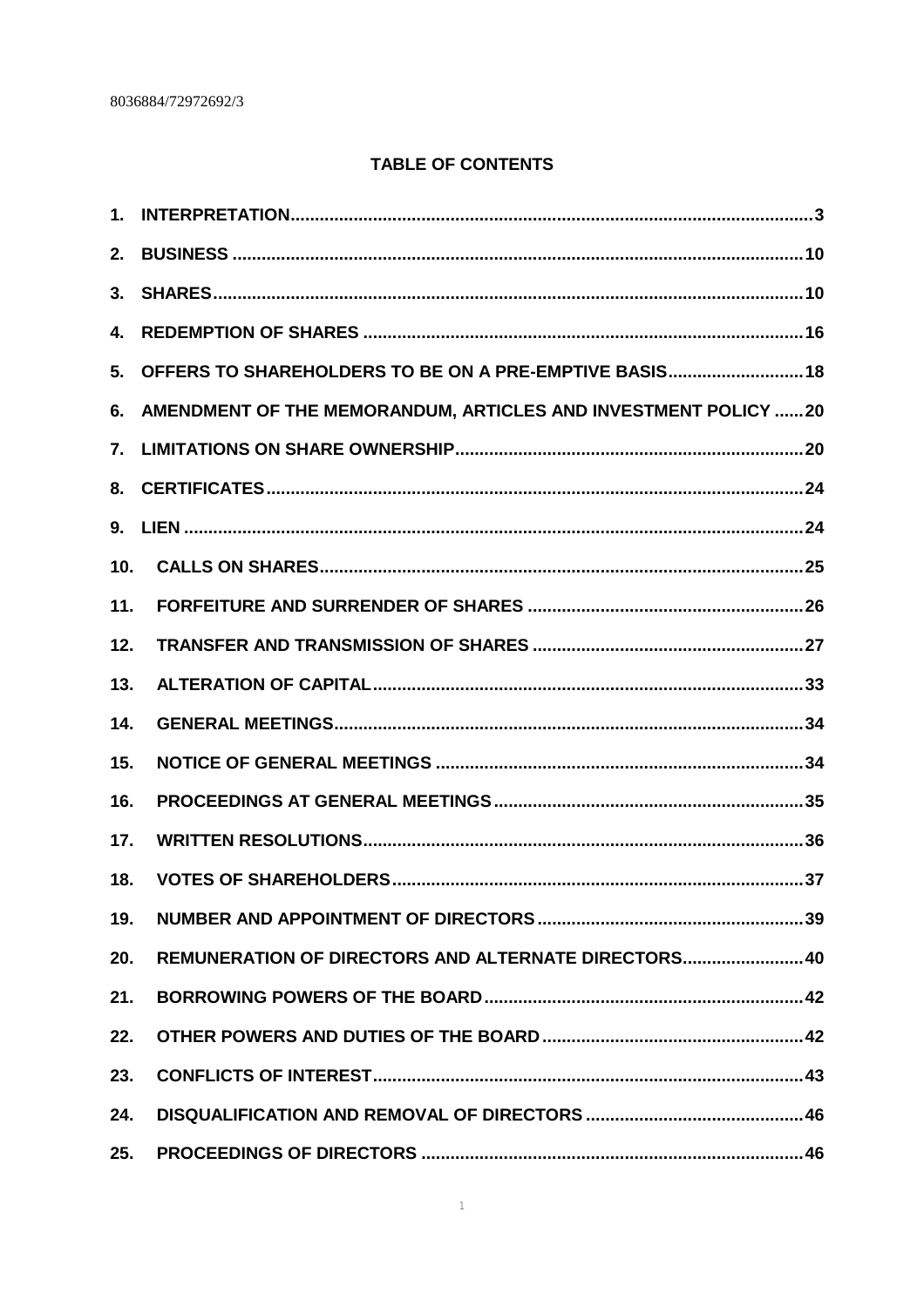8036884/72972692/3

## TABLE OF CONTENTS

| | | |
|---|---|---|
| 1. | INTERPRETATION | 3 |
| 2. | BUSINESS | 10 |
| 3. | SHARES | 10 |
| 4. | REDEMPTION OF SHARES | 16 |
| 5. | OFFERS TO SHAREHOLDERS TO BE ON A PRE-EMPTIVE BASIS | 18 |
| 6. | AMENDMENT OF THE MEMORANDUM, ARTICLES AND INVESTMENT POLICY | 20 |
| 7. | LIMITATIONS ON SHARE OWNERSHIP | 20 |
| 8. | CERTIFICATES | 24 |
| 9. | LIEN | 24 |
| 10. | CALLS ON SHARES | 25 |
| 11. | FORFEITURE AND SURRENDER OF SHARES | 26 |
| 12. | TRANSFER AND TRANSMISSION OF SHARES | 27 |
| 13. | ALTERATION OF CAPITAL | 33 |
| 14. | GENERAL MEETINGS | 34 |
| 15. | NOTICE OF GENERAL MEETINGS | 34 |
| 16. | PROCEEDINGS AT GENERAL MEETINGS | 35 |
| 17. | WRITTEN RESOLUTIONS | 36 |
| 18. | VOTES OF SHAREHOLDERS | 37 |
| 19. | NUMBER AND APPOINTMENT OF DIRECTORS | 39 |
| 20. | REMUNERATION OF DIRECTORS AND ALTERNATE DIRECTORS | 40 |
| 21. | BORROWING POWERS OF THE BOARD | 42 |
| 22. | OTHER POWERS AND DUTIES OF THE BOARD | 42 |
| 23. | CONFLICTS OF INTEREST | 43 |
| 24. | DISQUALIFICATION AND REMOVAL OF DIRECTORS | 46 |
| 25. | PROCEEDINGS OF DIRECTORS | 46 |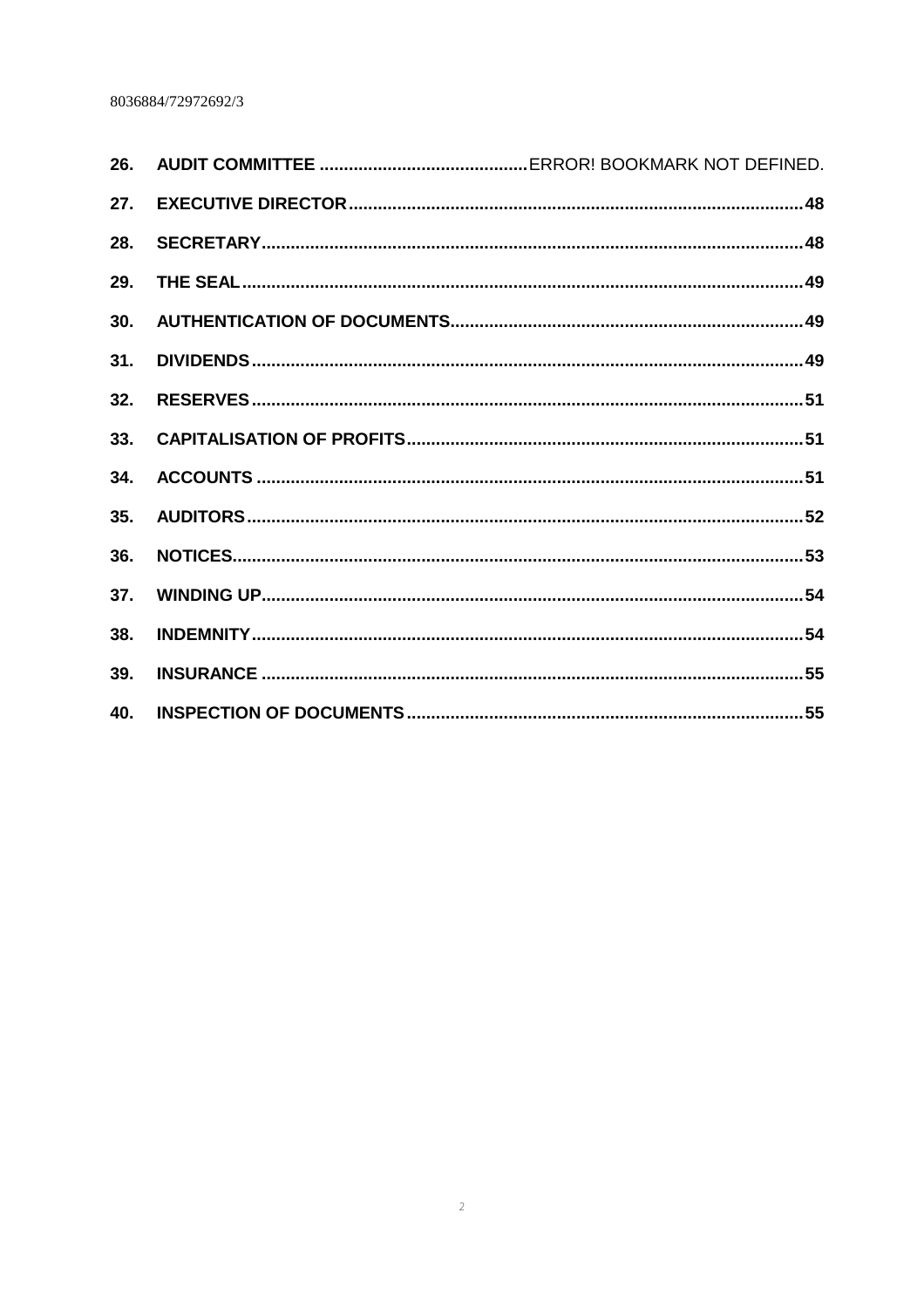| | | |
|---|---|---|
| **26.** | **AUDIT COMMITTEE** | ERROR! BOOKMARK NOT DEFINED. |
| **27.** | **EXECUTIVE DIRECTOR** | **48** |
| **28.** | **SECRETARY** | **48** |
| **29.** | **THE SEAL** | **49** |
| **30.** | **AUTHENTICATION OF DOCUMENTS** | **49** |
| **31.** | **DIVIDENDS** | **49** |
| **32.** | **RESERVES** | **51** |
| **33.** | **CAPITALISATION OF PROFITS** | **51** |
| **34.** | **ACCOUNTS** | **51** |
| **35.** | **AUDITORS** | **52** |
| **36.** | **NOTICES** | **53** |
| **37.** | **WINDING UP** | **54** |
| **38.** | **INDEMNITY** | **54** |
| **39.** | **INSURANCE** | **55** |
| **40.** | **INSPECTION OF DOCUMENTS** | **55** |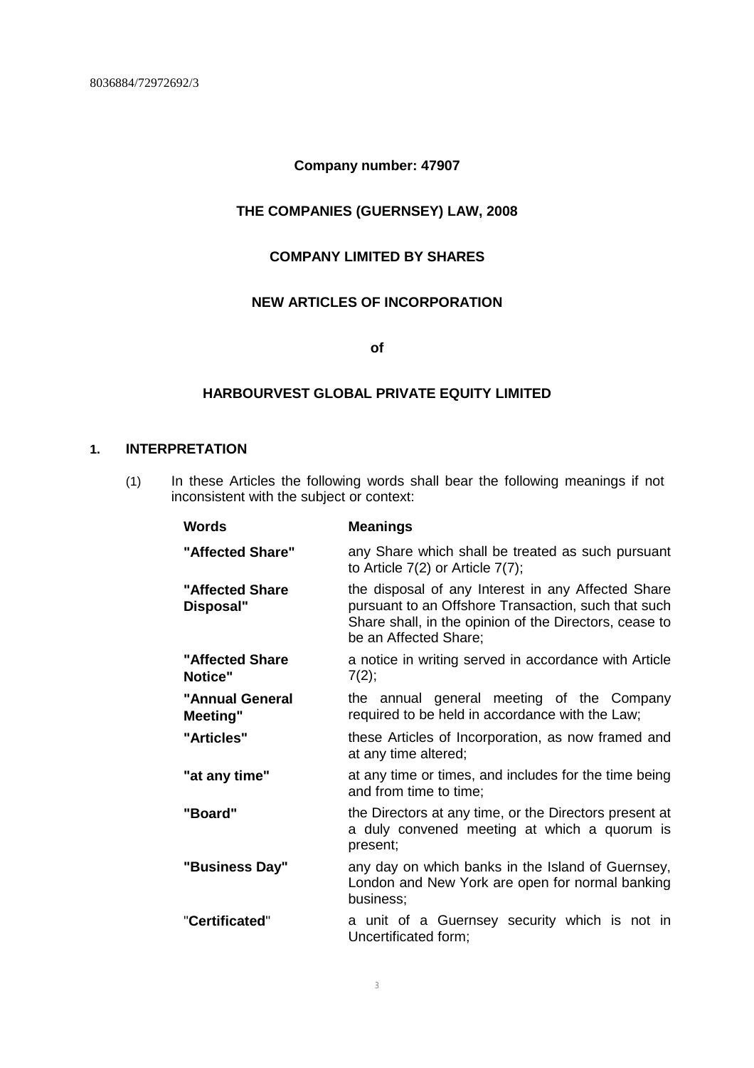**Company number: 47907**

**THE COMPANIES (GUERNSEY) LAW, 2008**

**COMPANY LIMITED BY SHARES**

**NEW ARTICLES OF INCORPORATION**

**of**

**HARBOURVEST GLOBAL PRIVATE EQUITY LIMITED**

## 1. INTERPRETATION

(1) In these Articles the following words shall bear the following meanings if not inconsistent with the subject or context:

| Words | Meanings |
|---|---|
| **"Affected Share"** | any Share which shall be treated as such pursuant to Article 7(2) or Article 7(7); |
| **"Affected Share Disposal"** | the disposal of any Interest in any Affected Share pursuant to an Offshore Transaction, such that such Share shall, in the opinion of the Directors, cease to be an Affected Share; |
| **"Affected Share Notice"** | a notice in writing served in accordance with Article 7(2); |
| **"Annual General Meeting"** | the annual general meeting of the Company required to be held in accordance with the Law; |
| **"Articles"** | these Articles of Incorporation, as now framed and at any time altered; |
| **"at any time"** | at any time or times, and includes for the time being and from time to time; |
| **"Board"** | the Directors at any time, or the Directors present at a duly convened meeting at which a quorum is present; |
| **"Business Day"** | any day on which banks in the Island of Guernsey, London and New York are open for normal banking business; |
| "**Certificated**" | a unit of a Guernsey security which is not in Uncertificated form; |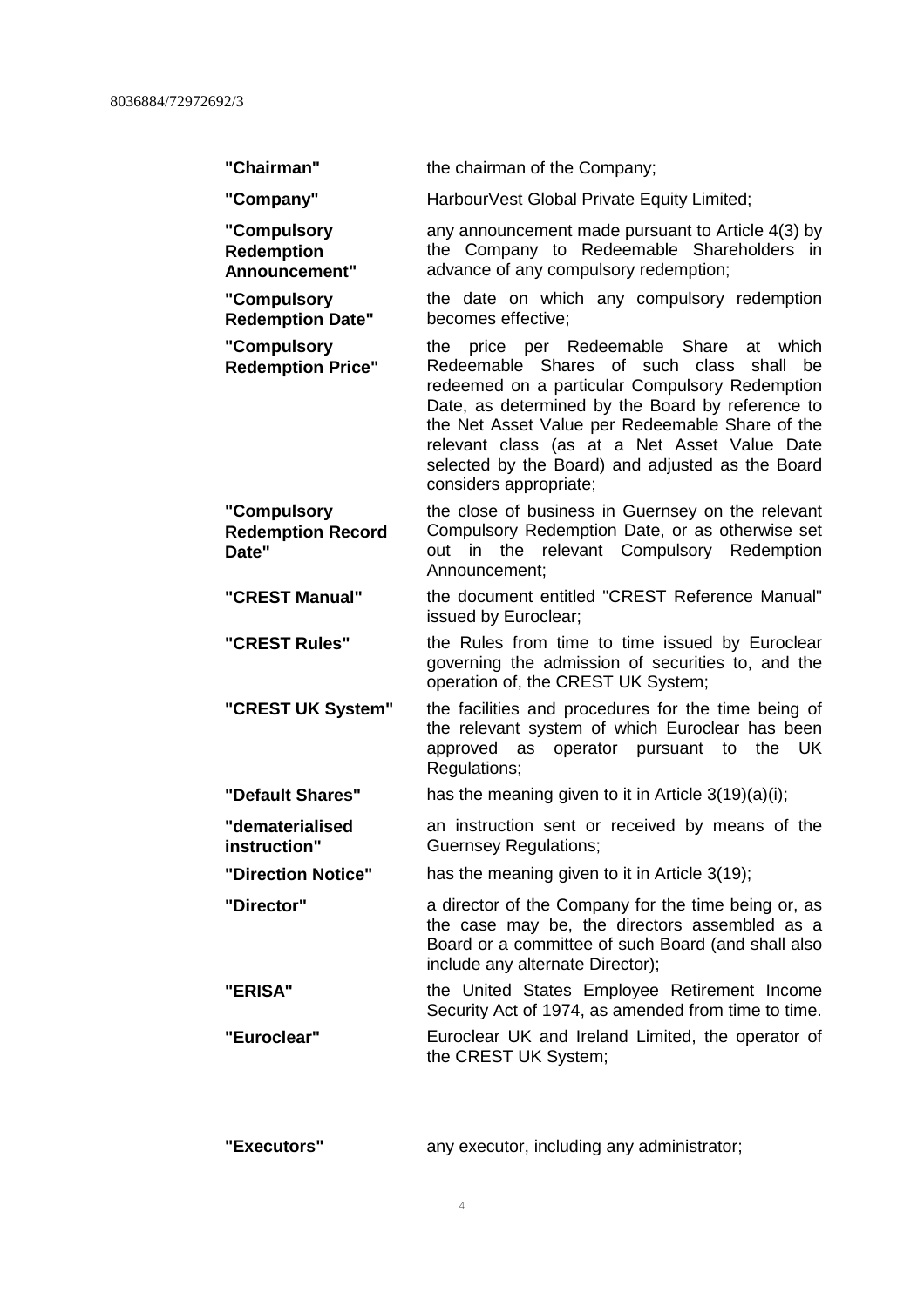| | |
|---|---|
| **"Chairman"** | the chairman of the Company; |
| **"Company"** | HarbourVest Global Private Equity Limited; |
| **"Compulsory Redemption Announcement"** | any announcement made pursuant to Article 4(3) by the Company to Redeemable Shareholders in advance of any compulsory redemption; |
| **"Compulsory Redemption Date"** | the date on which any compulsory redemption becomes effective; |
| **"Compulsory Redemption Price"** | the price per Redeemable Share at which Redeemable Shares of such class shall be redeemed on a particular Compulsory Redemption Date, as determined by the Board by reference to the Net Asset Value per Redeemable Share of the relevant class (as at a Net Asset Value Date selected by the Board) and adjusted as the Board considers appropriate; |
| **"Compulsory Redemption Record Date"** | the close of business in Guernsey on the relevant Compulsory Redemption Date, or as otherwise set out in the relevant Compulsory Redemption Announcement; |
| **"CREST Manual"** | the document entitled "CREST Reference Manual" issued by Euroclear; |
| **"CREST Rules"** | the Rules from time to time issued by Euroclear governing the admission of securities to, and the operation of, the CREST UK System; |
| **"CREST UK System"** | the facilities and procedures for the time being of the relevant system of which Euroclear has been approved as operator pursuant to the UK Regulations; |
| **"Default Shares"** | has the meaning given to it in Article 3(19)(a)(i); |
| **"dematerialised instruction"** | an instruction sent or received by means of the Guernsey Regulations; |
| **"Direction Notice"** | has the meaning given to it in Article 3(19); |
| **"Director"** | a director of the Company for the time being or, as the case may be, the directors assembled as a Board or a committee of such Board (and shall also include any alternate Director); |
| **"ERISA"** | the United States Employee Retirement Income Security Act of 1974, as amended from time to time. |
| **"Euroclear"** | Euroclear UK and Ireland Limited, the operator of the CREST UK System; |
| **"Executors"** | any executor, including any administrator; |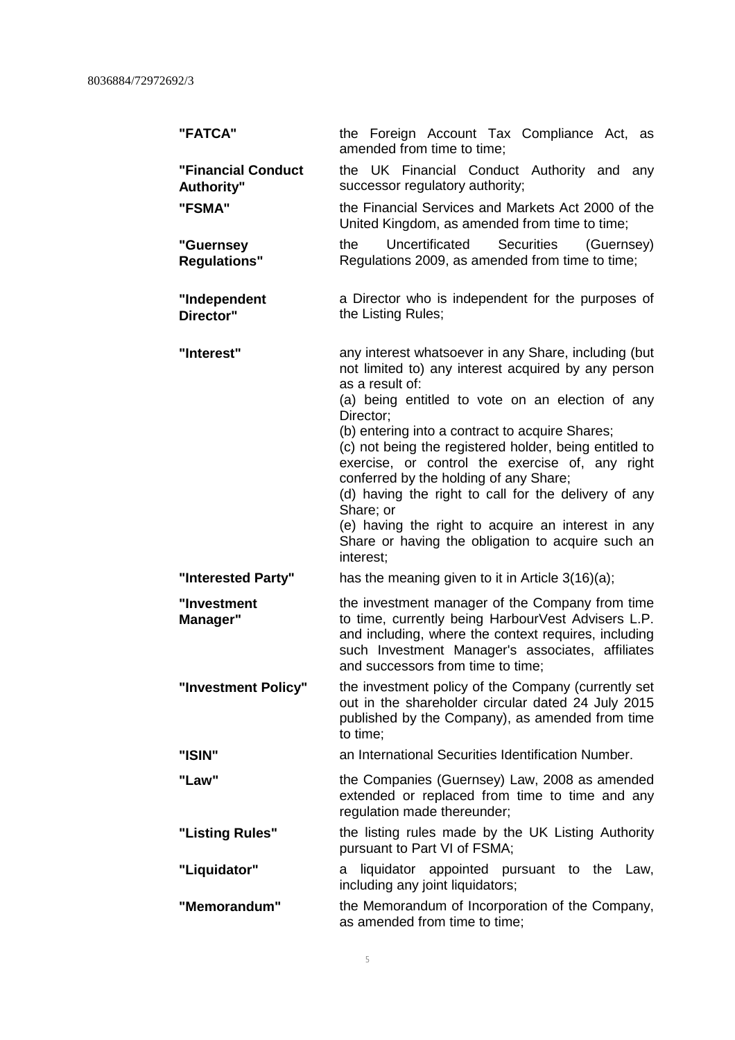| | |
|---|---|
| **"FATCA"** | the Foreign Account Tax Compliance Act, as amended from time to time; |
| **"Financial Conduct Authority"** | the UK Financial Conduct Authority and any successor regulatory authority; |
| **"FSMA"** | the Financial Services and Markets Act 2000 of the United Kingdom, as amended from time to time; |
| **"Guernsey Regulations"** | the Uncertificated Securities (Guernsey) Regulations 2009, as amended from time to time; |
| **"Independent Director"** | a Director who is independent for the purposes of the Listing Rules; |
| **"Interest"** | any interest whatsoever in any Share, including (but not limited to) any interest acquired by any person as a result of:<br>(a) being entitled to vote on an election of any Director;<br>(b) entering into a contract to acquire Shares;<br>(c) not being the registered holder, being entitled to exercise, or control the exercise of, any right conferred by the holding of any Share;<br>(d) having the right to call for the delivery of any Share; or<br>(e) having the right to acquire an interest in any Share or having the obligation to acquire such an interest; |
| **"Interested Party"** | has the meaning given to it in Article 3(16)(a); |
| **"Investment Manager"** | the investment manager of the Company from time to time, currently being HarbourVest Advisers L.P. and including, where the context requires, including such Investment Manager's associates, affiliates and successors from time to time; |
| **"Investment Policy"** | the investment policy of the Company (currently set out in the shareholder circular dated 24 July 2015 published by the Company), as amended from time to time; |
| **"ISIN"** | an International Securities Identification Number. |
| **"Law"** | the Companies (Guernsey) Law, 2008 as amended extended or replaced from time to time and any regulation made thereunder; |
| **"Listing Rules"** | the listing rules made by the UK Listing Authority pursuant to Part VI of FSMA; |
| **"Liquidator"** | a liquidator appointed pursuant to the Law, including any joint liquidators; |
| **"Memorandum"** | the Memorandum of Incorporation of the Company, as amended from time to time; |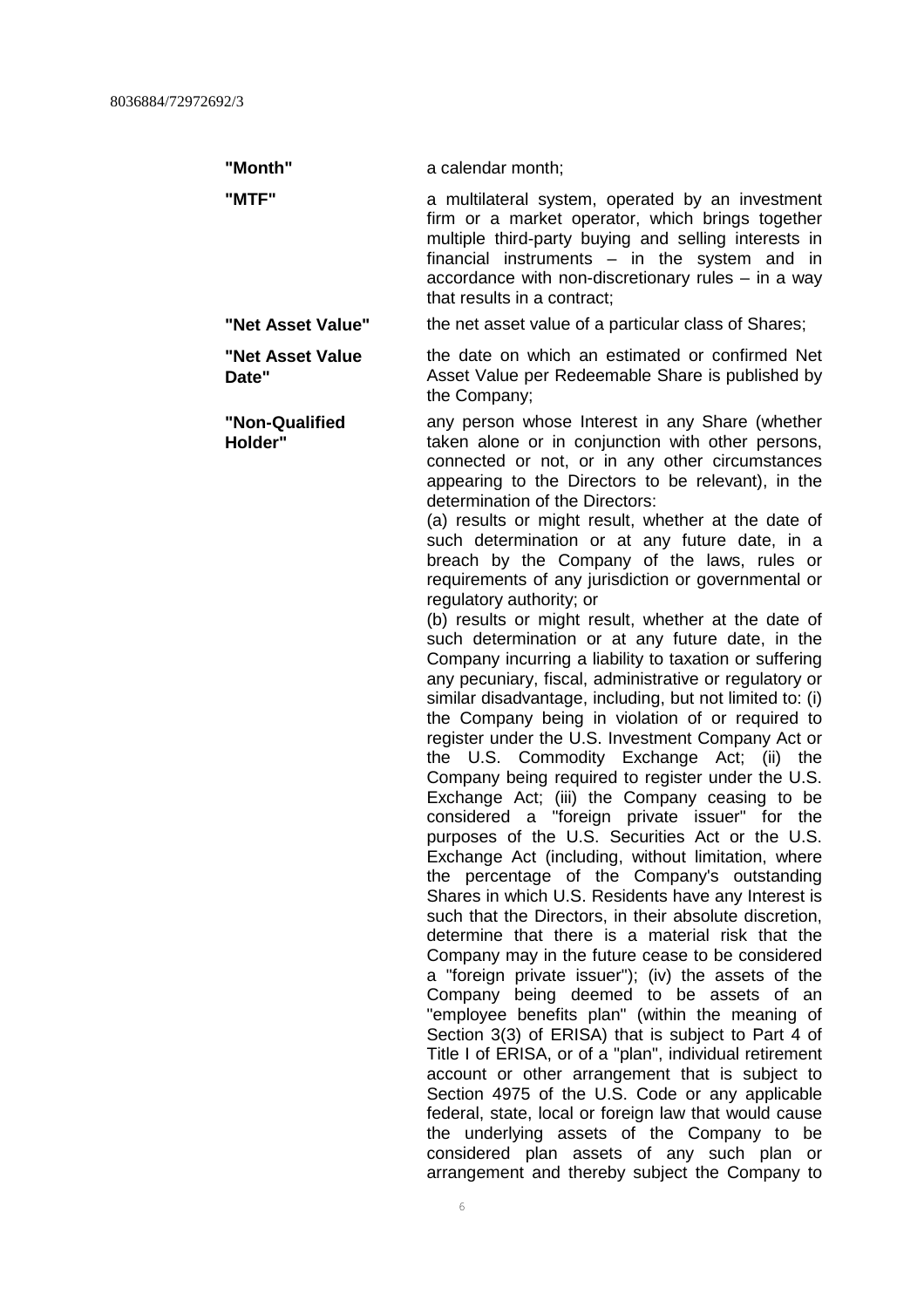**"Month"** a calendar month;

**"MTF"** a multilateral system, operated by an investment firm or a market operator, which brings together multiple third-party buying and selling interests in financial instruments – in the system and in accordance with non-discretionary rules – in a way that results in a contract;

**"Net Asset Value"** the net asset value of a particular class of Shares;

**"Net Asset Value Date"** the date on which an estimated or confirmed Net Asset Value per Redeemable Share is published by the Company;

**"Non-Qualified Holder"** any person whose Interest in any Share (whether taken alone or in conjunction with other persons, connected or not, or in any other circumstances appearing to the Directors to be relevant), in the determination of the Directors:

(a) results or might result, whether at the date of such determination or at any future date, in a breach by the Company of the laws, rules or requirements of any jurisdiction or governmental or regulatory authority; or

(b) results or might result, whether at the date of such determination or at any future date, in the Company incurring a liability to taxation or suffering any pecuniary, fiscal, administrative or regulatory or similar disadvantage, including, but not limited to: (i) the Company being in violation of or required to register under the U.S. Investment Company Act or the U.S. Commodity Exchange Act; (ii) the Company being required to register under the U.S. Exchange Act; (iii) the Company ceasing to be considered a "foreign private issuer" for the purposes of the U.S. Securities Act or the U.S. Exchange Act (including, without limitation, where the percentage of the Company's outstanding Shares in which U.S. Residents have any Interest is such that the Directors, in their absolute discretion, determine that there is a material risk that the Company may in the future cease to be considered a "foreign private issuer"); (iv) the assets of the Company being deemed to be assets of an "employee benefits plan" (within the meaning of Section 3(3) of ERISA) that is subject to Part 4 of Title I of ERISA, or of a "plan", individual retirement account or other arrangement that is subject to Section 4975 of the U.S. Code or any applicable federal, state, local or foreign law that would cause the underlying assets of the Company to be considered plan assets of any such plan or arrangement and thereby subject the Company to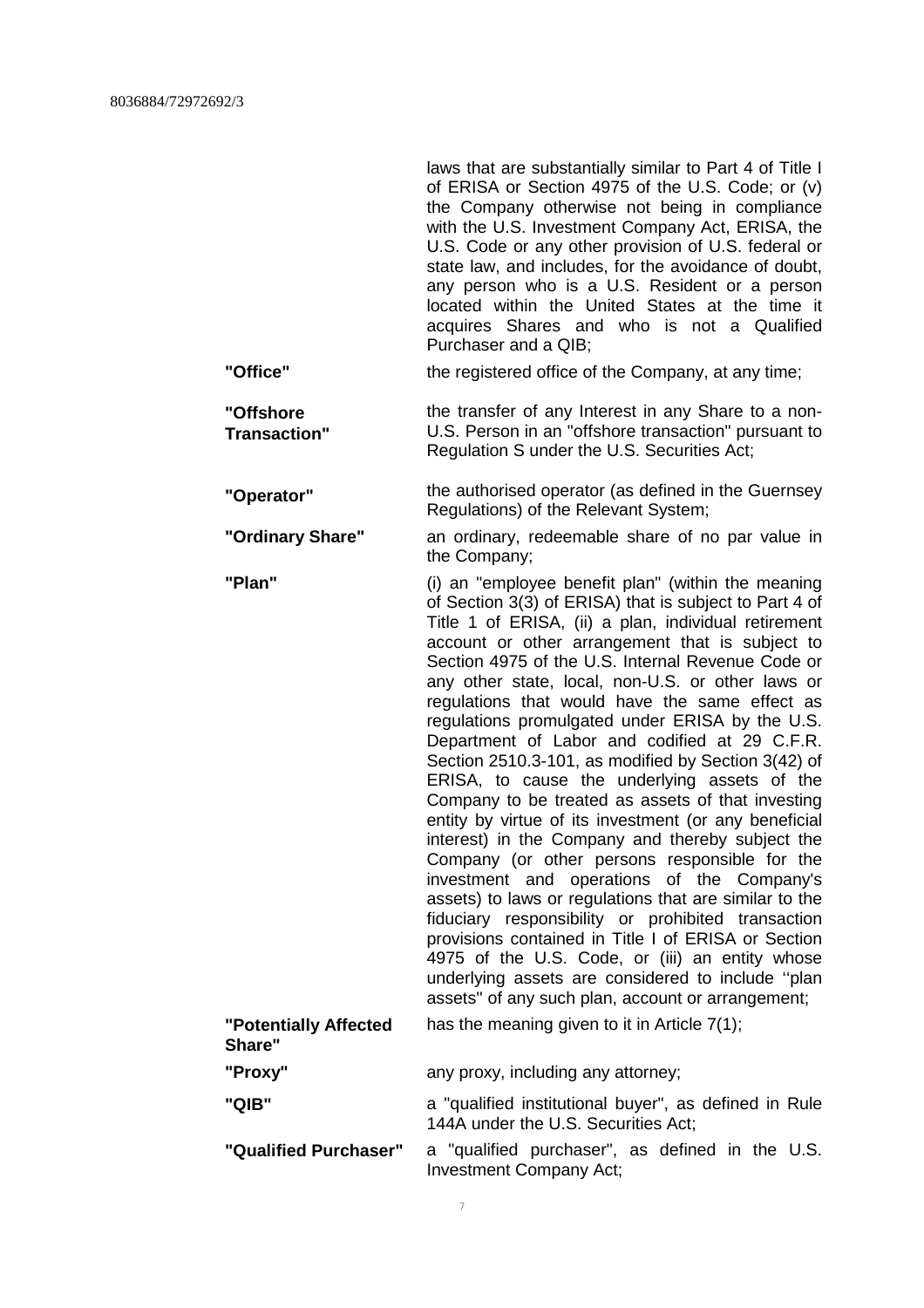laws that are substantially similar to Part 4 of Title I of ERISA or Section 4975 of the U.S. Code; or (v) the Company otherwise not being in compliance with the U.S. Investment Company Act, ERISA, the U.S. Code or any other provision of U.S. federal or state law, and includes, for the avoidance of doubt, any person who is a U.S. Resident or a person located within the United States at the time it acquires Shares and who is not a Qualified Purchaser and a QIB;

| | |
|---|---|
| **"Office"** | the registered office of the Company, at any time; |
| **"Offshore Transaction"** | the transfer of any Interest in any Share to a non-U.S. Person in an "offshore transaction" pursuant to Regulation S under the U.S. Securities Act; |
| **"Operator"** | the authorised operator (as defined in the Guernsey Regulations) of the Relevant System; |
| **"Ordinary Share"** | an ordinary, redeemable share of no par value in the Company; |
| **"Plan"** | (i) an "employee benefit plan" (within the meaning of Section 3(3) of ERISA) that is subject to Part 4 of Title 1 of ERISA, (ii) a plan, individual retirement account or other arrangement that is subject to Section 4975 of the U.S. Internal Revenue Code or any other state, local, non-U.S. or other laws or regulations that would have the same effect as regulations promulgated under ERISA by the U.S. Department of Labor and codified at 29 C.F.R. Section 2510.3-101, as modified by Section 3(42) of ERISA, to cause the underlying assets of the Company to be treated as assets of that investing entity by virtue of its investment (or any beneficial interest) in the Company and thereby subject the Company (or other persons responsible for the investment and operations of the Company's assets) to laws or regulations that are similar to the fiduciary responsibility or prohibited transaction provisions contained in Title I of ERISA or Section 4975 of the U.S. Code, or (iii) an entity whose underlying assets are considered to include ''plan assets" of any such plan, account or arrangement; |
| **"Potentially Affected Share"** | has the meaning given to it in Article 7(1); |
| **"Proxy"** | any proxy, including any attorney; |
| **"QIB"** | a "qualified institutional buyer", as defined in Rule 144A under the U.S. Securities Act; |
| **"Qualified Purchaser"** | a "qualified purchaser", as defined in the U.S. Investment Company Act; |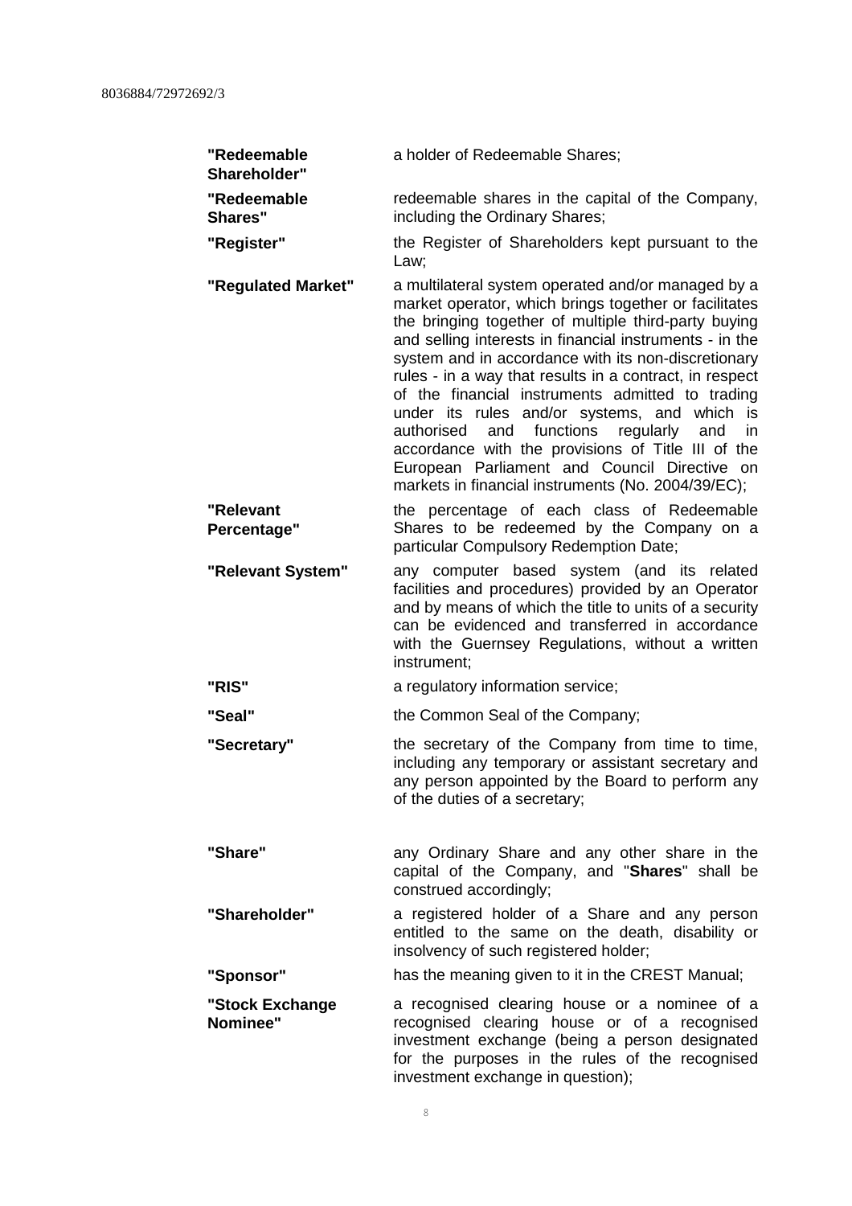| | |
|---|---|
| **"Redeemable Shareholder"** | a holder of Redeemable Shares; |
| **"Redeemable Shares"** | redeemable shares in the capital of the Company, including the Ordinary Shares; |
| **"Register"** | the Register of Shareholders kept pursuant to the Law; |
| **"Regulated Market"** | a multilateral system operated and/or managed by a market operator, which brings together or facilitates the bringing together of multiple third-party buying and selling interests in financial instruments - in the system and in accordance with its non-discretionary rules - in a way that results in a contract, in respect of the financial instruments admitted to trading under its rules and/or systems, and which is authorised and functions regularly and in accordance with the provisions of Title III of the European Parliament and Council Directive on markets in financial instruments (No. 2004/39/EC); |
| **"Relevant Percentage"** | the percentage of each class of Redeemable Shares to be redeemed by the Company on a particular Compulsory Redemption Date; |
| **"Relevant System"** | any computer based system (and its related facilities and procedures) provided by an Operator and by means of which the title to units of a security can be evidenced and transferred in accordance with the Guernsey Regulations, without a written instrument; |
| **"RIS"** | a regulatory information service; |
| **"Seal"** | the Common Seal of the Company; |
| **"Secretary"** | the secretary of the Company from time to time, including any temporary or assistant secretary and any person appointed by the Board to perform any of the duties of a secretary; |
| **"Share"** | any Ordinary Share and any other share in the capital of the Company, and "**Shares**" shall be construed accordingly; |
| **"Shareholder"** | a registered holder of a Share and any person entitled to the same on the death, disability or insolvency of such registered holder; |
| **"Sponsor"** | has the meaning given to it in the CREST Manual; |
| **"Stock Exchange Nominee"** | a recognised clearing house or a nominee of a recognised clearing house or of a recognised investment exchange (being a person designated for the purposes in the rules of the recognised investment exchange in question); |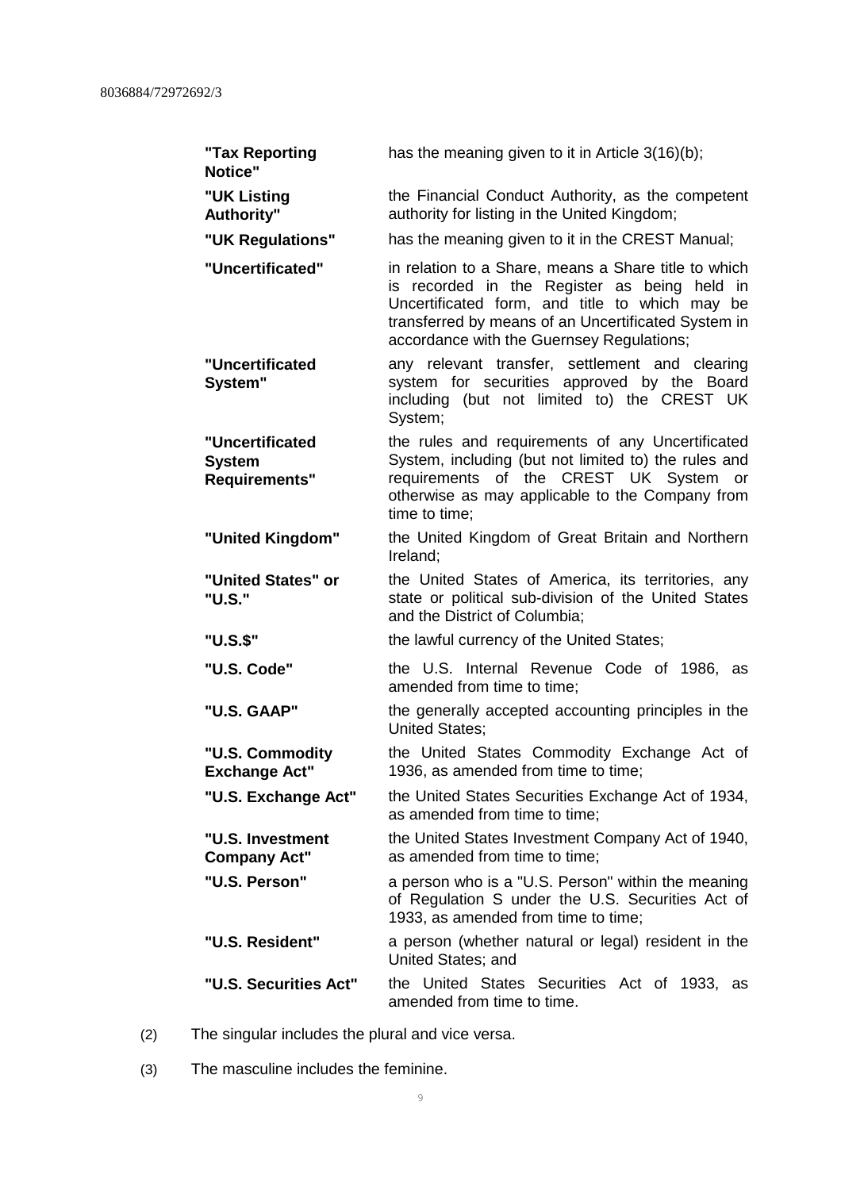| | |
|---|---|
| **"Tax Reporting Notice"** | has the meaning given to it in Article 3(16)(b); |
| **"UK Listing Authority"** | the Financial Conduct Authority, as the competent authority for listing in the United Kingdom; |
| **"UK Regulations"** | has the meaning given to it in the CREST Manual; |
| **"Uncertificated"** | in relation to a Share, means a Share title to which is recorded in the Register as being held in Uncertificated form, and title to which may be transferred by means of an Uncertificated System in accordance with the Guernsey Regulations; |
| **"Uncertificated System"** | any relevant transfer, settlement and clearing system for securities approved by the Board including (but not limited to) the CREST UK System; |
| **"Uncertificated System Requirements"** | the rules and requirements of any Uncertificated System, including (but not limited to) the rules and requirements of the CREST UK System or otherwise as may applicable to the Company from time to time; |
| **"United Kingdom"** | the United Kingdom of Great Britain and Northern Ireland; |
| **"United States" or "U.S."** | the United States of America, its territories, any state or political sub-division of the United States and the District of Columbia; |
| **"U.S.$"** | the lawful currency of the United States; |
| **"U.S. Code"** | the U.S. Internal Revenue Code of 1986, as amended from time to time; |
| **"U.S. GAAP"** | the generally accepted accounting principles in the United States; |
| **"U.S. Commodity Exchange Act"** | the United States Commodity Exchange Act of 1936, as amended from time to time; |
| **"U.S. Exchange Act"** | the United States Securities Exchange Act of 1934, as amended from time to time; |
| **"U.S. Investment Company Act"** | the United States Investment Company Act of 1940, as amended from time to time; |
| **"U.S. Person"** | a person who is a "U.S. Person" within the meaning of Regulation S under the U.S. Securities Act of 1933, as amended from time to time; |
| **"U.S. Resident"** | a person (whether natural or legal) resident in the United States; and |
| **"U.S. Securities Act"** | the United States Securities Act of 1933, as amended from time to time. |

(2) The singular includes the plural and vice versa.

(3) The masculine includes the feminine.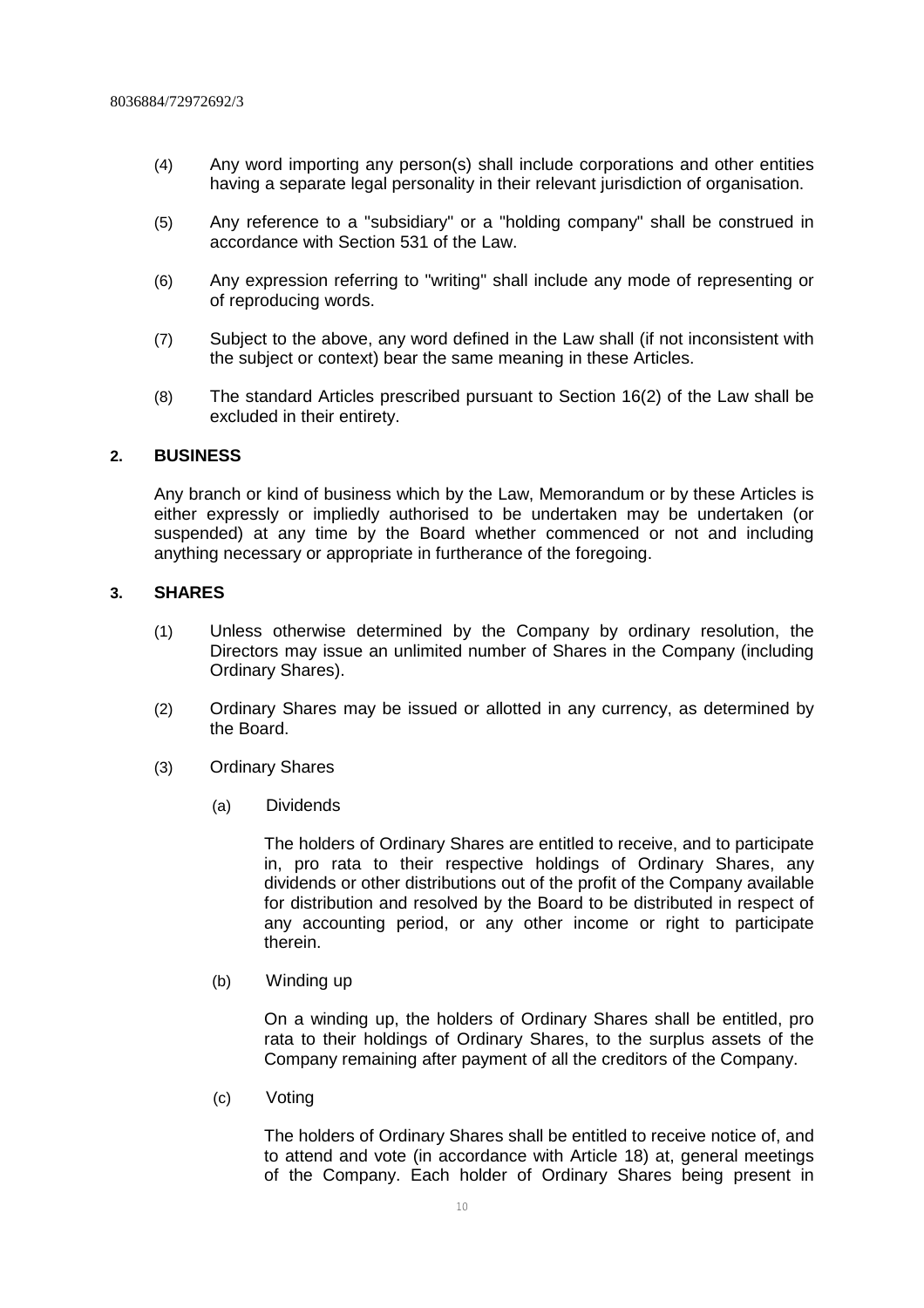(4) Any word importing any person(s) shall include corporations and other entities having a separate legal personality in their relevant jurisdiction of organisation.

(5) Any reference to a "subsidiary" or a "holding company" shall be construed in accordance with Section 531 of the Law.

(6) Any expression referring to "writing" shall include any mode of representing or of reproducing words.

(7) Subject to the above, any word defined in the Law shall (if not inconsistent with the subject or context) bear the same meaning in these Articles.

(8) The standard Articles prescribed pursuant to Section 16(2) of the Law shall be excluded in their entirety.

## 2. BUSINESS

Any branch or kind of business which by the Law, Memorandum or by these Articles is either expressly or impliedly authorised to be undertaken may be undertaken (or suspended) at any time by the Board whether commenced or not and including anything necessary or appropriate in furtherance of the foregoing.

## 3. SHARES

(1) Unless otherwise determined by the Company by ordinary resolution, the Directors may issue an unlimited number of Shares in the Company (including Ordinary Shares).

(2) Ordinary Shares may be issued or allotted in any currency, as determined by the Board.

(3) Ordinary Shares

(a) Dividends

The holders of Ordinary Shares are entitled to receive, and to participate in, pro rata to their respective holdings of Ordinary Shares, any dividends or other distributions out of the profit of the Company available for distribution and resolved by the Board to be distributed in respect of any accounting period, or any other income or right to participate therein.

(b) Winding up

On a winding up, the holders of Ordinary Shares shall be entitled, pro rata to their holdings of Ordinary Shares, to the surplus assets of the Company remaining after payment of all the creditors of the Company.

(c) Voting

The holders of Ordinary Shares shall be entitled to receive notice of, and to attend and vote (in accordance with Article 18) at, general meetings of the Company. Each holder of Ordinary Shares being present in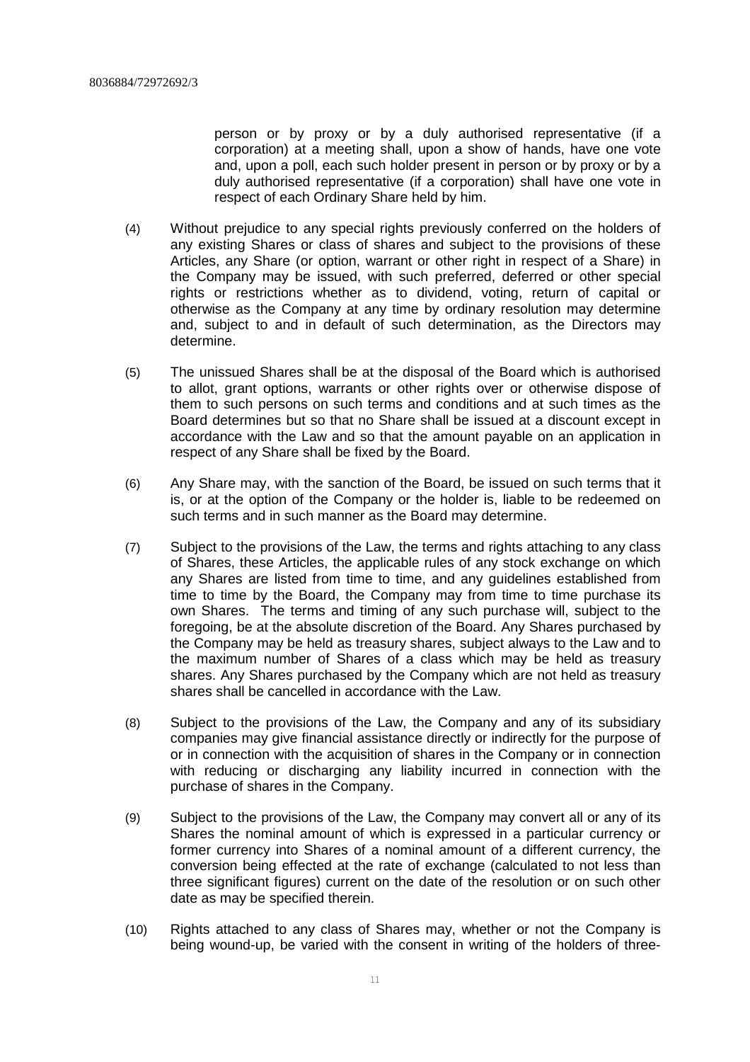person or by proxy or by a duly authorised representative (if a corporation) at a meeting shall, upon a show of hands, have one vote and, upon a poll, each such holder present in person or by proxy or by a duly authorised representative (if a corporation) shall have one vote in respect of each Ordinary Share held by him.

(4) Without prejudice to any special rights previously conferred on the holders of any existing Shares or class of shares and subject to the provisions of these Articles, any Share (or option, warrant or other right in respect of a Share) in the Company may be issued, with such preferred, deferred or other special rights or restrictions whether as to dividend, voting, return of capital or otherwise as the Company at any time by ordinary resolution may determine and, subject to and in default of such determination, as the Directors may determine.

(5) The unissued Shares shall be at the disposal of the Board which is authorised to allot, grant options, warrants or other rights over or otherwise dispose of them to such persons on such terms and conditions and at such times as the Board determines but so that no Share shall be issued at a discount except in accordance with the Law and so that the amount payable on an application in respect of any Share shall be fixed by the Board.

(6) Any Share may, with the sanction of the Board, be issued on such terms that it is, or at the option of the Company or the holder is, liable to be redeemed on such terms and in such manner as the Board may determine.

(7) Subject to the provisions of the Law, the terms and rights attaching to any class of Shares, these Articles, the applicable rules of any stock exchange on which any Shares are listed from time to time, and any guidelines established from time to time by the Board, the Company may from time to time purchase its own Shares. The terms and timing of any such purchase will, subject to the foregoing, be at the absolute discretion of the Board. Any Shares purchased by the Company may be held as treasury shares, subject always to the Law and to the maximum number of Shares of a class which may be held as treasury shares. Any Shares purchased by the Company which are not held as treasury shares shall be cancelled in accordance with the Law.

(8) Subject to the provisions of the Law, the Company and any of its subsidiary companies may give financial assistance directly or indirectly for the purpose of or in connection with the acquisition of shares in the Company or in connection with reducing or discharging any liability incurred in connection with the purchase of shares in the Company.

(9) Subject to the provisions of the Law, the Company may convert all or any of its Shares the nominal amount of which is expressed in a particular currency or former currency into Shares of a nominal amount of a different currency, the conversion being effected at the rate of exchange (calculated to not less than three significant figures) current on the date of the resolution or on such other date as may be specified therein.

(10) Rights attached to any class of Shares may, whether or not the Company is being wound-up, be varied with the consent in writing of the holders of three-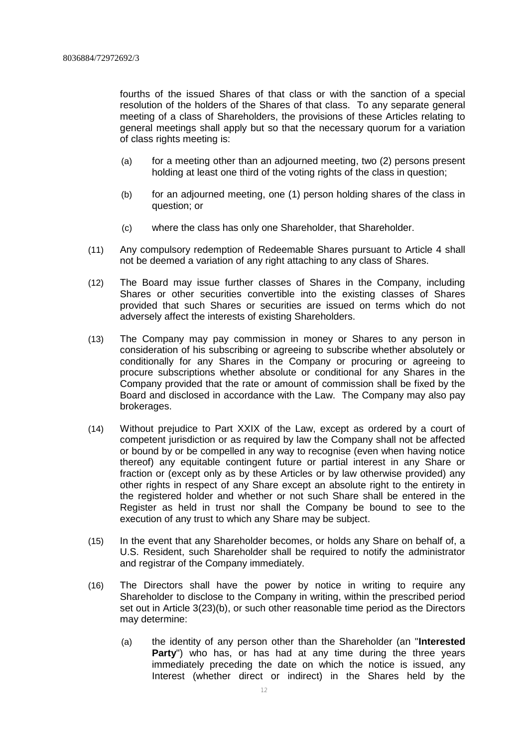fourths of the issued Shares of that class or with the sanction of a special resolution of the holders of the Shares of that class. To any separate general meeting of a class of Shareholders, the provisions of these Articles relating to general meetings shall apply but so that the necessary quorum for a variation of class rights meeting is:

(a) for a meeting other than an adjourned meeting, two (2) persons present holding at least one third of the voting rights of the class in question;

(b) for an adjourned meeting, one (1) person holding shares of the class in question; or

(c) where the class has only one Shareholder, that Shareholder.

(11) Any compulsory redemption of Redeemable Shares pursuant to Article 4 shall not be deemed a variation of any right attaching to any class of Shares.

(12) The Board may issue further classes of Shares in the Company, including Shares or other securities convertible into the existing classes of Shares provided that such Shares or securities are issued on terms which do not adversely affect the interests of existing Shareholders.

(13) The Company may pay commission in money or Shares to any person in consideration of his subscribing or agreeing to subscribe whether absolutely or conditionally for any Shares in the Company or procuring or agreeing to procure subscriptions whether absolute or conditional for any Shares in the Company provided that the rate or amount of commission shall be fixed by the Board and disclosed in accordance with the Law. The Company may also pay brokerages.

(14) Without prejudice to Part XXIX of the Law, except as ordered by a court of competent jurisdiction or as required by law the Company shall not be affected or bound by or be compelled in any way to recognise (even when having notice thereof) any equitable contingent future or partial interest in any Share or fraction or (except only as by these Articles or by law otherwise provided) any other rights in respect of any Share except an absolute right to the entirety in the registered holder and whether or not such Share shall be entered in the Register as held in trust nor shall the Company be bound to see to the execution of any trust to which any Share may be subject.

(15) In the event that any Shareholder becomes, or holds any Share on behalf of, a U.S. Resident, such Shareholder shall be required to notify the administrator and registrar of the Company immediately.

(16) The Directors shall have the power by notice in writing to require any Shareholder to disclose to the Company in writing, within the prescribed period set out in Article 3(23)(b), or such other reasonable time period as the Directors may determine:

(a) the identity of any person other than the Shareholder (an "**Interested Party**") who has, or has had at any time during the three years immediately preceding the date on which the notice is issued, any Interest (whether direct or indirect) in the Shares held by the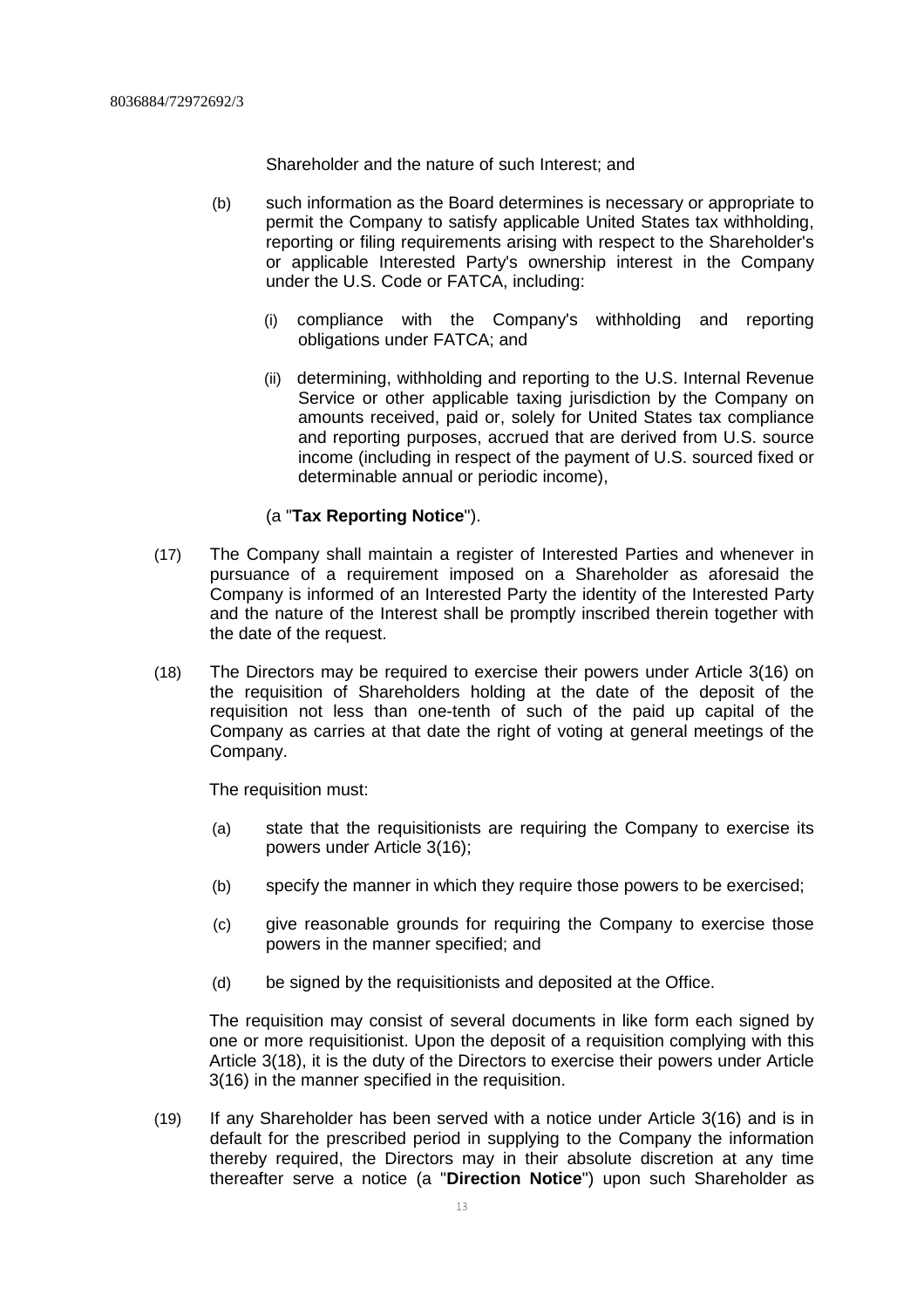Shareholder and the nature of such Interest; and

(b) such information as the Board determines is necessary or appropriate to permit the Company to satisfy applicable United States tax withholding, reporting or filing requirements arising with respect to the Shareholder's or applicable Interested Party's ownership interest in the Company under the U.S. Code or FATCA, including:

   (i) compliance with the Company's withholding and reporting obligations under FATCA; and

   (ii) determining, withholding and reporting to the U.S. Internal Revenue Service or other applicable taxing jurisdiction by the Company on amounts received, paid or, solely for United States tax compliance and reporting purposes, accrued that are derived from U.S. source income (including in respect of the payment of U.S. sourced fixed or determinable annual or periodic income),

(a "**Tax Reporting Notice**").

(17) The Company shall maintain a register of Interested Parties and whenever in pursuance of a requirement imposed on a Shareholder as aforesaid the Company is informed of an Interested Party the identity of the Interested Party and the nature of the Interest shall be promptly inscribed therein together with the date of the request.

(18) The Directors may be required to exercise their powers under Article 3(16) on the requisition of Shareholders holding at the date of the deposit of the requisition not less than one-tenth of such of the paid up capital of the Company as carries at that date the right of voting at general meetings of the Company.

The requisition must:

(a) state that the requisitionists are requiring the Company to exercise its powers under Article 3(16);

(b) specify the manner in which they require those powers to be exercised;

(c) give reasonable grounds for requiring the Company to exercise those powers in the manner specified; and

(d) be signed by the requisitionists and deposited at the Office.

The requisition may consist of several documents in like form each signed by one or more requisitionist. Upon the deposit of a requisition complying with this Article 3(18), it is the duty of the Directors to exercise their powers under Article 3(16) in the manner specified in the requisition.

(19) If any Shareholder has been served with a notice under Article 3(16) and is in default for the prescribed period in supplying to the Company the information thereby required, the Directors may in their absolute discretion at any time thereafter serve a notice (a "**Direction Notice**") upon such Shareholder as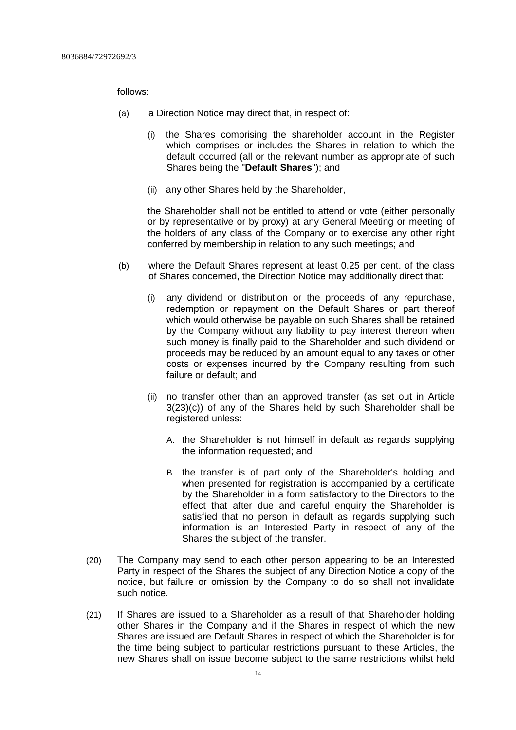follows:

(a) a Direction Notice may direct that, in respect of:

(i) the Shares comprising the shareholder account in the Register which comprises or includes the Shares in relation to which the default occurred (all or the relevant number as appropriate of such Shares being the "**Default Shares**"); and

(ii) any other Shares held by the Shareholder,

the Shareholder shall not be entitled to attend or vote (either personally or by representative or by proxy) at any General Meeting or meeting of the holders of any class of the Company or to exercise any other right conferred by membership in relation to any such meetings; and

(b) where the Default Shares represent at least 0.25 per cent. of the class of Shares concerned, the Direction Notice may additionally direct that:

(i) any dividend or distribution or the proceeds of any repurchase, redemption or repayment on the Default Shares or part thereof which would otherwise be payable on such Shares shall be retained by the Company without any liability to pay interest thereon when such money is finally paid to the Shareholder and such dividend or proceeds may be reduced by an amount equal to any taxes or other costs or expenses incurred by the Company resulting from such failure or default; and

(ii) no transfer other than an approved transfer (as set out in Article 3(23)(c)) of any of the Shares held by such Shareholder shall be registered unless:

A. the Shareholder is not himself in default as regards supplying the information requested; and

B. the transfer is of part only of the Shareholder's holding and when presented for registration is accompanied by a certificate by the Shareholder in a form satisfactory to the Directors to the effect that after due and careful enquiry the Shareholder is satisfied that no person in default as regards supplying such information is an Interested Party in respect of any of the Shares the subject of the transfer.

(20) The Company may send to each other person appearing to be an Interested Party in respect of the Shares the subject of any Direction Notice a copy of the notice, but failure or omission by the Company to do so shall not invalidate such notice.

(21) If Shares are issued to a Shareholder as a result of that Shareholder holding other Shares in the Company and if the Shares in respect of which the new Shares are issued are Default Shares in respect of which the Shareholder is for the time being subject to particular restrictions pursuant to these Articles, the new Shares shall on issue become subject to the same restrictions whilst held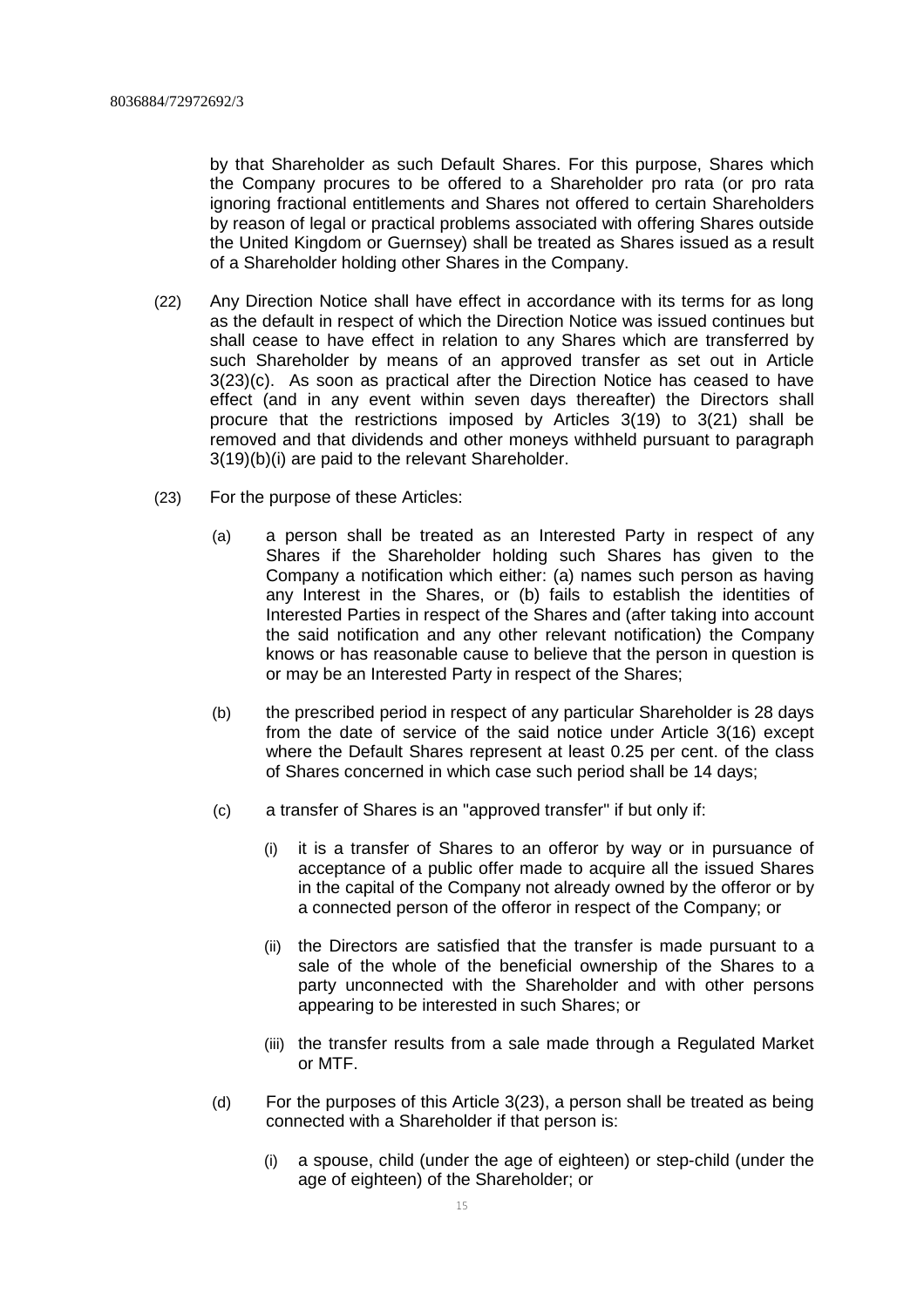by that Shareholder as such Default Shares. For this purpose, Shares which the Company procures to be offered to a Shareholder pro rata (or pro rata ignoring fractional entitlements and Shares not offered to certain Shareholders by reason of legal or practical problems associated with offering Shares outside the United Kingdom or Guernsey) shall be treated as Shares issued as a result of a Shareholder holding other Shares in the Company.

(22) Any Direction Notice shall have effect in accordance with its terms for as long as the default in respect of which the Direction Notice was issued continues but shall cease to have effect in relation to any Shares which are transferred by such Shareholder by means of an approved transfer as set out in Article 3(23)(c). As soon as practical after the Direction Notice has ceased to have effect (and in any event within seven days thereafter) the Directors shall procure that the restrictions imposed by Articles 3(19) to 3(21) shall be removed and that dividends and other moneys withheld pursuant to paragraph 3(19)(b)(i) are paid to the relevant Shareholder.

(23) For the purpose of these Articles:

(a) a person shall be treated as an Interested Party in respect of any Shares if the Shareholder holding such Shares has given to the Company a notification which either: (a) names such person as having any Interest in the Shares, or (b) fails to establish the identities of Interested Parties in respect of the Shares and (after taking into account the said notification and any other relevant notification) the Company knows or has reasonable cause to believe that the person in question is or may be an Interested Party in respect of the Shares;

(b) the prescribed period in respect of any particular Shareholder is 28 days from the date of service of the said notice under Article 3(16) except where the Default Shares represent at least 0.25 per cent. of the class of Shares concerned in which case such period shall be 14 days;

(c) a transfer of Shares is an "approved transfer" if but only if:

(i) it is a transfer of Shares to an offeror by way or in pursuance of acceptance of a public offer made to acquire all the issued Shares in the capital of the Company not already owned by the offeror or by a connected person of the offeror in respect of the Company; or

(ii) the Directors are satisfied that the transfer is made pursuant to a sale of the whole of the beneficial ownership of the Shares to a party unconnected with the Shareholder and with other persons appearing to be interested in such Shares; or

(iii) the transfer results from a sale made through a Regulated Market or MTF.

(d) For the purposes of this Article 3(23), a person shall be treated as being connected with a Shareholder if that person is:

(i) a spouse, child (under the age of eighteen) or step-child (under the age of eighteen) of the Shareholder; or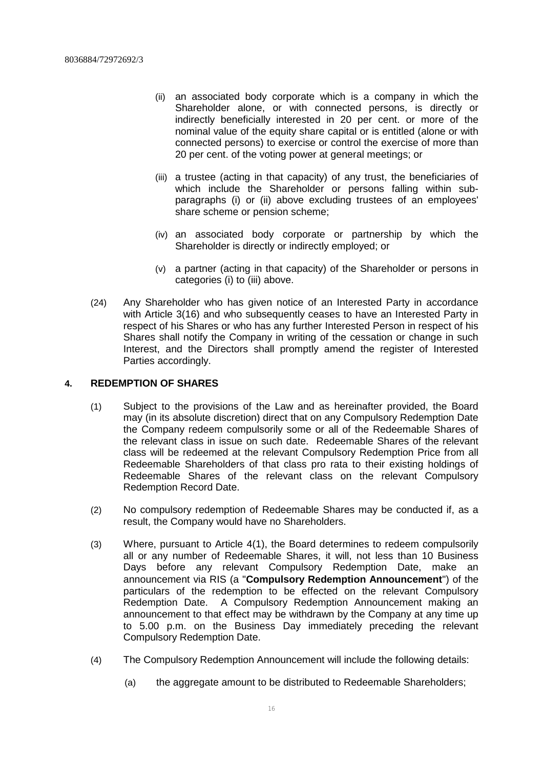(ii) an associated body corporate which is a company in which the Shareholder alone, or with connected persons, is directly or indirectly beneficially interested in 20 per cent. or more of the nominal value of the equity share capital or is entitled (alone or with connected persons) to exercise or control the exercise of more than 20 per cent. of the voting power at general meetings; or

(iii) a trustee (acting in that capacity) of any trust, the beneficiaries of which include the Shareholder or persons falling within sub-paragraphs (i) or (ii) above excluding trustees of an employees' share scheme or pension scheme;

(iv) an associated body corporate or partnership by which the Shareholder is directly or indirectly employed; or

(v) a partner (acting in that capacity) of the Shareholder or persons in categories (i) to (iii) above.

(24) Any Shareholder who has given notice of an Interested Party in accordance with Article 3(16) and who subsequently ceases to have an Interested Party in respect of his Shares or who has any further Interested Person in respect of his Shares shall notify the Company in writing of the cessation or change in such Interest, and the Directors shall promptly amend the register of Interested Parties accordingly.

## 4. REDEMPTION OF SHARES

(1) Subject to the provisions of the Law and as hereinafter provided, the Board may (in its absolute discretion) direct that on any Compulsory Redemption Date the Company redeem compulsorily some or all of the Redeemable Shares of the relevant class in issue on such date. Redeemable Shares of the relevant class will be redeemed at the relevant Compulsory Redemption Price from all Redeemable Shareholders of that class pro rata to their existing holdings of Redeemable Shares of the relevant class on the relevant Compulsory Redemption Record Date.

(2) No compulsory redemption of Redeemable Shares may be conducted if, as a result, the Company would have no Shareholders.

(3) Where, pursuant to Article 4(1), the Board determines to redeem compulsorily all or any number of Redeemable Shares, it will, not less than 10 Business Days before any relevant Compulsory Redemption Date, make an announcement via RIS (a "**Compulsory Redemption Announcement**") of the particulars of the redemption to be effected on the relevant Compulsory Redemption Date. A Compulsory Redemption Announcement making an announcement to that effect may be withdrawn by the Company at any time up to 5.00 p.m. on the Business Day immediately preceding the relevant Compulsory Redemption Date.

(4) The Compulsory Redemption Announcement will include the following details:

(a) the aggregate amount to be distributed to Redeemable Shareholders;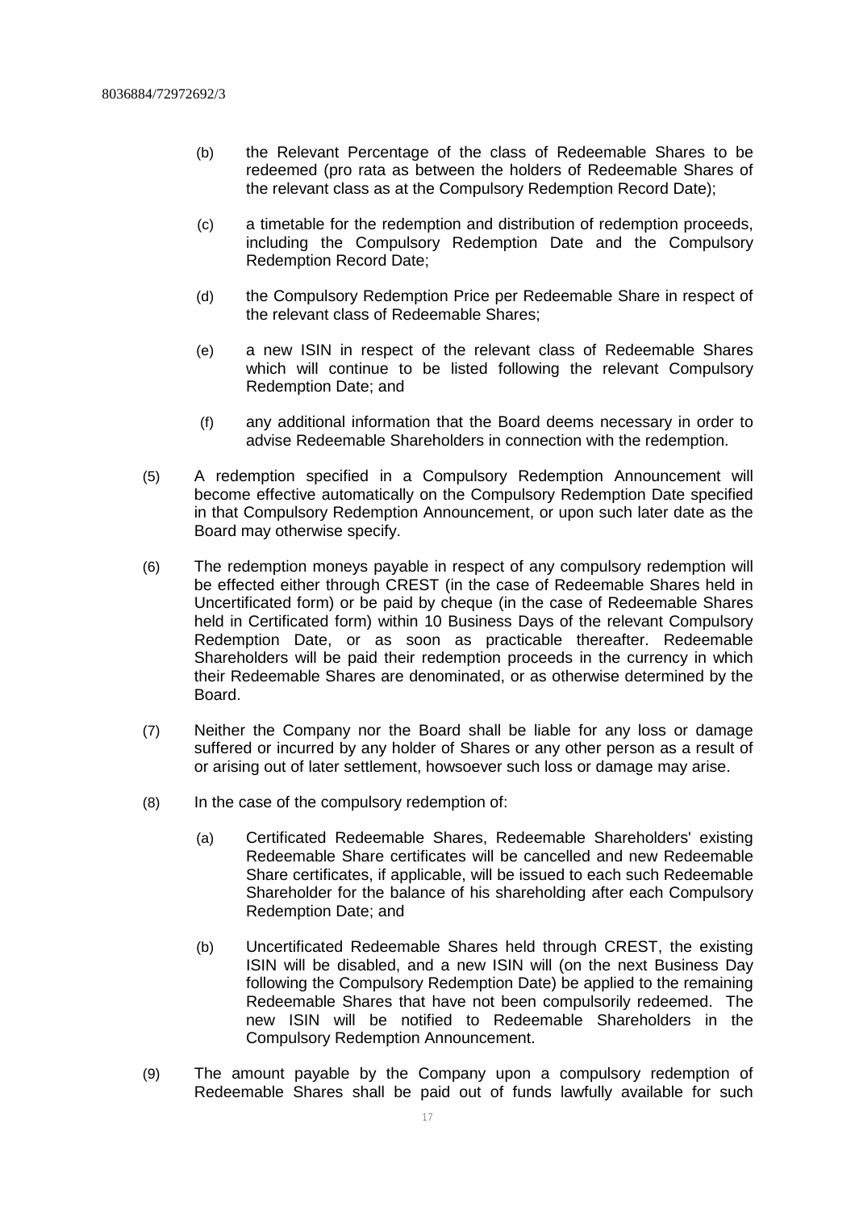(b) the Relevant Percentage of the class of Redeemable Shares to be redeemed (pro rata as between the holders of Redeemable Shares of the relevant class as at the Compulsory Redemption Record Date);

(c) a timetable for the redemption and distribution of redemption proceeds, including the Compulsory Redemption Date and the Compulsory Redemption Record Date;

(d) the Compulsory Redemption Price per Redeemable Share in respect of the relevant class of Redeemable Shares;

(e) a new ISIN in respect of the relevant class of Redeemable Shares which will continue to be listed following the relevant Compulsory Redemption Date; and

(f) any additional information that the Board deems necessary in order to advise Redeemable Shareholders in connection with the redemption.

(5) A redemption specified in a Compulsory Redemption Announcement will become effective automatically on the Compulsory Redemption Date specified in that Compulsory Redemption Announcement, or upon such later date as the Board may otherwise specify.

(6) The redemption moneys payable in respect of any compulsory redemption will be effected either through CREST (in the case of Redeemable Shares held in Uncertificated form) or be paid by cheque (in the case of Redeemable Shares held in Certificated form) within 10 Business Days of the relevant Compulsory Redemption Date, or as soon as practicable thereafter. Redeemable Shareholders will be paid their redemption proceeds in the currency in which their Redeemable Shares are denominated, or as otherwise determined by the Board.

(7) Neither the Company nor the Board shall be liable for any loss or damage suffered or incurred by any holder of Shares or any other person as a result of or arising out of later settlement, howsoever such loss or damage may arise.

(8) In the case of the compulsory redemption of:

(a) Certificated Redeemable Shares, Redeemable Shareholders' existing Redeemable Share certificates will be cancelled and new Redeemable Share certificates, if applicable, will be issued to each such Redeemable Shareholder for the balance of his shareholding after each Compulsory Redemption Date; and

(b) Uncertificated Redeemable Shares held through CREST, the existing ISIN will be disabled, and a new ISIN will (on the next Business Day following the Compulsory Redemption Date) be applied to the remaining Redeemable Shares that have not been compulsorily redeemed. The new ISIN will be notified to Redeemable Shareholders in the Compulsory Redemption Announcement.

(9) The amount payable by the Company upon a compulsory redemption of Redeemable Shares shall be paid out of funds lawfully available for such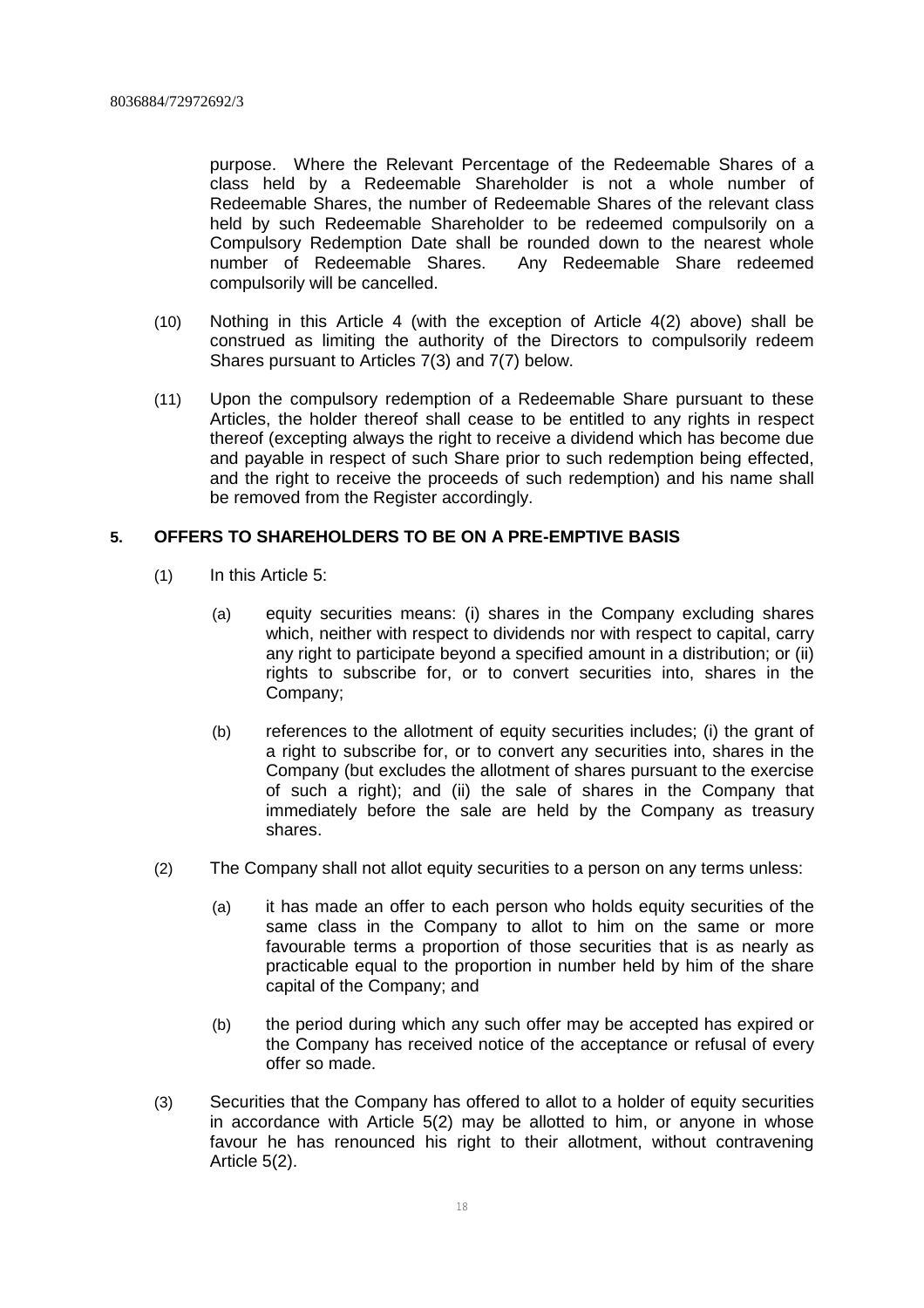purpose. Where the Relevant Percentage of the Redeemable Shares of a class held by a Redeemable Shareholder is not a whole number of Redeemable Shares, the number of Redeemable Shares of the relevant class held by such Redeemable Shareholder to be redeemed compulsorily on a Compulsory Redemption Date shall be rounded down to the nearest whole number of Redeemable Shares. Any Redeemable Share redeemed compulsorily will be cancelled.

(10) Nothing in this Article 4 (with the exception of Article 4(2) above) shall be construed as limiting the authority of the Directors to compulsorily redeem Shares pursuant to Articles 7(3) and 7(7) below.

(11) Upon the compulsory redemption of a Redeemable Share pursuant to these Articles, the holder thereof shall cease to be entitled to any rights in respect thereof (excepting always the right to receive a dividend which has become due and payable in respect of such Share prior to such redemption being effected, and the right to receive the proceeds of such redemption) and his name shall be removed from the Register accordingly.

**5. OFFERS TO SHAREHOLDERS TO BE ON A PRE-EMPTIVE BASIS**

(1) In this Article 5:

(a) equity securities means: (i) shares in the Company excluding shares which, neither with respect to dividends nor with respect to capital, carry any right to participate beyond a specified amount in a distribution; or (ii) rights to subscribe for, or to convert securities into, shares in the Company;

(b) references to the allotment of equity securities includes; (i) the grant of a right to subscribe for, or to convert any securities into, shares in the Company (but excludes the allotment of shares pursuant to the exercise of such a right); and (ii) the sale of shares in the Company that immediately before the sale are held by the Company as treasury shares.

(2) The Company shall not allot equity securities to a person on any terms unless:

(a) it has made an offer to each person who holds equity securities of the same class in the Company to allot to him on the same or more favourable terms a proportion of those securities that is as nearly as practicable equal to the proportion in number held by him of the share capital of the Company; and

(b) the period during which any such offer may be accepted has expired or the Company has received notice of the acceptance or refusal of every offer so made.

(3) Securities that the Company has offered to allot to a holder of equity securities in accordance with Article 5(2) may be allotted to him, or anyone in whose favour he has renounced his right to their allotment, without contravening Article 5(2).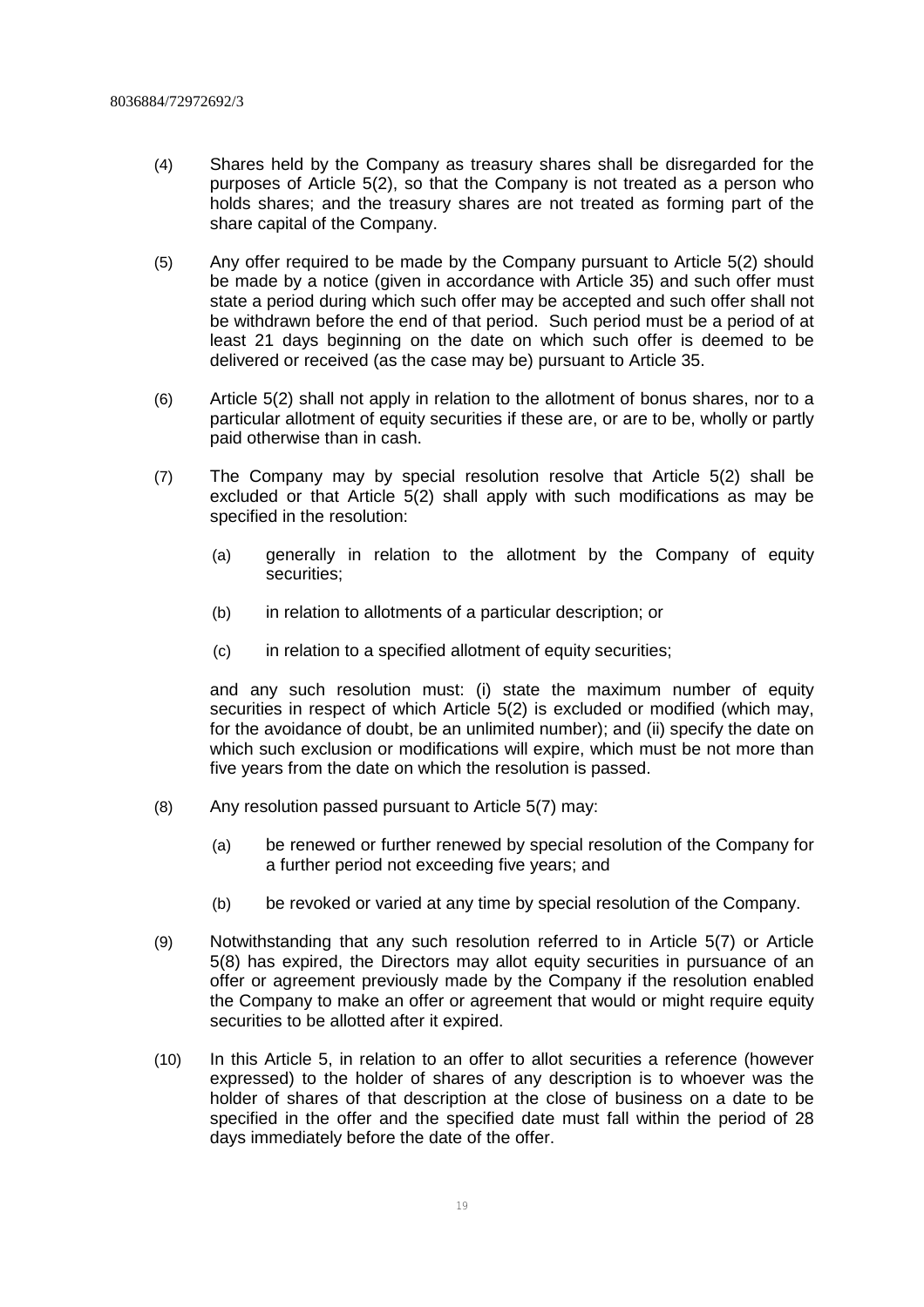(4) Shares held by the Company as treasury shares shall be disregarded for the purposes of Article 5(2), so that the Company is not treated as a person who holds shares; and the treasury shares are not treated as forming part of the share capital of the Company.

(5) Any offer required to be made by the Company pursuant to Article 5(2) should be made by a notice (given in accordance with Article 35) and such offer must state a period during which such offer may be accepted and such offer shall not be withdrawn before the end of that period. Such period must be a period of at least 21 days beginning on the date on which such offer is deemed to be delivered or received (as the case may be) pursuant to Article 35.

(6) Article 5(2) shall not apply in relation to the allotment of bonus shares, nor to a particular allotment of equity securities if these are, or are to be, wholly or partly paid otherwise than in cash.

(7) The Company may by special resolution resolve that Article 5(2) shall be excluded or that Article 5(2) shall apply with such modifications as may be specified in the resolution:

   (a) generally in relation to the allotment by the Company of equity securities;

   (b) in relation to allotments of a particular description; or

   (c) in relation to a specified allotment of equity securities;

   and any such resolution must: (i) state the maximum number of equity securities in respect of which Article 5(2) is excluded or modified (which may, for the avoidance of doubt, be an unlimited number); and (ii) specify the date on which such exclusion or modifications will expire, which must be not more than five years from the date on which the resolution is passed.

(8) Any resolution passed pursuant to Article 5(7) may:

   (a) be renewed or further renewed by special resolution of the Company for a further period not exceeding five years; and

   (b) be revoked or varied at any time by special resolution of the Company.

(9) Notwithstanding that any such resolution referred to in Article 5(7) or Article 5(8) has expired, the Directors may allot equity securities in pursuance of an offer or agreement previously made by the Company if the resolution enabled the Company to make an offer or agreement that would or might require equity securities to be allotted after it expired.

(10) In this Article 5, in relation to an offer to allot securities a reference (however expressed) to the holder of shares of any description is to whoever was the holder of shares of that description at the close of business on a date to be specified in the offer and the specified date must fall within the period of 28 days immediately before the date of the offer.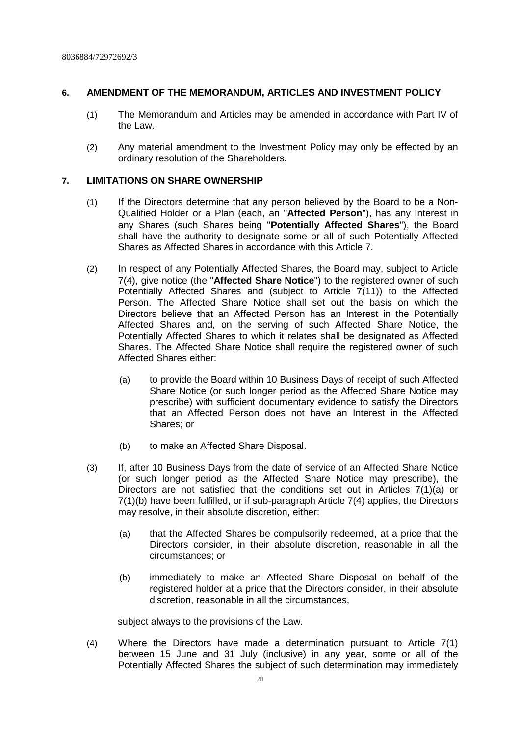## 6. AMENDMENT OF THE MEMORANDUM, ARTICLES AND INVESTMENT POLICY

(1) The Memorandum and Articles may be amended in accordance with Part IV of the Law.

(2) Any material amendment to the Investment Policy may only be effected by an ordinary resolution of the Shareholders.

## 7. LIMITATIONS ON SHARE OWNERSHIP

(1) If the Directors determine that any person believed by the Board to be a Non-Qualified Holder or a Plan (each, an "**Affected Person**"), has any Interest in any Shares (such Shares being "**Potentially Affected Shares**"), the Board shall have the authority to designate some or all of such Potentially Affected Shares as Affected Shares in accordance with this Article 7.

(2) In respect of any Potentially Affected Shares, the Board may, subject to Article 7(4), give notice (the "**Affected Share Notice**") to the registered owner of such Potentially Affected Shares and (subject to Article 7(11)) to the Affected Person. The Affected Share Notice shall set out the basis on which the Directors believe that an Affected Person has an Interest in the Potentially Affected Shares and, on the serving of such Affected Share Notice, the Potentially Affected Shares to which it relates shall be designated as Affected Shares. The Affected Share Notice shall require the registered owner of such Affected Shares either:

(a) to provide the Board within 10 Business Days of receipt of such Affected Share Notice (or such longer period as the Affected Share Notice may prescribe) with sufficient documentary evidence to satisfy the Directors that an Affected Person does not have an Interest in the Affected Shares; or

(b) to make an Affected Share Disposal.

(3) If, after 10 Business Days from the date of service of an Affected Share Notice (or such longer period as the Affected Share Notice may prescribe), the Directors are not satisfied that the conditions set out in Articles 7(1)(a) or 7(1)(b) have been fulfilled, or if sub-paragraph Article 7(4) applies, the Directors may resolve, in their absolute discretion, either:

(a) that the Affected Shares be compulsorily redeemed, at a price that the Directors consider, in their absolute discretion, reasonable in all the circumstances; or

(b) immediately to make an Affected Share Disposal on behalf of the registered holder at a price that the Directors consider, in their absolute discretion, reasonable in all the circumstances,

subject always to the provisions of the Law.

(4) Where the Directors have made a determination pursuant to Article 7(1) between 15 June and 31 July (inclusive) in any year, some or all of the Potentially Affected Shares the subject of such determination may immediately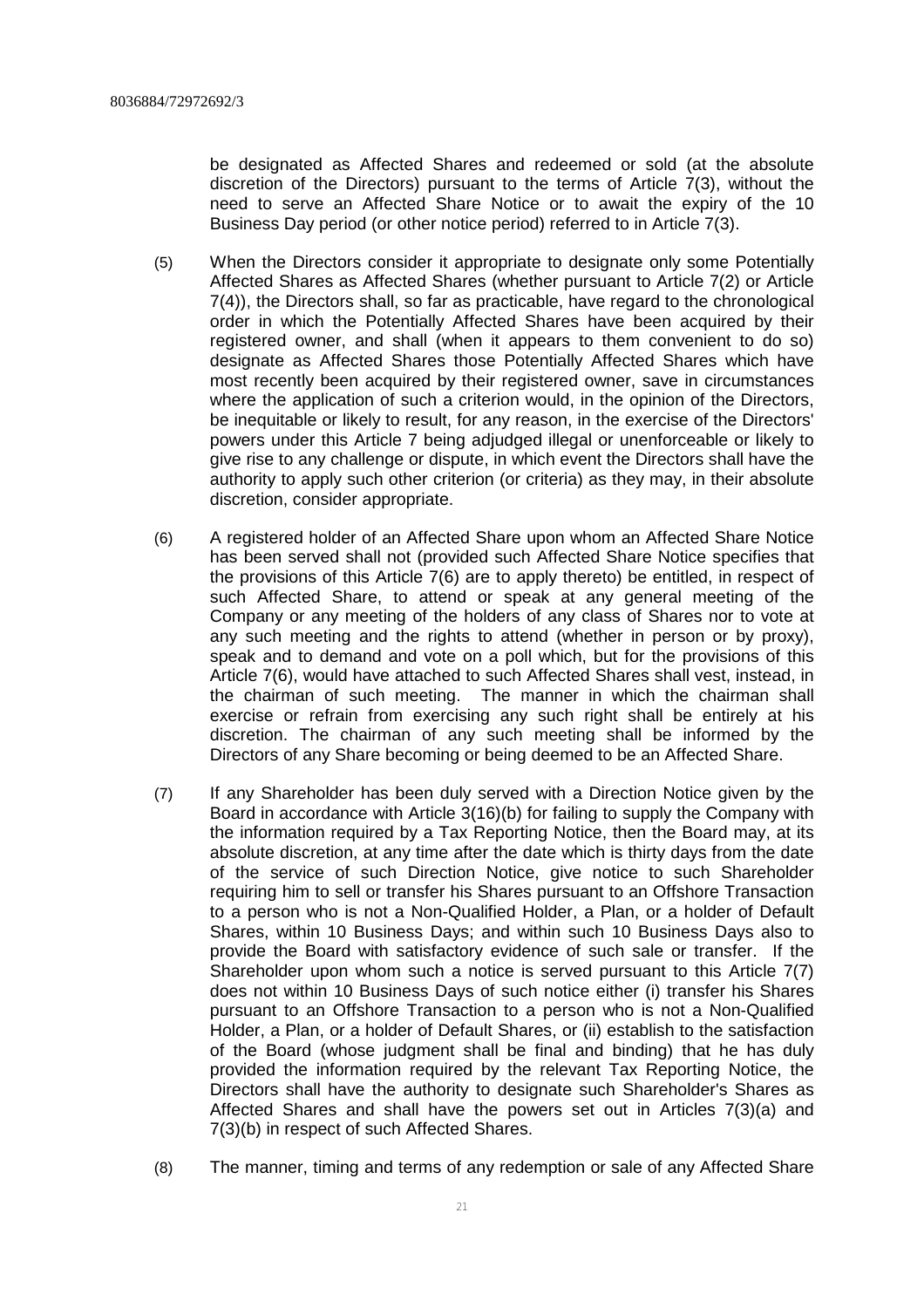be designated as Affected Shares and redeemed or sold (at the absolute discretion of the Directors) pursuant to the terms of Article 7(3), without the need to serve an Affected Share Notice or to await the expiry of the 10 Business Day period (or other notice period) referred to in Article 7(3).

(5) When the Directors consider it appropriate to designate only some Potentially Affected Shares as Affected Shares (whether pursuant to Article 7(2) or Article 7(4)), the Directors shall, so far as practicable, have regard to the chronological order in which the Potentially Affected Shares have been acquired by their registered owner, and shall (when it appears to them convenient to do so) designate as Affected Shares those Potentially Affected Shares which have most recently been acquired by their registered owner, save in circumstances where the application of such a criterion would, in the opinion of the Directors, be inequitable or likely to result, for any reason, in the exercise of the Directors' powers under this Article 7 being adjudged illegal or unenforceable or likely to give rise to any challenge or dispute, in which event the Directors shall have the authority to apply such other criterion (or criteria) as they may, in their absolute discretion, consider appropriate.

(6) A registered holder of an Affected Share upon whom an Affected Share Notice has been served shall not (provided such Affected Share Notice specifies that the provisions of this Article 7(6) are to apply thereto) be entitled, in respect of such Affected Share, to attend or speak at any general meeting of the Company or any meeting of the holders of any class of Shares nor to vote at any such meeting and the rights to attend (whether in person or by proxy), speak and to demand and vote on a poll which, but for the provisions of this Article 7(6), would have attached to such Affected Shares shall vest, instead, in the chairman of such meeting. The manner in which the chairman shall exercise or refrain from exercising any such right shall be entirely at his discretion. The chairman of any such meeting shall be informed by the Directors of any Share becoming or being deemed to be an Affected Share.

(7) If any Shareholder has been duly served with a Direction Notice given by the Board in accordance with Article 3(16)(b) for failing to supply the Company with the information required by a Tax Reporting Notice, then the Board may, at its absolute discretion, at any time after the date which is thirty days from the date of the service of such Direction Notice, give notice to such Shareholder requiring him to sell or transfer his Shares pursuant to an Offshore Transaction to a person who is not a Non-Qualified Holder, a Plan, or a holder of Default Shares, within 10 Business Days; and within such 10 Business Days also to provide the Board with satisfactory evidence of such sale or transfer. If the Shareholder upon whom such a notice is served pursuant to this Article 7(7) does not within 10 Business Days of such notice either (i) transfer his Shares pursuant to an Offshore Transaction to a person who is not a Non-Qualified Holder, a Plan, or a holder of Default Shares, or (ii) establish to the satisfaction of the Board (whose judgment shall be final and binding) that he has duly provided the information required by the relevant Tax Reporting Notice, the Directors shall have the authority to designate such Shareholder's Shares as Affected Shares and shall have the powers set out in Articles 7(3)(a) and 7(3)(b) in respect of such Affected Shares.

(8) The manner, timing and terms of any redemption or sale of any Affected Share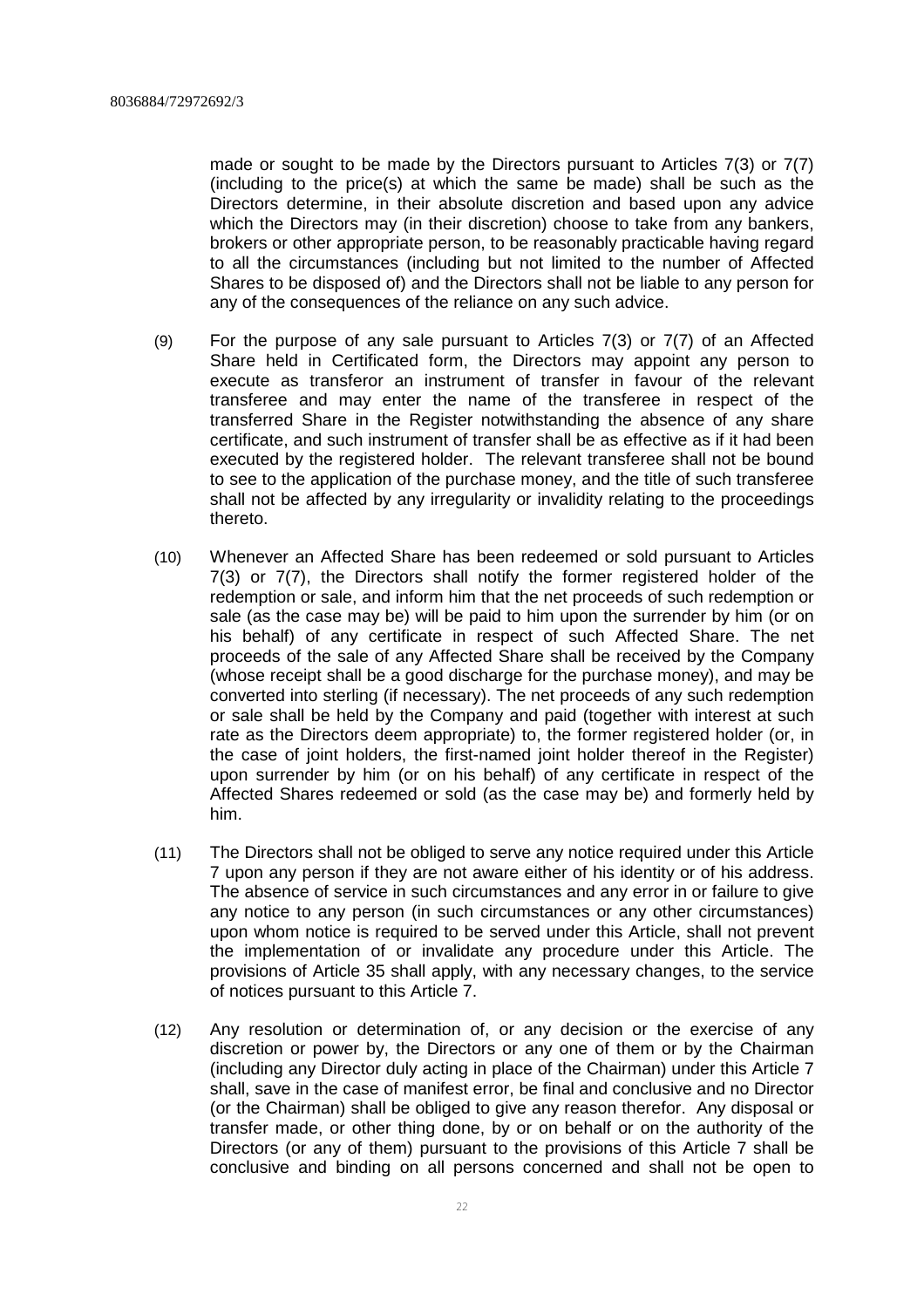made or sought to be made by the Directors pursuant to Articles 7(3) or 7(7) (including to the price(s) at which the same be made) shall be such as the Directors determine, in their absolute discretion and based upon any advice which the Directors may (in their discretion) choose to take from any bankers, brokers or other appropriate person, to be reasonably practicable having regard to all the circumstances (including but not limited to the number of Affected Shares to be disposed of) and the Directors shall not be liable to any person for any of the consequences of the reliance on any such advice.

(9) For the purpose of any sale pursuant to Articles 7(3) or 7(7) of an Affected Share held in Certificated form, the Directors may appoint any person to execute as transferor an instrument of transfer in favour of the relevant transferee and may enter the name of the transferee in respect of the transferred Share in the Register notwithstanding the absence of any share certificate, and such instrument of transfer shall be as effective as if it had been executed by the registered holder. The relevant transferee shall not be bound to see to the application of the purchase money, and the title of such transferee shall not be affected by any irregularity or invalidity relating to the proceedings thereto.

(10) Whenever an Affected Share has been redeemed or sold pursuant to Articles 7(3) or 7(7), the Directors shall notify the former registered holder of the redemption or sale, and inform him that the net proceeds of such redemption or sale (as the case may be) will be paid to him upon the surrender by him (or on his behalf) of any certificate in respect of such Affected Share. The net proceeds of the sale of any Affected Share shall be received by the Company (whose receipt shall be a good discharge for the purchase money), and may be converted into sterling (if necessary). The net proceeds of any such redemption or sale shall be held by the Company and paid (together with interest at such rate as the Directors deem appropriate) to, the former registered holder (or, in the case of joint holders, the first-named joint holder thereof in the Register) upon surrender by him (or on his behalf) of any certificate in respect of the Affected Shares redeemed or sold (as the case may be) and formerly held by him.

(11) The Directors shall not be obliged to serve any notice required under this Article 7 upon any person if they are not aware either of his identity or of his address. The absence of service in such circumstances and any error in or failure to give any notice to any person (in such circumstances or any other circumstances) upon whom notice is required to be served under this Article, shall not prevent the implementation of or invalidate any procedure under this Article. The provisions of Article 35 shall apply, with any necessary changes, to the service of notices pursuant to this Article 7.

(12) Any resolution or determination of, or any decision or the exercise of any discretion or power by, the Directors or any one of them or by the Chairman (including any Director duly acting in place of the Chairman) under this Article 7 shall, save in the case of manifest error, be final and conclusive and no Director (or the Chairman) shall be obliged to give any reason therefor. Any disposal or transfer made, or other thing done, by or on behalf or on the authority of the Directors (or any of them) pursuant to the provisions of this Article 7 shall be conclusive and binding on all persons concerned and shall not be open to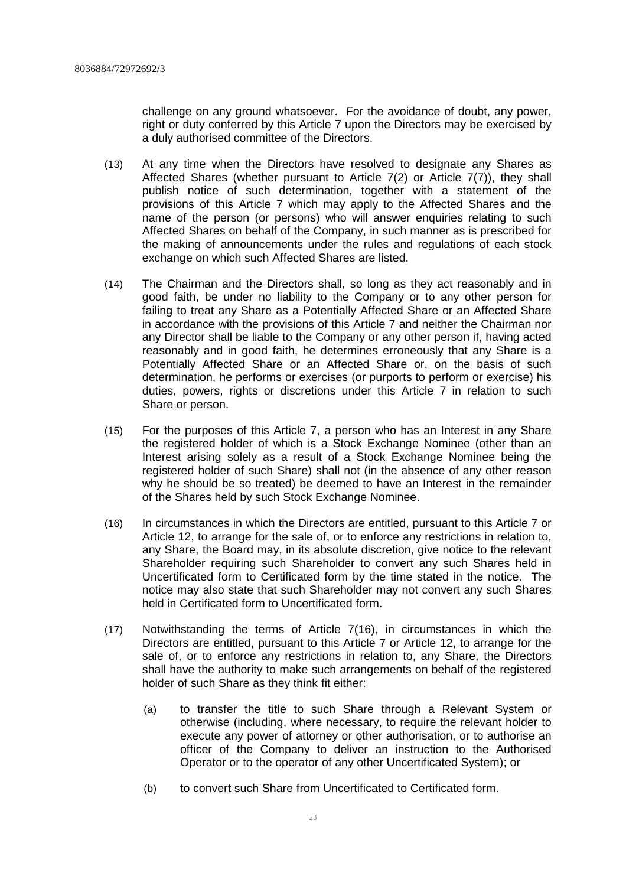challenge on any ground whatsoever. For the avoidance of doubt, any power, right or duty conferred by this Article 7 upon the Directors may be exercised by a duly authorised committee of the Directors.

(13) At any time when the Directors have resolved to designate any Shares as Affected Shares (whether pursuant to Article 7(2) or Article 7(7)), they shall publish notice of such determination, together with a statement of the provisions of this Article 7 which may apply to the Affected Shares and the name of the person (or persons) who will answer enquiries relating to such Affected Shares on behalf of the Company, in such manner as is prescribed for the making of announcements under the rules and regulations of each stock exchange on which such Affected Shares are listed.

(14) The Chairman and the Directors shall, so long as they act reasonably and in good faith, be under no liability to the Company or to any other person for failing to treat any Share as a Potentially Affected Share or an Affected Share in accordance with the provisions of this Article 7 and neither the Chairman nor any Director shall be liable to the Company or any other person if, having acted reasonably and in good faith, he determines erroneously that any Share is a Potentially Affected Share or an Affected Share or, on the basis of such determination, he performs or exercises (or purports to perform or exercise) his duties, powers, rights or discretions under this Article 7 in relation to such Share or person.

(15) For the purposes of this Article 7, a person who has an Interest in any Share the registered holder of which is a Stock Exchange Nominee (other than an Interest arising solely as a result of a Stock Exchange Nominee being the registered holder of such Share) shall not (in the absence of any other reason why he should be so treated) be deemed to have an Interest in the remainder of the Shares held by such Stock Exchange Nominee.

(16) In circumstances in which the Directors are entitled, pursuant to this Article 7 or Article 12, to arrange for the sale of, or to enforce any restrictions in relation to, any Share, the Board may, in its absolute discretion, give notice to the relevant Shareholder requiring such Shareholder to convert any such Shares held in Uncertificated form to Certificated form by the time stated in the notice. The notice may also state that such Shareholder may not convert any such Shares held in Certificated form to Uncertificated form.

(17) Notwithstanding the terms of Article 7(16), in circumstances in which the Directors are entitled, pursuant to this Article 7 or Article 12, to arrange for the sale of, or to enforce any restrictions in relation to, any Share, the Directors shall have the authority to make such arrangements on behalf of the registered holder of such Share as they think fit either:

(a) to transfer the title to such Share through a Relevant System or otherwise (including, where necessary, to require the relevant holder to execute any power of attorney or other authorisation, or to authorise an officer of the Company to deliver an instruction to the Authorised Operator or to the operator of any other Uncertificated System); or

(b) to convert such Share from Uncertificated to Certificated form.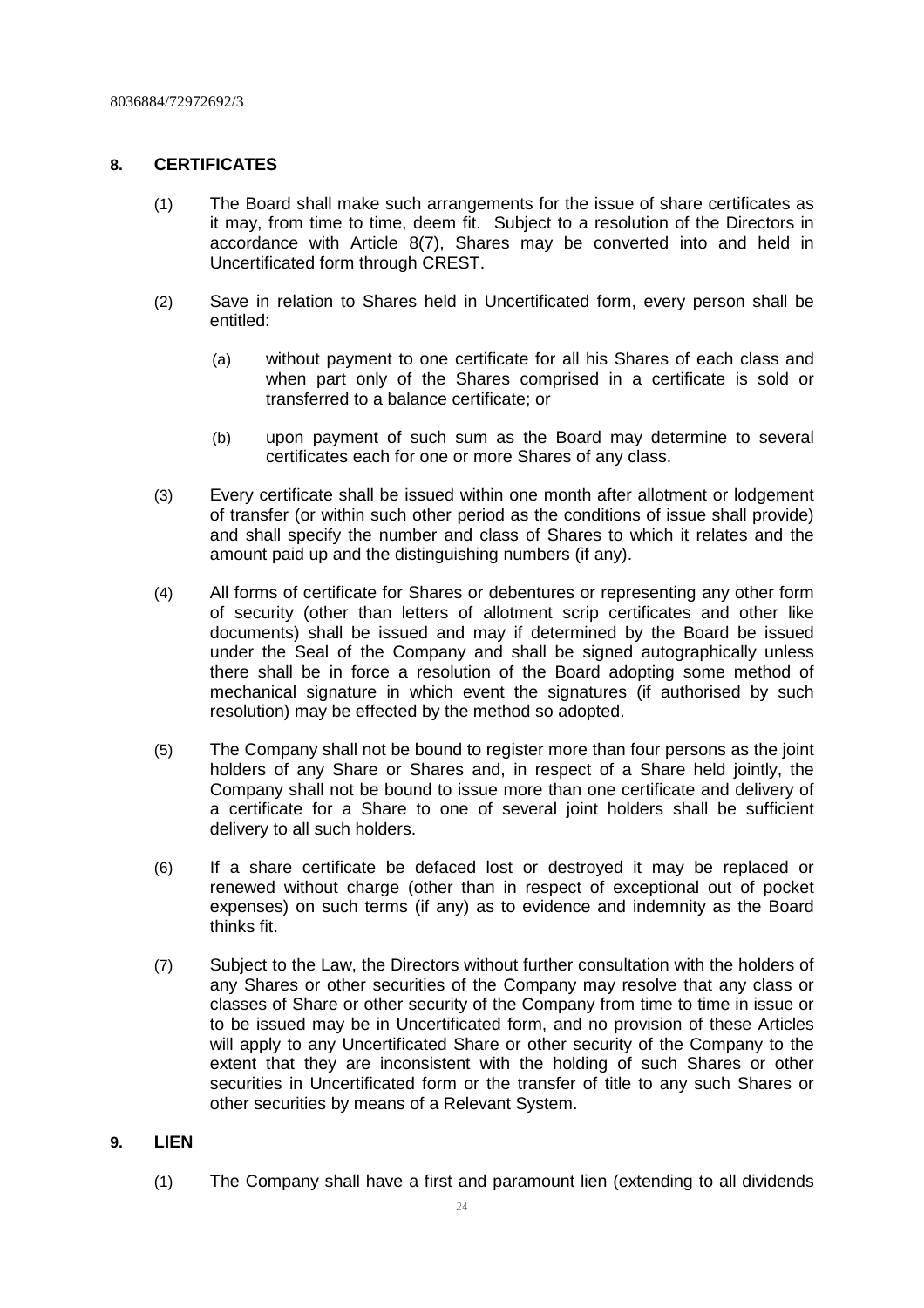## 8. CERTIFICATES

(1) The Board shall make such arrangements for the issue of share certificates as it may, from time to time, deem fit. Subject to a resolution of the Directors in accordance with Article 8(7), Shares may be converted into and held in Uncertificated form through CREST.

(2) Save in relation to Shares held in Uncertificated form, every person shall be entitled:

(a) without payment to one certificate for all his Shares of each class and when part only of the Shares comprised in a certificate is sold or transferred to a balance certificate; or

(b) upon payment of such sum as the Board may determine to several certificates each for one or more Shares of any class.

(3) Every certificate shall be issued within one month after allotment or lodgement of transfer (or within such other period as the conditions of issue shall provide) and shall specify the number and class of Shares to which it relates and the amount paid up and the distinguishing numbers (if any).

(4) All forms of certificate for Shares or debentures or representing any other form of security (other than letters of allotment scrip certificates and other like documents) shall be issued and may if determined by the Board be issued under the Seal of the Company and shall be signed autographically unless there shall be in force a resolution of the Board adopting some method of mechanical signature in which event the signatures (if authorised by such resolution) may be effected by the method so adopted.

(5) The Company shall not be bound to register more than four persons as the joint holders of any Share or Shares and, in respect of a Share held jointly, the Company shall not be bound to issue more than one certificate and delivery of a certificate for a Share to one of several joint holders shall be sufficient delivery to all such holders.

(6) If a share certificate be defaced lost or destroyed it may be replaced or renewed without charge (other than in respect of exceptional out of pocket expenses) on such terms (if any) as to evidence and indemnity as the Board thinks fit.

(7) Subject to the Law, the Directors without further consultation with the holders of any Shares or other securities of the Company may resolve that any class or classes of Share or other security of the Company from time to time in issue or to be issued may be in Uncertificated form, and no provision of these Articles will apply to any Uncertificated Share or other security of the Company to the extent that they are inconsistent with the holding of such Shares or other securities in Uncertificated form or the transfer of title to any such Shares or other securities by means of a Relevant System.

## 9. LIEN

(1) The Company shall have a first and paramount lien (extending to all dividends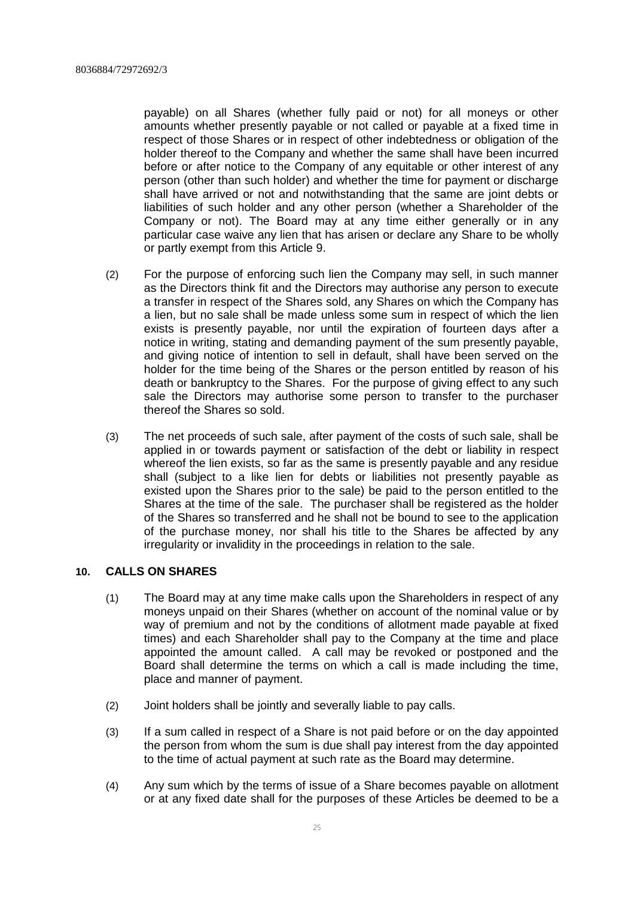payable) on all Shares (whether fully paid or not) for all moneys or other amounts whether presently payable or not called or payable at a fixed time in respect of those Shares or in respect of other indebtedness or obligation of the holder thereof to the Company and whether the same shall have been incurred before or after notice to the Company of any equitable or other interest of any person (other than such holder) and whether the time for payment or discharge shall have arrived or not and notwithstanding that the same are joint debts or liabilities of such holder and any other person (whether a Shareholder of the Company or not). The Board may at any time either generally or in any particular case waive any lien that has arisen or declare any Share to be wholly or partly exempt from this Article 9.

(2) For the purpose of enforcing such lien the Company may sell, in such manner as the Directors think fit and the Directors may authorise any person to execute a transfer in respect of the Shares sold, any Shares on which the Company has a lien, but no sale shall be made unless some sum in respect of which the lien exists is presently payable, nor until the expiration of fourteen days after a notice in writing, stating and demanding payment of the sum presently payable, and giving notice of intention to sell in default, shall have been served on the holder for the time being of the Shares or the person entitled by reason of his death or bankruptcy to the Shares. For the purpose of giving effect to any such sale the Directors may authorise some person to transfer to the purchaser thereof the Shares so sold.

(3) The net proceeds of such sale, after payment of the costs of such sale, shall be applied in or towards payment or satisfaction of the debt or liability in respect whereof the lien exists, so far as the same is presently payable and any residue shall (subject to a like lien for debts or liabilities not presently payable as existed upon the Shares prior to the sale) be paid to the person entitled to the Shares at the time of the sale. The purchaser shall be registered as the holder of the Shares so transferred and he shall not be bound to see to the application of the purchase money, nor shall his title to the Shares be affected by any irregularity or invalidity in the proceedings in relation to the sale.

## 10. CALLS ON SHARES

(1) The Board may at any time make calls upon the Shareholders in respect of any moneys unpaid on their Shares (whether on account of the nominal value or by way of premium and not by the conditions of allotment made payable at fixed times) and each Shareholder shall pay to the Company at the time and place appointed the amount called. A call may be revoked or postponed and the Board shall determine the terms on which a call is made including the time, place and manner of payment.

(2) Joint holders shall be jointly and severally liable to pay calls.

(3) If a sum called in respect of a Share is not paid before or on the day appointed the person from whom the sum is due shall pay interest from the day appointed to the time of actual payment at such rate as the Board may determine.

(4) Any sum which by the terms of issue of a Share becomes payable on allotment or at any fixed date shall for the purposes of these Articles be deemed to be a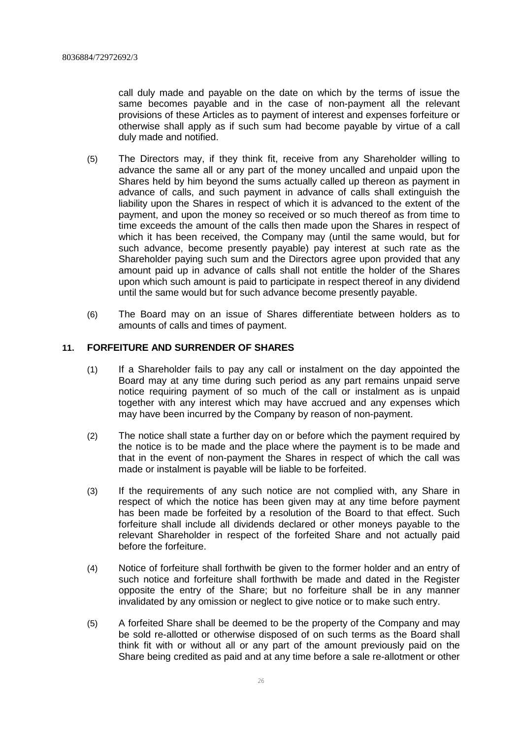call duly made and payable on the date on which by the terms of issue the same becomes payable and in the case of non-payment all the relevant provisions of these Articles as to payment of interest and expenses forfeiture or otherwise shall apply as if such sum had become payable by virtue of a call duly made and notified.

(5) The Directors may, if they think fit, receive from any Shareholder willing to advance the same all or any part of the money uncalled and unpaid upon the Shares held by him beyond the sums actually called up thereon as payment in advance of calls, and such payment in advance of calls shall extinguish the liability upon the Shares in respect of which it is advanced to the extent of the payment, and upon the money so received or so much thereof as from time to time exceeds the amount of the calls then made upon the Shares in respect of which it has been received, the Company may (until the same would, but for such advance, become presently payable) pay interest at such rate as the Shareholder paying such sum and the Directors agree upon provided that any amount paid up in advance of calls shall not entitle the holder of the Shares upon which such amount is paid to participate in respect thereof in any dividend until the same would but for such advance become presently payable.

(6) The Board may on an issue of Shares differentiate between holders as to amounts of calls and times of payment.

## 11. FORFEITURE AND SURRENDER OF SHARES

(1) If a Shareholder fails to pay any call or instalment on the day appointed the Board may at any time during such period as any part remains unpaid serve notice requiring payment of so much of the call or instalment as is unpaid together with any interest which may have accrued and any expenses which may have been incurred by the Company by reason of non-payment.

(2) The notice shall state a further day on or before which the payment required by the notice is to be made and the place where the payment is to be made and that in the event of non-payment the Shares in respect of which the call was made or instalment is payable will be liable to be forfeited.

(3) If the requirements of any such notice are not complied with, any Share in respect of which the notice has been given may at any time before payment has been made be forfeited by a resolution of the Board to that effect. Such forfeiture shall include all dividends declared or other moneys payable to the relevant Shareholder in respect of the forfeited Share and not actually paid before the forfeiture.

(4) Notice of forfeiture shall forthwith be given to the former holder and an entry of such notice and forfeiture shall forthwith be made and dated in the Register opposite the entry of the Share; but no forfeiture shall be in any manner invalidated by any omission or neglect to give notice or to make such entry.

(5) A forfeited Share shall be deemed to be the property of the Company and may be sold re-allotted or otherwise disposed of on such terms as the Board shall think fit with or without all or any part of the amount previously paid on the Share being credited as paid and at any time before a sale re-allotment or other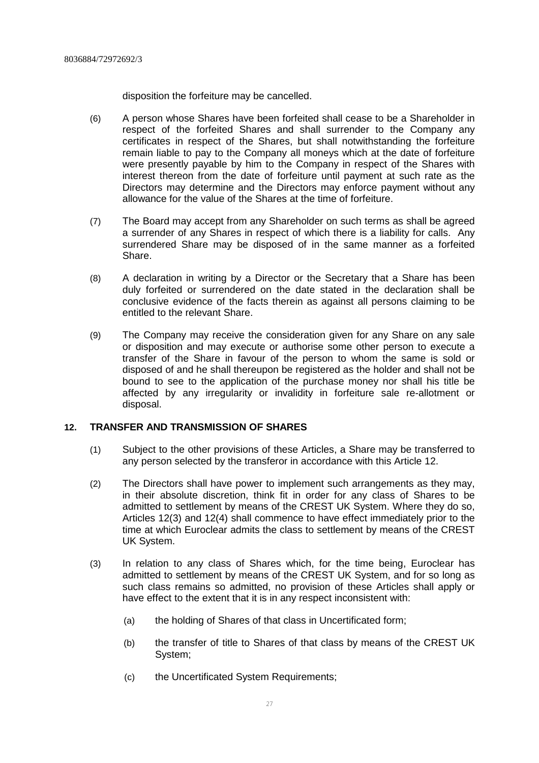disposition the forfeiture may be cancelled.

(6) A person whose Shares have been forfeited shall cease to be a Shareholder in respect of the forfeited Shares and shall surrender to the Company any certificates in respect of the Shares, but shall notwithstanding the forfeiture remain liable to pay to the Company all moneys which at the date of forfeiture were presently payable by him to the Company in respect of the Shares with interest thereon from the date of forfeiture until payment at such rate as the Directors may determine and the Directors may enforce payment without any allowance for the value of the Shares at the time of forfeiture.

(7) The Board may accept from any Shareholder on such terms as shall be agreed a surrender of any Shares in respect of which there is a liability for calls. Any surrendered Share may be disposed of in the same manner as a forfeited Share.

(8) A declaration in writing by a Director or the Secretary that a Share has been duly forfeited or surrendered on the date stated in the declaration shall be conclusive evidence of the facts therein as against all persons claiming to be entitled to the relevant Share.

(9) The Company may receive the consideration given for any Share on any sale or disposition and may execute or authorise some other person to execute a transfer of the Share in favour of the person to whom the same is sold or disposed of and he shall thereupon be registered as the holder and shall not be bound to see to the application of the purchase money nor shall his title be affected by any irregularity or invalidity in forfeiture sale re-allotment or disposal.

## 12. TRANSFER AND TRANSMISSION OF SHARES

(1) Subject to the other provisions of these Articles, a Share may be transferred to any person selected by the transferor in accordance with this Article 12.

(2) The Directors shall have power to implement such arrangements as they may, in their absolute discretion, think fit in order for any class of Shares to be admitted to settlement by means of the CREST UK System. Where they do so, Articles 12(3) and 12(4) shall commence to have effect immediately prior to the time at which Euroclear admits the class to settlement by means of the CREST UK System.

(3) In relation to any class of Shares which, for the time being, Euroclear has admitted to settlement by means of the CREST UK System, and for so long as such class remains so admitted, no provision of these Articles shall apply or have effect to the extent that it is in any respect inconsistent with:

(a) the holding of Shares of that class in Uncertificated form;

(b) the transfer of title to Shares of that class by means of the CREST UK System;

(c) the Uncertificated System Requirements;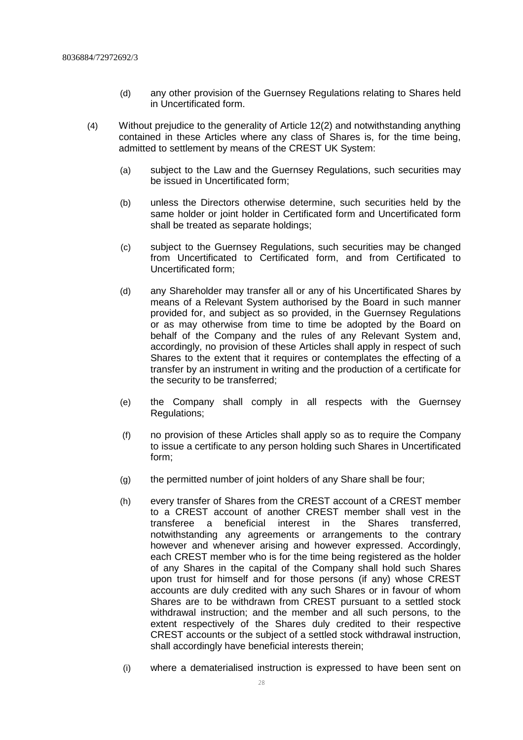(d) any other provision of the Guernsey Regulations relating to Shares held in Uncertificated form.

(4) Without prejudice to the generality of Article 12(2) and notwithstanding anything contained in these Articles where any class of Shares is, for the time being, admitted to settlement by means of the CREST UK System:

(a) subject to the Law and the Guernsey Regulations, such securities may be issued in Uncertificated form;

(b) unless the Directors otherwise determine, such securities held by the same holder or joint holder in Certificated form and Uncertificated form shall be treated as separate holdings;

(c) subject to the Guernsey Regulations, such securities may be changed from Uncertificated to Certificated form, and from Certificated to Uncertificated form;

(d) any Shareholder may transfer all or any of his Uncertificated Shares by means of a Relevant System authorised by the Board in such manner provided for, and subject as so provided, in the Guernsey Regulations or as may otherwise from time to time be adopted by the Board on behalf of the Company and the rules of any Relevant System and, accordingly, no provision of these Articles shall apply in respect of such Shares to the extent that it requires or contemplates the effecting of a transfer by an instrument in writing and the production of a certificate for the security to be transferred;

(e) the Company shall comply in all respects with the Guernsey Regulations;

(f) no provision of these Articles shall apply so as to require the Company to issue a certificate to any person holding such Shares in Uncertificated form;

(g) the permitted number of joint holders of any Share shall be four;

(h) every transfer of Shares from the CREST account of a CREST member to a CREST account of another CREST member shall vest in the transferee a beneficial interest in the Shares transferred, notwithstanding any agreements or arrangements to the contrary however and whenever arising and however expressed. Accordingly, each CREST member who is for the time being registered as the holder of any Shares in the capital of the Company shall hold such Shares upon trust for himself and for those persons (if any) whose CREST accounts are duly credited with any such Shares or in favour of whom Shares are to be withdrawn from CREST pursuant to a settled stock withdrawal instruction; and the member and all such persons, to the extent respectively of the Shares duly credited to their respective CREST accounts or the subject of a settled stock withdrawal instruction, shall accordingly have beneficial interests therein;

(i) where a dematerialised instruction is expressed to have been sent on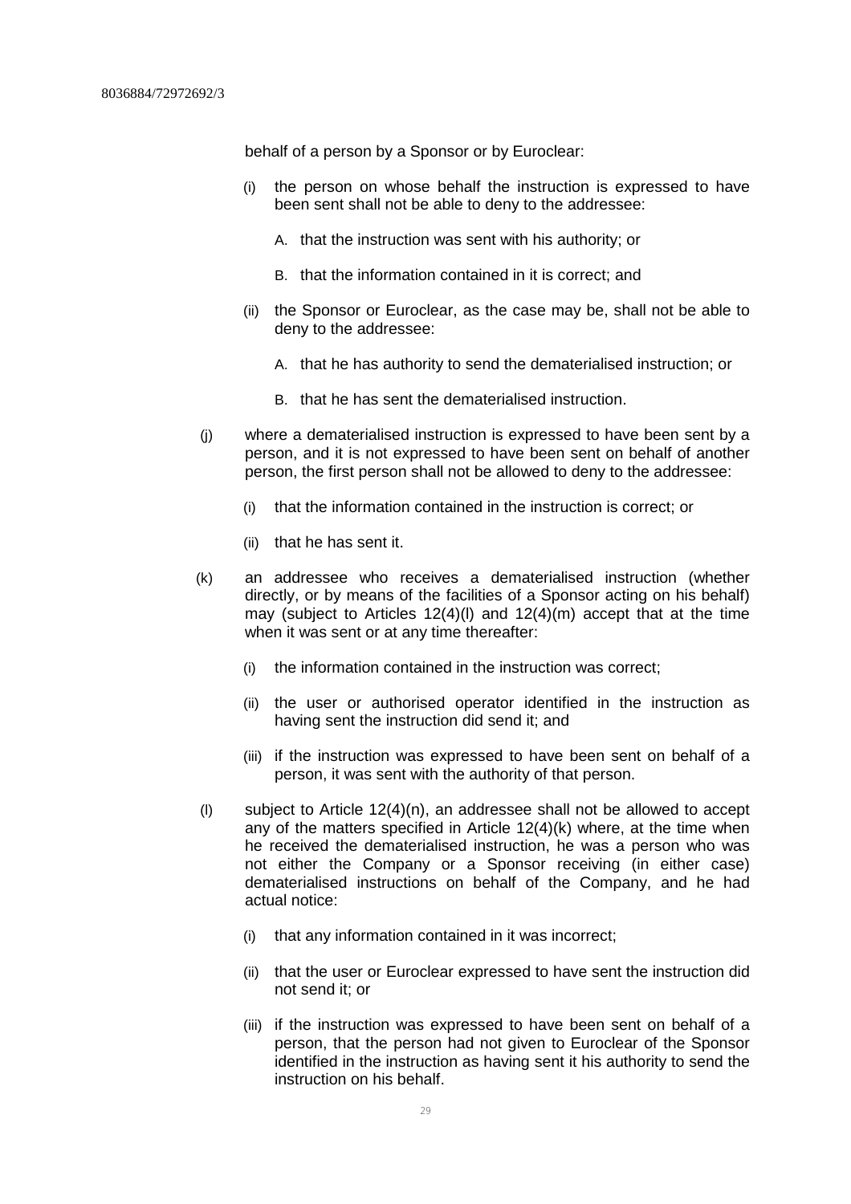behalf of a person by a Sponsor or by Euroclear:

(i) the person on whose behalf the instruction is expressed to have been sent shall not be able to deny to the addressee:

A. that the instruction was sent with his authority; or

B. that the information contained in it is correct; and

(ii) the Sponsor or Euroclear, as the case may be, shall not be able to deny to the addressee:

A. that he has authority to send the dematerialised instruction; or

B. that he has sent the dematerialised instruction.

(j) where a dematerialised instruction is expressed to have been sent by a person, and it is not expressed to have been sent on behalf of another person, the first person shall not be allowed to deny to the addressee:

(i) that the information contained in the instruction is correct; or

(ii) that he has sent it.

(k) an addressee who receives a dematerialised instruction (whether directly, or by means of the facilities of a Sponsor acting on his behalf) may (subject to Articles 12(4)(l) and 12(4)(m) accept that at the time when it was sent or at any time thereafter:

(i) the information contained in the instruction was correct;

(ii) the user or authorised operator identified in the instruction as having sent the instruction did send it; and

(iii) if the instruction was expressed to have been sent on behalf of a person, it was sent with the authority of that person.

(l) subject to Article 12(4)(n), an addressee shall not be allowed to accept any of the matters specified in Article 12(4)(k) where, at the time when he received the dematerialised instruction, he was a person who was not either the Company or a Sponsor receiving (in either case) dematerialised instructions on behalf of the Company, and he had actual notice:

(i) that any information contained in it was incorrect;

(ii) that the user or Euroclear expressed to have sent the instruction did not send it; or

(iii) if the instruction was expressed to have been sent on behalf of a person, that the person had not given to Euroclear of the Sponsor identified in the instruction as having sent it his authority to send the instruction on his behalf.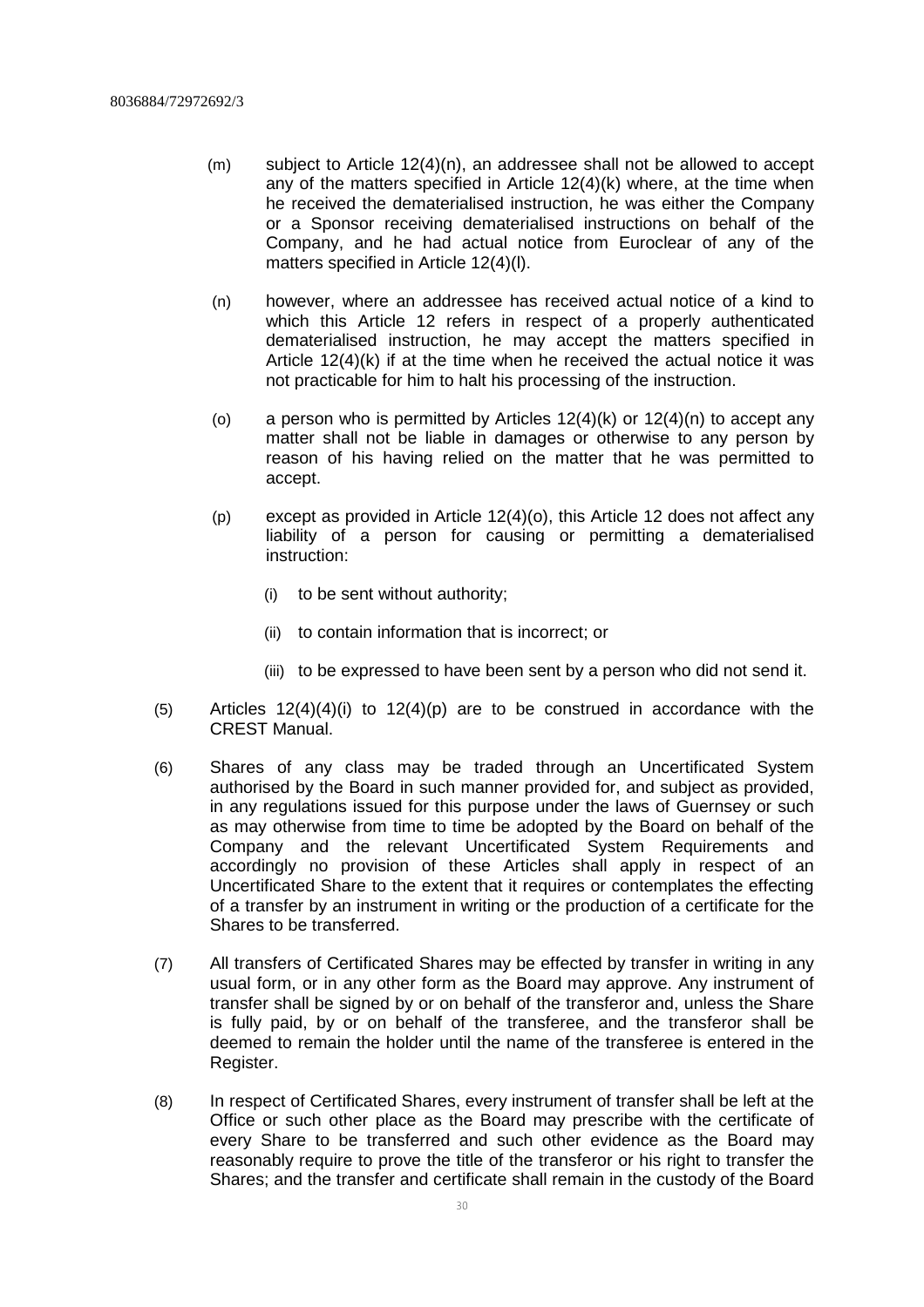(m) subject to Article 12(4)(n), an addressee shall not be allowed to accept any of the matters specified in Article 12(4)(k) where, at the time when he received the dematerialised instruction, he was either the Company or a Sponsor receiving dematerialised instructions on behalf of the Company, and he had actual notice from Euroclear of any of the matters specified in Article 12(4)(l).

(n) however, where an addressee has received actual notice of a kind to which this Article 12 refers in respect of a properly authenticated dematerialised instruction, he may accept the matters specified in Article 12(4)(k) if at the time when he received the actual notice it was not practicable for him to halt his processing of the instruction.

(o) a person who is permitted by Articles 12(4)(k) or 12(4)(n) to accept any matter shall not be liable in damages or otherwise to any person by reason of his having relied on the matter that he was permitted to accept.

(p) except as provided in Article 12(4)(o), this Article 12 does not affect any liability of a person for causing or permitting a dematerialised instruction:

  (i) to be sent without authority;

  (ii) to contain information that is incorrect; or

  (iii) to be expressed to have been sent by a person who did not send it.

(5) Articles 12(4)(4)(i) to 12(4)(p) are to be construed in accordance with the CREST Manual.

(6) Shares of any class may be traded through an Uncertificated System authorised by the Board in such manner provided for, and subject as provided, in any regulations issued for this purpose under the laws of Guernsey or such as may otherwise from time to time be adopted by the Board on behalf of the Company and the relevant Uncertificated System Requirements and accordingly no provision of these Articles shall apply in respect of an Uncertificated Share to the extent that it requires or contemplates the effecting of a transfer by an instrument in writing or the production of a certificate for the Shares to be transferred.

(7) All transfers of Certificated Shares may be effected by transfer in writing in any usual form, or in any other form as the Board may approve. Any instrument of transfer shall be signed by or on behalf of the transferor and, unless the Share is fully paid, by or on behalf of the transferee, and the transferor shall be deemed to remain the holder until the name of the transferee is entered in the Register.

(8) In respect of Certificated Shares, every instrument of transfer shall be left at the Office or such other place as the Board may prescribe with the certificate of every Share to be transferred and such other evidence as the Board may reasonably require to prove the title of the transferor or his right to transfer the Shares; and the transfer and certificate shall remain in the custody of the Board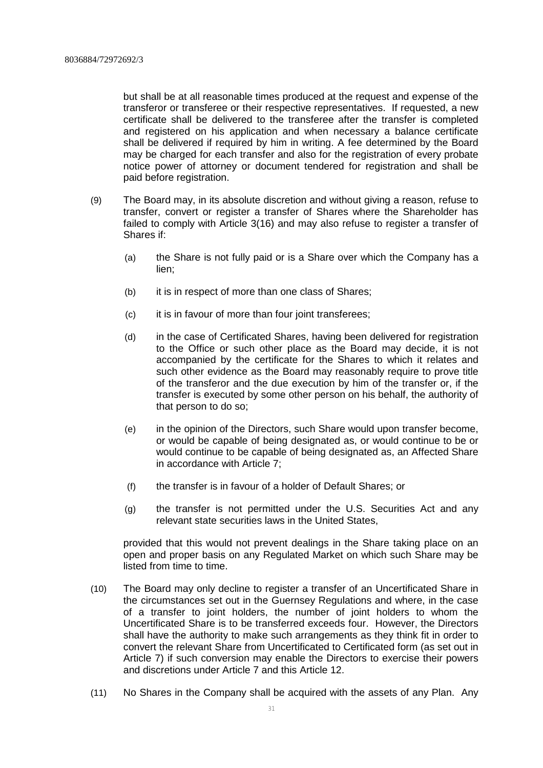but shall be at all reasonable times produced at the request and expense of the transferor or transferee or their respective representatives. If requested, a new certificate shall be delivered to the transferee after the transfer is completed and registered on his application and when necessary a balance certificate shall be delivered if required by him in writing. A fee determined by the Board may be charged for each transfer and also for the registration of every probate notice power of attorney or document tendered for registration and shall be paid before registration.

(9) The Board may, in its absolute discretion and without giving a reason, refuse to transfer, convert or register a transfer of Shares where the Shareholder has failed to comply with Article 3(16) and may also refuse to register a transfer of Shares if:

- (a) the Share is not fully paid or is a Share over which the Company has a lien;
- (b) it is in respect of more than one class of Shares;
- (c) it is in favour of more than four joint transferees;
- (d) in the case of Certificated Shares, having been delivered for registration to the Office or such other place as the Board may decide, it is not accompanied by the certificate for the Shares to which it relates and such other evidence as the Board may reasonably require to prove title of the transferor and the due execution by him of the transfer or, if the transfer is executed by some other person on his behalf, the authority of that person to do so;
- (e) in the opinion of the Directors, such Share would upon transfer become, or would be capable of being designated as, or would continue to be or would continue to be capable of being designated as, an Affected Share in accordance with Article 7;
- (f) the transfer is in favour of a holder of Default Shares; or
- (g) the transfer is not permitted under the U.S. Securities Act and any relevant state securities laws in the United States,

provided that this would not prevent dealings in the Share taking place on an open and proper basis on any Regulated Market on which such Share may be listed from time to time.

(10) The Board may only decline to register a transfer of an Uncertificated Share in the circumstances set out in the Guernsey Regulations and where, in the case of a transfer to joint holders, the number of joint holders to whom the Uncertificated Share is to be transferred exceeds four. However, the Directors shall have the authority to make such arrangements as they think fit in order to convert the relevant Share from Uncertificated to Certificated form (as set out in Article 7) if such conversion may enable the Directors to exercise their powers and discretions under Article 7 and this Article 12.

(11) No Shares in the Company shall be acquired with the assets of any Plan. Any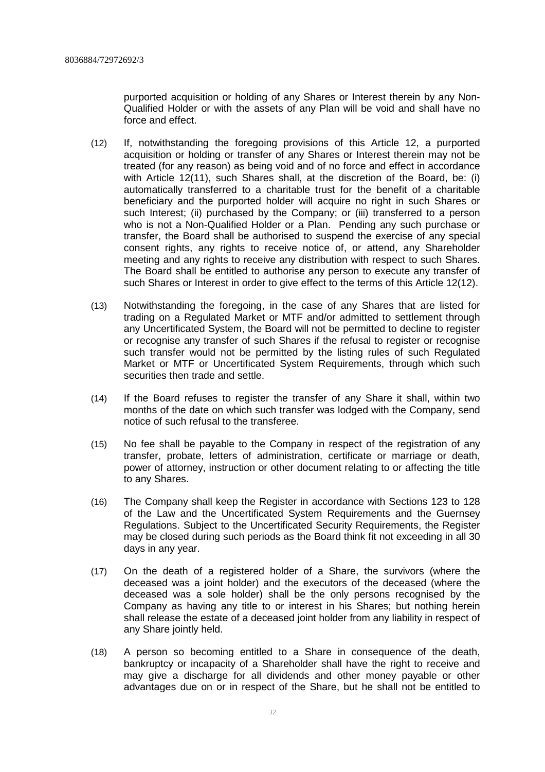purported acquisition or holding of any Shares or Interest therein by any Non-Qualified Holder or with the assets of any Plan will be void and shall have no force and effect.

(12) If, notwithstanding the foregoing provisions of this Article 12, a purported acquisition or holding or transfer of any Shares or Interest therein may not be treated (for any reason) as being void and of no force and effect in accordance with Article 12(11), such Shares shall, at the discretion of the Board, be: (i) automatically transferred to a charitable trust for the benefit of a charitable beneficiary and the purported holder will acquire no right in such Shares or such Interest; (ii) purchased by the Company; or (iii) transferred to a person who is not a Non-Qualified Holder or a Plan. Pending any such purchase or transfer, the Board shall be authorised to suspend the exercise of any special consent rights, any rights to receive notice of, or attend, any Shareholder meeting and any rights to receive any distribution with respect to such Shares. The Board shall be entitled to authorise any person to execute any transfer of such Shares or Interest in order to give effect to the terms of this Article 12(12).

(13) Notwithstanding the foregoing, in the case of any Shares that are listed for trading on a Regulated Market or MTF and/or admitted to settlement through any Uncertificated System, the Board will not be permitted to decline to register or recognise any transfer of such Shares if the refusal to register or recognise such transfer would not be permitted by the listing rules of such Regulated Market or MTF or Uncertificated System Requirements, through which such securities then trade and settle.

(14) If the Board refuses to register the transfer of any Share it shall, within two months of the date on which such transfer was lodged with the Company, send notice of such refusal to the transferee.

(15) No fee shall be payable to the Company in respect of the registration of any transfer, probate, letters of administration, certificate or marriage or death, power of attorney, instruction or other document relating to or affecting the title to any Shares.

(16) The Company shall keep the Register in accordance with Sections 123 to 128 of the Law and the Uncertificated System Requirements and the Guernsey Regulations. Subject to the Uncertificated Security Requirements, the Register may be closed during such periods as the Board think fit not exceeding in all 30 days in any year.

(17) On the death of a registered holder of a Share, the survivors (where the deceased was a joint holder) and the executors of the deceased (where the deceased was a sole holder) shall be the only persons recognised by the Company as having any title to or interest in his Shares; but nothing herein shall release the estate of a deceased joint holder from any liability in respect of any Share jointly held.

(18) A person so becoming entitled to a Share in consequence of the death, bankruptcy or incapacity of a Shareholder shall have the right to receive and may give a discharge for all dividends and other money payable or other advantages due on or in respect of the Share, but he shall not be entitled to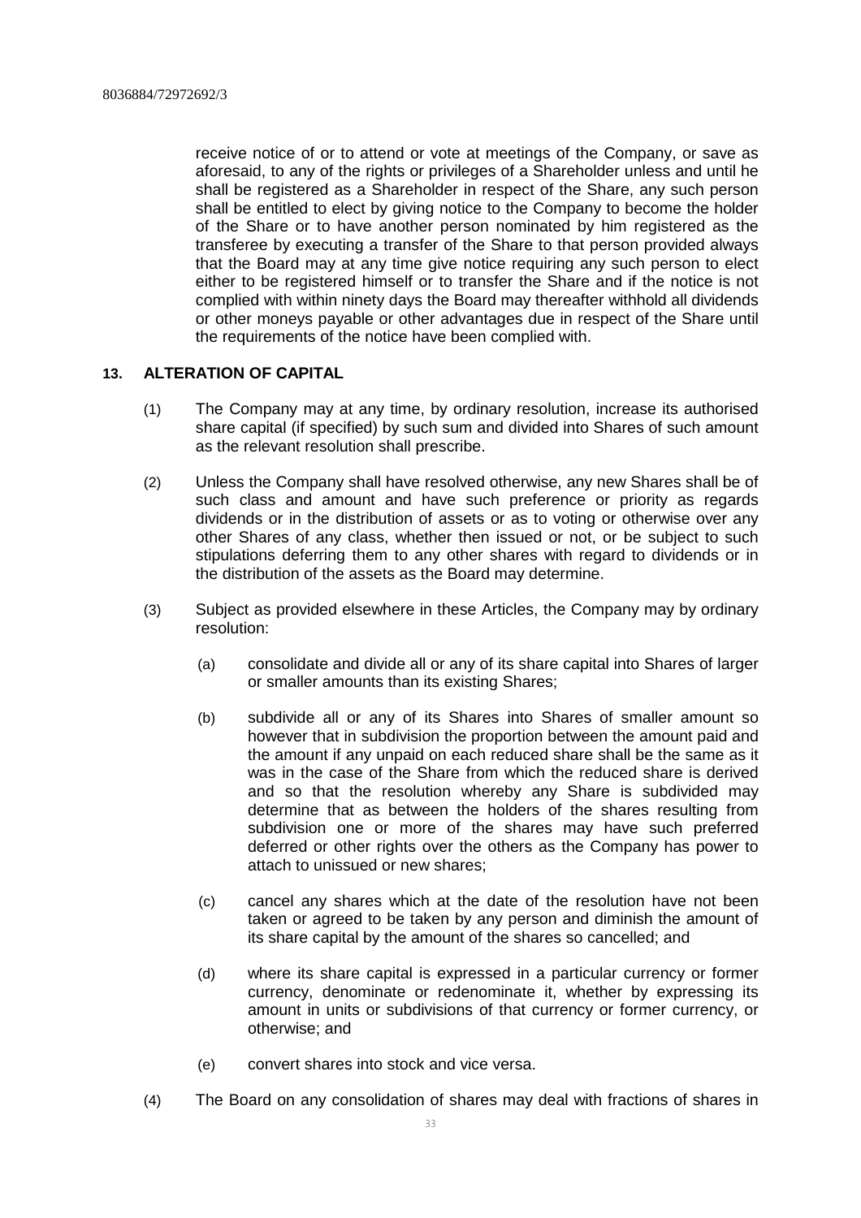receive notice of or to attend or vote at meetings of the Company, or save as aforesaid, to any of the rights or privileges of a Shareholder unless and until he shall be registered as a Shareholder in respect of the Share, any such person shall be entitled to elect by giving notice to the Company to become the holder of the Share or to have another person nominated by him registered as the transferee by executing a transfer of the Share to that person provided always that the Board may at any time give notice requiring any such person to elect either to be registered himself or to transfer the Share and if the notice is not complied with within ninety days the Board may thereafter withhold all dividends or other moneys payable or other advantages due in respect of the Share until the requirements of the notice have been complied with.

## 13. ALTERATION OF CAPITAL

(1) The Company may at any time, by ordinary resolution, increase its authorised share capital (if specified) by such sum and divided into Shares of such amount as the relevant resolution shall prescribe.

(2) Unless the Company shall have resolved otherwise, any new Shares shall be of such class and amount and have such preference or priority as regards dividends or in the distribution of assets or as to voting or otherwise over any other Shares of any class, whether then issued or not, or be subject to such stipulations deferring them to any other shares with regard to dividends or in the distribution of the assets as the Board may determine.

(3) Subject as provided elsewhere in these Articles, the Company may by ordinary resolution:

(a) consolidate and divide all or any of its share capital into Shares of larger or smaller amounts than its existing Shares;

(b) subdivide all or any of its Shares into Shares of smaller amount so however that in subdivision the proportion between the amount paid and the amount if any unpaid on each reduced share shall be the same as it was in the case of the Share from which the reduced share is derived and so that the resolution whereby any Share is subdivided may determine that as between the holders of the shares resulting from subdivision one or more of the shares may have such preferred deferred or other rights over the others as the Company has power to attach to unissued or new shares;

(c) cancel any shares which at the date of the resolution have not been taken or agreed to be taken by any person and diminish the amount of its share capital by the amount of the shares so cancelled; and

(d) where its share capital is expressed in a particular currency or former currency, denominate or redenominate it, whether by expressing its amount in units or subdivisions of that currency or former currency, or otherwise; and

(e) convert shares into stock and vice versa.

(4) The Board on any consolidation of shares may deal with fractions of shares in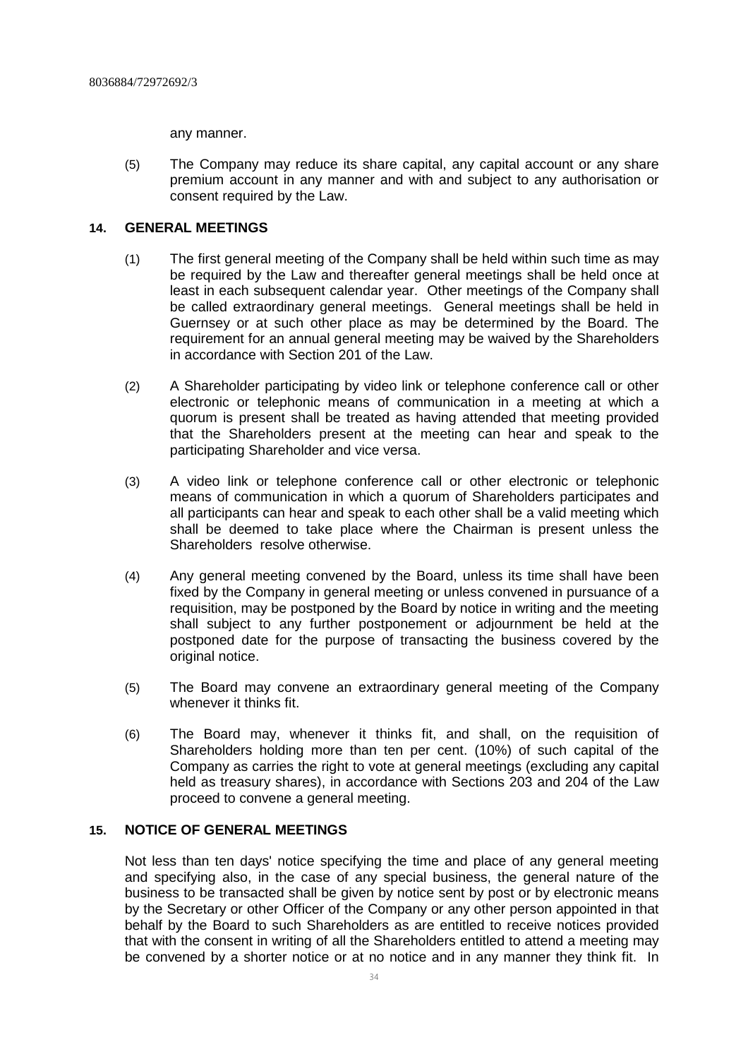any manner.

(5) The Company may reduce its share capital, any capital account or any share premium account in any manner and with and subject to any authorisation or consent required by the Law.

## 14. GENERAL MEETINGS

(1) The first general meeting of the Company shall be held within such time as may be required by the Law and thereafter general meetings shall be held once at least in each subsequent calendar year. Other meetings of the Company shall be called extraordinary general meetings. General meetings shall be held in Guernsey or at such other place as may be determined by the Board. The requirement for an annual general meeting may be waived by the Shareholders in accordance with Section 201 of the Law.

(2) A Shareholder participating by video link or telephone conference call or other electronic or telephonic means of communication in a meeting at which a quorum is present shall be treated as having attended that meeting provided that the Shareholders present at the meeting can hear and speak to the participating Shareholder and vice versa.

(3) A video link or telephone conference call or other electronic or telephonic means of communication in which a quorum of Shareholders participates and all participants can hear and speak to each other shall be a valid meeting which shall be deemed to take place where the Chairman is present unless the Shareholders resolve otherwise.

(4) Any general meeting convened by the Board, unless its time shall have been fixed by the Company in general meeting or unless convened in pursuance of a requisition, may be postponed by the Board by notice in writing and the meeting shall subject to any further postponement or adjournment be held at the postponed date for the purpose of transacting the business covered by the original notice.

(5) The Board may convene an extraordinary general meeting of the Company whenever it thinks fit.

(6) The Board may, whenever it thinks fit, and shall, on the requisition of Shareholders holding more than ten per cent. (10%) of such capital of the Company as carries the right to vote at general meetings (excluding any capital held as treasury shares), in accordance with Sections 203 and 204 of the Law proceed to convene a general meeting.

## 15. NOTICE OF GENERAL MEETINGS

Not less than ten days' notice specifying the time and place of any general meeting and specifying also, in the case of any special business, the general nature of the business to be transacted shall be given by notice sent by post or by electronic means by the Secretary or other Officer of the Company or any other person appointed in that behalf by the Board to such Shareholders as are entitled to receive notices provided that with the consent in writing of all the Shareholders entitled to attend a meeting may be convened by a shorter notice or at no notice and in any manner they think fit. In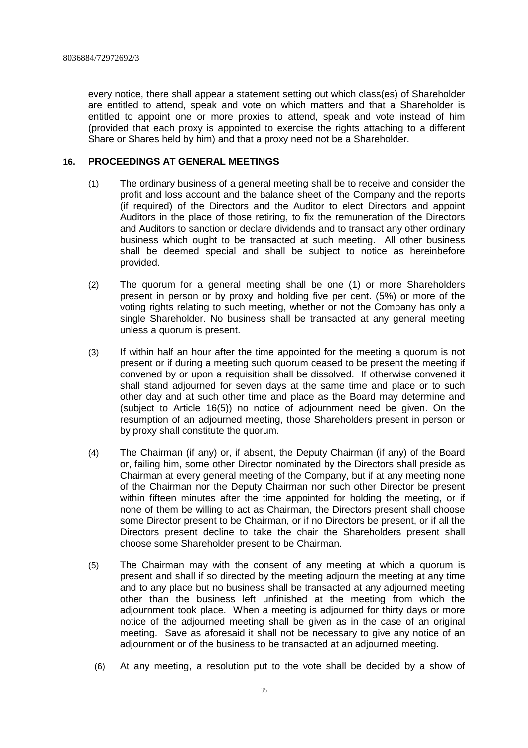every notice, there shall appear a statement setting out which class(es) of Shareholder are entitled to attend, speak and vote on which matters and that a Shareholder is entitled to appoint one or more proxies to attend, speak and vote instead of him (provided that each proxy is appointed to exercise the rights attaching to a different Share or Shares held by him) and that a proxy need not be a Shareholder.

## 16. PROCEEDINGS AT GENERAL MEETINGS

(1) The ordinary business of a general meeting shall be to receive and consider the profit and loss account and the balance sheet of the Company and the reports (if required) of the Directors and the Auditor to elect Directors and appoint Auditors in the place of those retiring, to fix the remuneration of the Directors and Auditors to sanction or declare dividends and to transact any other ordinary business which ought to be transacted at such meeting. All other business shall be deemed special and shall be subject to notice as hereinbefore provided.

(2) The quorum for a general meeting shall be one (1) or more Shareholders present in person or by proxy and holding five per cent. (5%) or more of the voting rights relating to such meeting, whether or not the Company has only a single Shareholder. No business shall be transacted at any general meeting unless a quorum is present.

(3) If within half an hour after the time appointed for the meeting a quorum is not present or if during a meeting such quorum ceased to be present the meeting if convened by or upon a requisition shall be dissolved. If otherwise convened it shall stand adjourned for seven days at the same time and place or to such other day and at such other time and place as the Board may determine and (subject to Article 16(5)) no notice of adjournment need be given. On the resumption of an adjourned meeting, those Shareholders present in person or by proxy shall constitute the quorum.

(4) The Chairman (if any) or, if absent, the Deputy Chairman (if any) of the Board or, failing him, some other Director nominated by the Directors shall preside as Chairman at every general meeting of the Company, but if at any meeting none of the Chairman nor the Deputy Chairman nor such other Director be present within fifteen minutes after the time appointed for holding the meeting, or if none of them be willing to act as Chairman, the Directors present shall choose some Director present to be Chairman, or if no Directors be present, or if all the Directors present decline to take the chair the Shareholders present shall choose some Shareholder present to be Chairman.

(5) The Chairman may with the consent of any meeting at which a quorum is present and shall if so directed by the meeting adjourn the meeting at any time and to any place but no business shall be transacted at any adjourned meeting other than the business left unfinished at the meeting from which the adjournment took place. When a meeting is adjourned for thirty days or more notice of the adjourned meeting shall be given as in the case of an original meeting. Save as aforesaid it shall not be necessary to give any notice of an adjournment or of the business to be transacted at an adjourned meeting.

(6) At any meeting, a resolution put to the vote shall be decided by a show of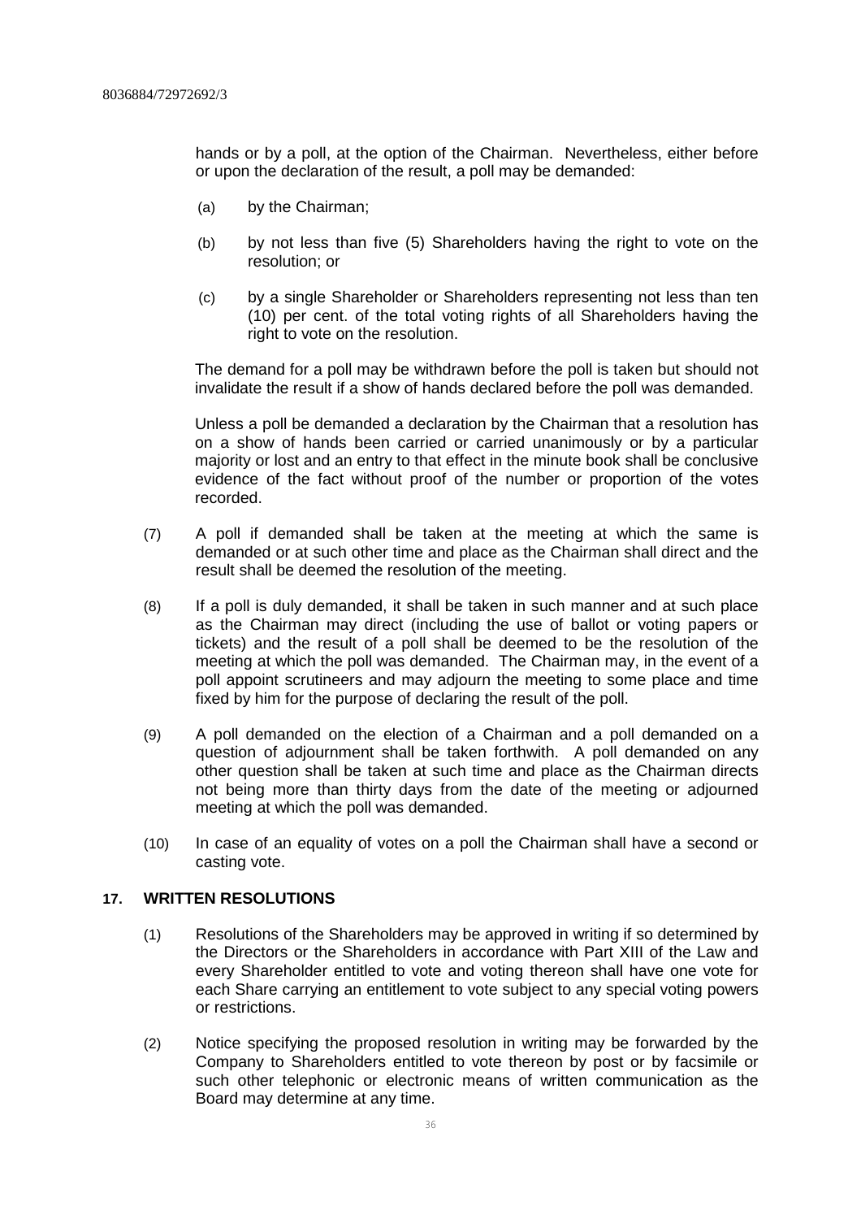hands or by a poll, at the option of the Chairman. Nevertheless, either before or upon the declaration of the result, a poll may be demanded:

(a) by the Chairman;

(b) by not less than five (5) Shareholders having the right to vote on the resolution; or

(c) by a single Shareholder or Shareholders representing not less than ten (10) per cent. of the total voting rights of all Shareholders having the right to vote on the resolution.

The demand for a poll may be withdrawn before the poll is taken but should not invalidate the result if a show of hands declared before the poll was demanded.

Unless a poll be demanded a declaration by the Chairman that a resolution has on a show of hands been carried or carried unanimously or by a particular majority or lost and an entry to that effect in the minute book shall be conclusive evidence of the fact without proof of the number or proportion of the votes recorded.

(7) A poll if demanded shall be taken at the meeting at which the same is demanded or at such other time and place as the Chairman shall direct and the result shall be deemed the resolution of the meeting.

(8) If a poll is duly demanded, it shall be taken in such manner and at such place as the Chairman may direct (including the use of ballot or voting papers or tickets) and the result of a poll shall be deemed to be the resolution of the meeting at which the poll was demanded. The Chairman may, in the event of a poll appoint scrutineers and may adjourn the meeting to some place and time fixed by him for the purpose of declaring the result of the poll.

(9) A poll demanded on the election of a Chairman and a poll demanded on a question of adjournment shall be taken forthwith. A poll demanded on any other question shall be taken at such time and place as the Chairman directs not being more than thirty days from the date of the meeting or adjourned meeting at which the poll was demanded.

(10) In case of an equality of votes on a poll the Chairman shall have a second or casting vote.

## 17. WRITTEN RESOLUTIONS

(1) Resolutions of the Shareholders may be approved in writing if so determined by the Directors or the Shareholders in accordance with Part XIII of the Law and every Shareholder entitled to vote and voting thereon shall have one vote for each Share carrying an entitlement to vote subject to any special voting powers or restrictions.

(2) Notice specifying the proposed resolution in writing may be forwarded by the Company to Shareholders entitled to vote thereon by post or by facsimile or such other telephonic or electronic means of written communication as the Board may determine at any time.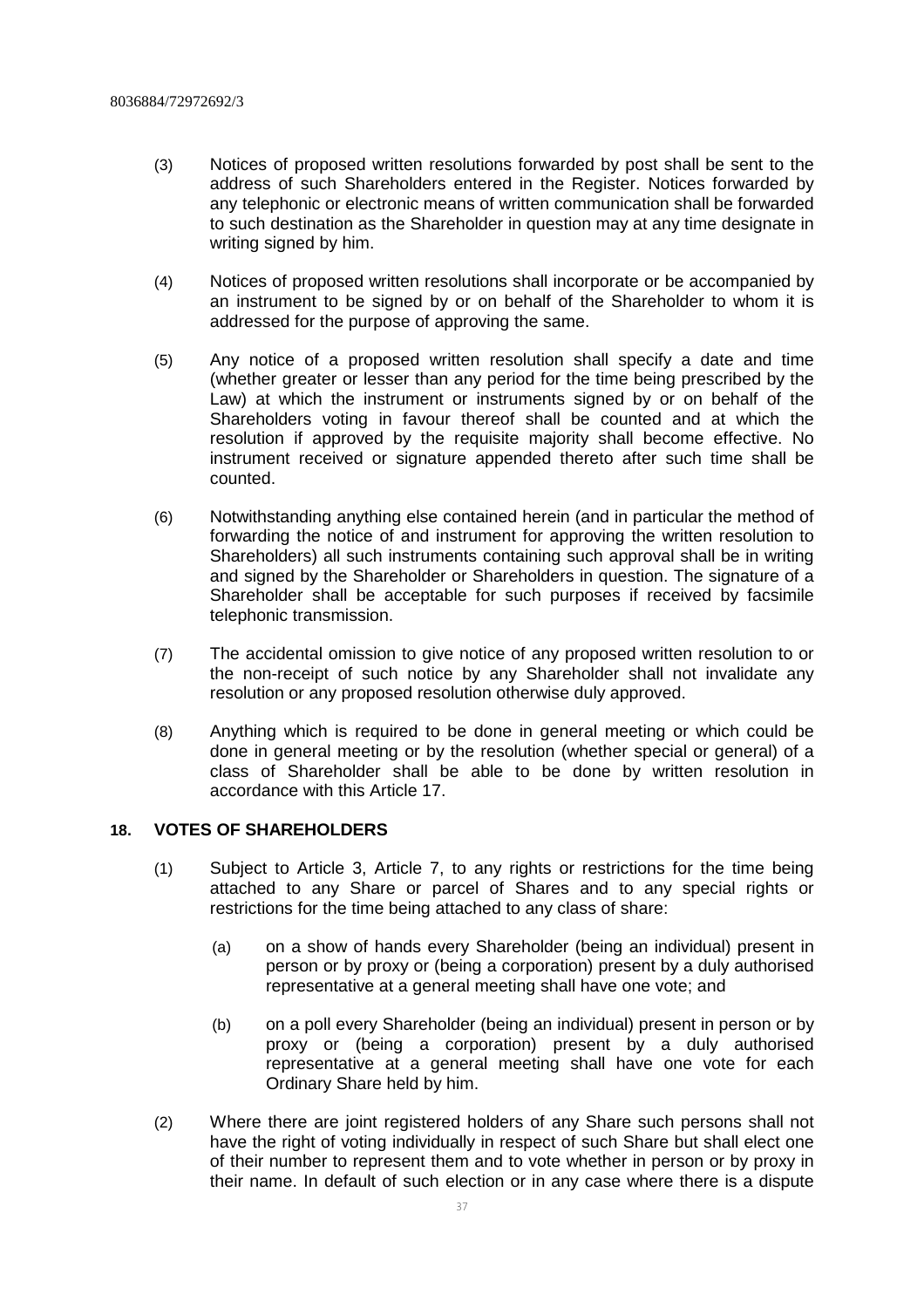(3) Notices of proposed written resolutions forwarded by post shall be sent to the address of such Shareholders entered in the Register. Notices forwarded by any telephonic or electronic means of written communication shall be forwarded to such destination as the Shareholder in question may at any time designate in writing signed by him.

(4) Notices of proposed written resolutions shall incorporate or be accompanied by an instrument to be signed by or on behalf of the Shareholder to whom it is addressed for the purpose of approving the same.

(5) Any notice of a proposed written resolution shall specify a date and time (whether greater or lesser than any period for the time being prescribed by the Law) at which the instrument or instruments signed by or on behalf of the Shareholders voting in favour thereof shall be counted and at which the resolution if approved by the requisite majority shall become effective. No instrument received or signature appended thereto after such time shall be counted.

(6) Notwithstanding anything else contained herein (and in particular the method of forwarding the notice of and instrument for approving the written resolution to Shareholders) all such instruments containing such approval shall be in writing and signed by the Shareholder or Shareholders in question. The signature of a Shareholder shall be acceptable for such purposes if received by facsimile telephonic transmission.

(7) The accidental omission to give notice of any proposed written resolution to or the non-receipt of such notice by any Shareholder shall not invalidate any resolution or any proposed resolution otherwise duly approved.

(8) Anything which is required to be done in general meeting or which could be done in general meeting or by the resolution (whether special or general) of a class of Shareholder shall be able to be done by written resolution in accordance with this Article 17.

## 18. VOTES OF SHAREHOLDERS

(1) Subject to Article 3, Article 7, to any rights or restrictions for the time being attached to any Share or parcel of Shares and to any special rights or restrictions for the time being attached to any class of share:

   (a) on a show of hands every Shareholder (being an individual) present in person or by proxy or (being a corporation) present by a duly authorised representative at a general meeting shall have one vote; and

   (b) on a poll every Shareholder (being an individual) present in person or by proxy or (being a corporation) present by a duly authorised representative at a general meeting shall have one vote for each Ordinary Share held by him.

(2) Where there are joint registered holders of any Share such persons shall not have the right of voting individually in respect of such Share but shall elect one of their number to represent them and to vote whether in person or by proxy in their name. In default of such election or in any case where there is a dispute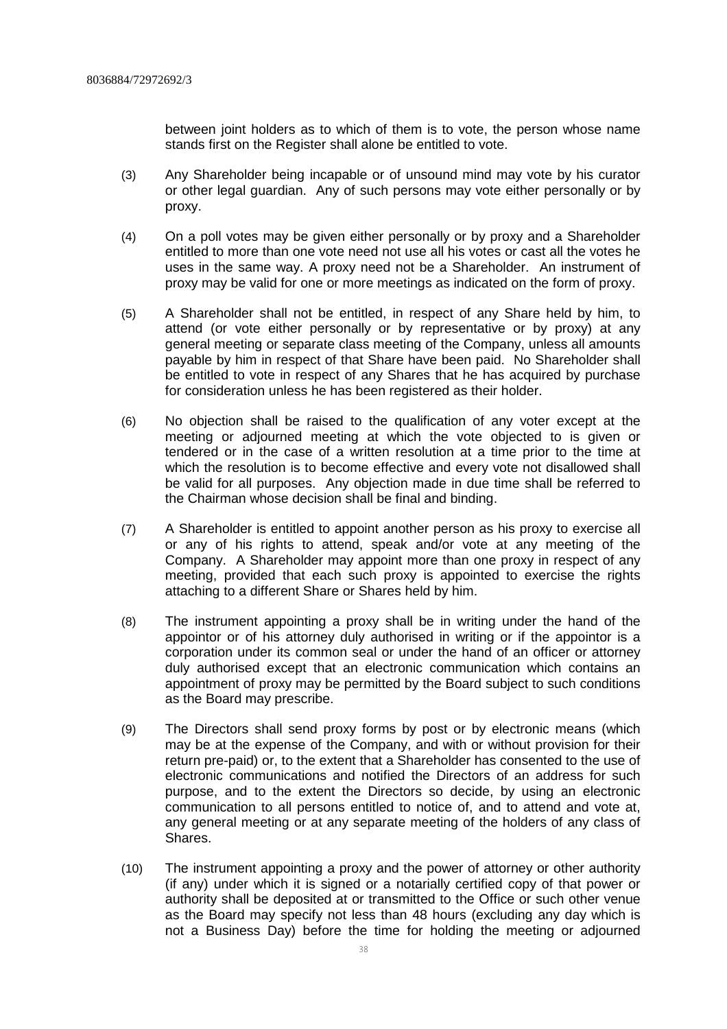between joint holders as to which of them is to vote, the person whose name stands first on the Register shall alone be entitled to vote.

(3) Any Shareholder being incapable or of unsound mind may vote by his curator or other legal guardian. Any of such persons may vote either personally or by proxy.

(4) On a poll votes may be given either personally or by proxy and a Shareholder entitled to more than one vote need not use all his votes or cast all the votes he uses in the same way. A proxy need not be a Shareholder. An instrument of proxy may be valid for one or more meetings as indicated on the form of proxy.

(5) A Shareholder shall not be entitled, in respect of any Share held by him, to attend (or vote either personally or by representative or by proxy) at any general meeting or separate class meeting of the Company, unless all amounts payable by him in respect of that Share have been paid. No Shareholder shall be entitled to vote in respect of any Shares that he has acquired by purchase for consideration unless he has been registered as their holder.

(6) No objection shall be raised to the qualification of any voter except at the meeting or adjourned meeting at which the vote objected to is given or tendered or in the case of a written resolution at a time prior to the time at which the resolution is to become effective and every vote not disallowed shall be valid for all purposes. Any objection made in due time shall be referred to the Chairman whose decision shall be final and binding.

(7) A Shareholder is entitled to appoint another person as his proxy to exercise all or any of his rights to attend, speak and/or vote at any meeting of the Company. A Shareholder may appoint more than one proxy in respect of any meeting, provided that each such proxy is appointed to exercise the rights attaching to a different Share or Shares held by him.

(8) The instrument appointing a proxy shall be in writing under the hand of the appointor or of his attorney duly authorised in writing or if the appointor is a corporation under its common seal or under the hand of an officer or attorney duly authorised except that an electronic communication which contains an appointment of proxy may be permitted by the Board subject to such conditions as the Board may prescribe.

(9) The Directors shall send proxy forms by post or by electronic means (which may be at the expense of the Company, and with or without provision for their return pre-paid) or, to the extent that a Shareholder has consented to the use of electronic communications and notified the Directors of an address for such purpose, and to the extent the Directors so decide, by using an electronic communication to all persons entitled to notice of, and to attend and vote at, any general meeting or at any separate meeting of the holders of any class of Shares.

(10) The instrument appointing a proxy and the power of attorney or other authority (if any) under which it is signed or a notarially certified copy of that power or authority shall be deposited at or transmitted to the Office or such other venue as the Board may specify not less than 48 hours (excluding any day which is not a Business Day) before the time for holding the meeting or adjourned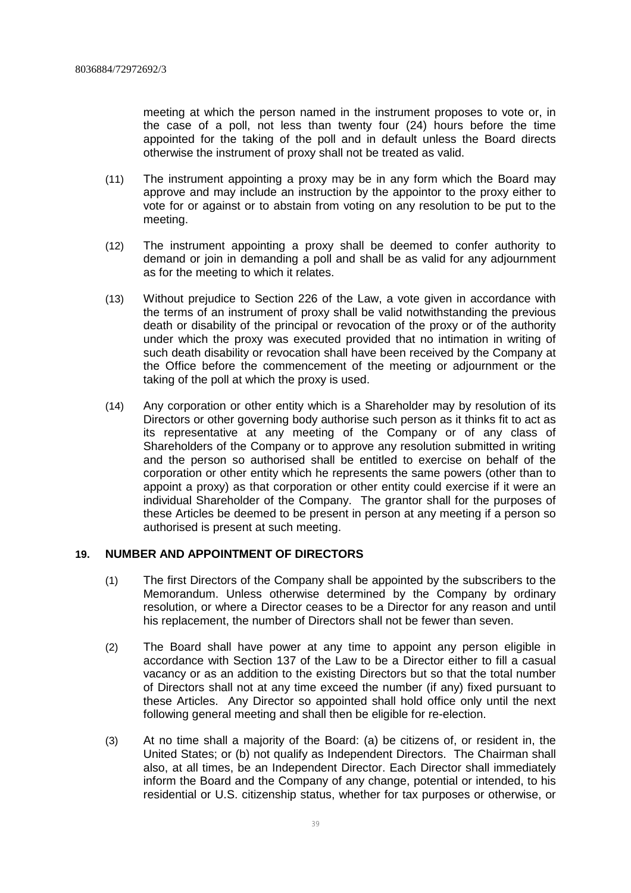meeting at which the person named in the instrument proposes to vote or, in the case of a poll, not less than twenty four (24) hours before the time appointed for the taking of the poll and in default unless the Board directs otherwise the instrument of proxy shall not be treated as valid.

(11) The instrument appointing a proxy may be in any form which the Board may approve and may include an instruction by the appointor to the proxy either to vote for or against or to abstain from voting on any resolution to be put to the meeting.

(12) The instrument appointing a proxy shall be deemed to confer authority to demand or join in demanding a poll and shall be as valid for any adjournment as for the meeting to which it relates.

(13) Without prejudice to Section 226 of the Law, a vote given in accordance with the terms of an instrument of proxy shall be valid notwithstanding the previous death or disability of the principal or revocation of the proxy or of the authority under which the proxy was executed provided that no intimation in writing of such death disability or revocation shall have been received by the Company at the Office before the commencement of the meeting or adjournment or the taking of the poll at which the proxy is used.

(14) Any corporation or other entity which is a Shareholder may by resolution of its Directors or other governing body authorise such person as it thinks fit to act as its representative at any meeting of the Company or of any class of Shareholders of the Company or to approve any resolution submitted in writing and the person so authorised shall be entitled to exercise on behalf of the corporation or other entity which he represents the same powers (other than to appoint a proxy) as that corporation or other entity could exercise if it were an individual Shareholder of the Company. The grantor shall for the purposes of these Articles be deemed to be present in person at any meeting if a person so authorised is present at such meeting.

## 19. NUMBER AND APPOINTMENT OF DIRECTORS

(1) The first Directors of the Company shall be appointed by the subscribers to the Memorandum. Unless otherwise determined by the Company by ordinary resolution, or where a Director ceases to be a Director for any reason and until his replacement, the number of Directors shall not be fewer than seven.

(2) The Board shall have power at any time to appoint any person eligible in accordance with Section 137 of the Law to be a Director either to fill a casual vacancy or as an addition to the existing Directors but so that the total number of Directors shall not at any time exceed the number (if any) fixed pursuant to these Articles. Any Director so appointed shall hold office only until the next following general meeting and shall then be eligible for re-election.

(3) At no time shall a majority of the Board: (a) be citizens of, or resident in, the United States; or (b) not qualify as Independent Directors. The Chairman shall also, at all times, be an Independent Director. Each Director shall immediately inform the Board and the Company of any change, potential or intended, to his residential or U.S. citizenship status, whether for tax purposes or otherwise, or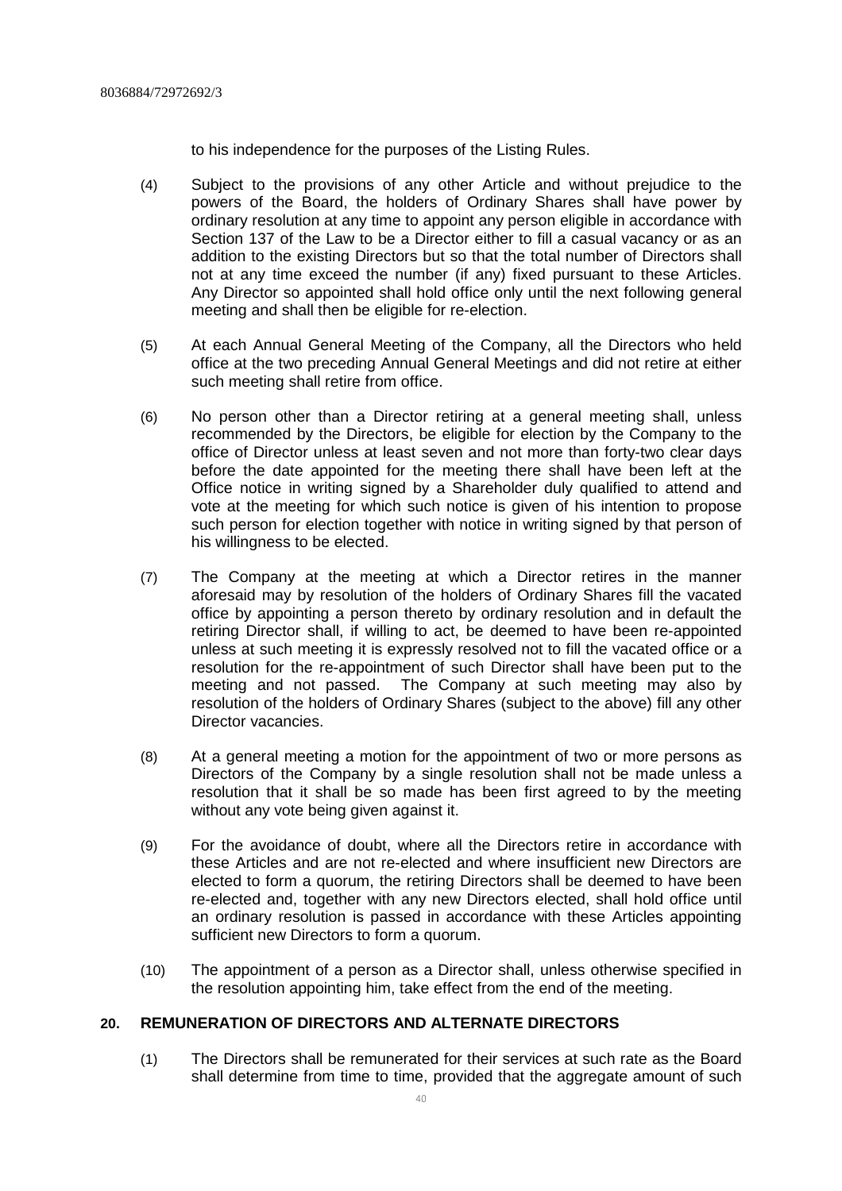to his independence for the purposes of the Listing Rules.

(4) Subject to the provisions of any other Article and without prejudice to the powers of the Board, the holders of Ordinary Shares shall have power by ordinary resolution at any time to appoint any person eligible in accordance with Section 137 of the Law to be a Director either to fill a casual vacancy or as an addition to the existing Directors but so that the total number of Directors shall not at any time exceed the number (if any) fixed pursuant to these Articles. Any Director so appointed shall hold office only until the next following general meeting and shall then be eligible for re-election.

(5) At each Annual General Meeting of the Company, all the Directors who held office at the two preceding Annual General Meetings and did not retire at either such meeting shall retire from office.

(6) No person other than a Director retiring at a general meeting shall, unless recommended by the Directors, be eligible for election by the Company to the office of Director unless at least seven and not more than forty-two clear days before the date appointed for the meeting there shall have been left at the Office notice in writing signed by a Shareholder duly qualified to attend and vote at the meeting for which such notice is given of his intention to propose such person for election together with notice in writing signed by that person of his willingness to be elected.

(7) The Company at the meeting at which a Director retires in the manner aforesaid may by resolution of the holders of Ordinary Shares fill the vacated office by appointing a person thereto by ordinary resolution and in default the retiring Director shall, if willing to act, be deemed to have been re-appointed unless at such meeting it is expressly resolved not to fill the vacated office or a resolution for the re-appointment of such Director shall have been put to the meeting and not passed. The Company at such meeting may also by resolution of the holders of Ordinary Shares (subject to the above) fill any other Director vacancies.

(8) At a general meeting a motion for the appointment of two or more persons as Directors of the Company by a single resolution shall not be made unless a resolution that it shall be so made has been first agreed to by the meeting without any vote being given against it.

(9) For the avoidance of doubt, where all the Directors retire in accordance with these Articles and are not re-elected and where insufficient new Directors are elected to form a quorum, the retiring Directors shall be deemed to have been re-elected and, together with any new Directors elected, shall hold office until an ordinary resolution is passed in accordance with these Articles appointing sufficient new Directors to form a quorum.

(10) The appointment of a person as a Director shall, unless otherwise specified in the resolution appointing him, take effect from the end of the meeting.

## 20. REMUNERATION OF DIRECTORS AND ALTERNATE DIRECTORS

(1) The Directors shall be remunerated for their services at such rate as the Board shall determine from time to time, provided that the aggregate amount of such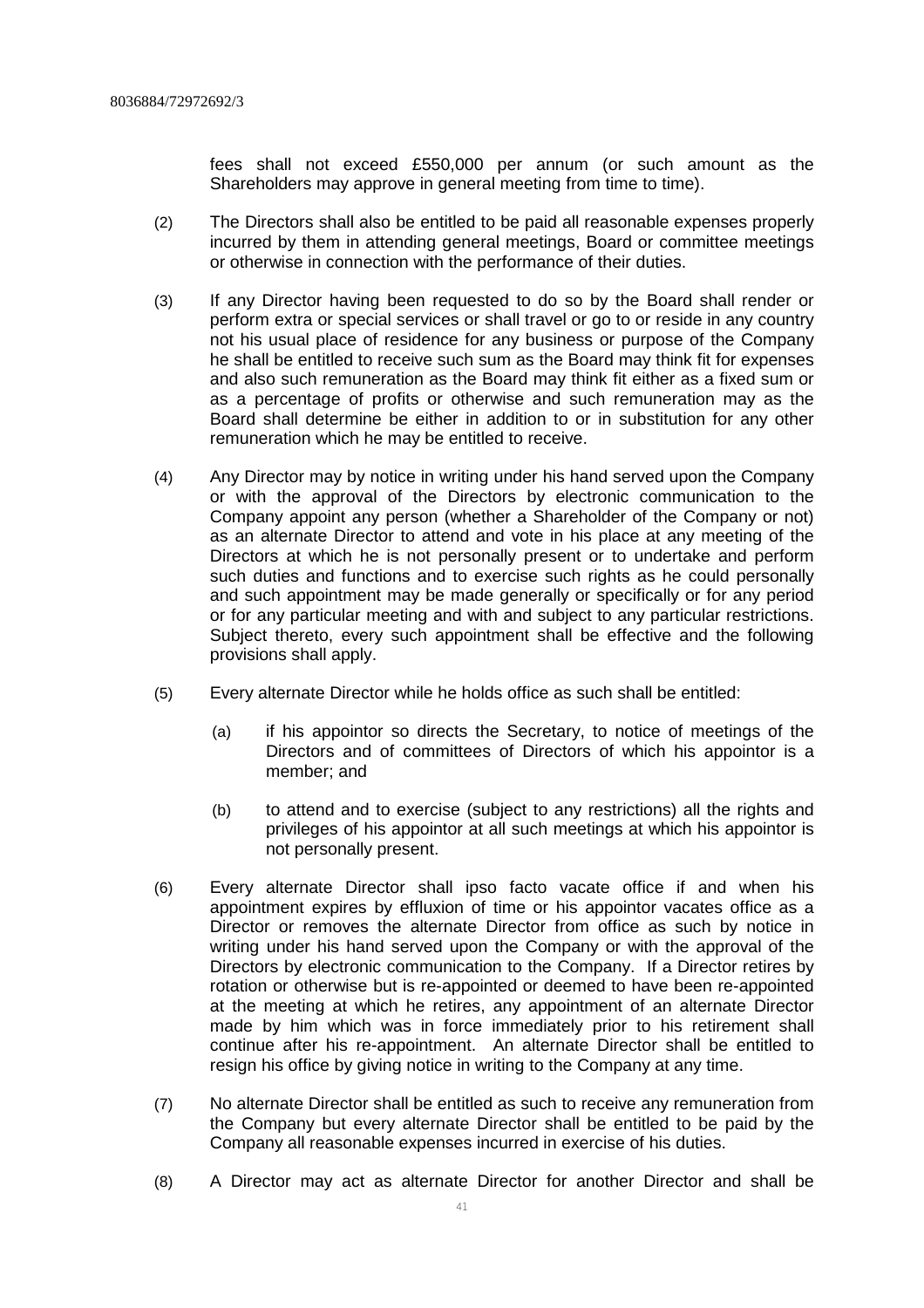fees shall not exceed £550,000 per annum (or such amount as the Shareholders may approve in general meeting from time to time).

(2) The Directors shall also be entitled to be paid all reasonable expenses properly incurred by them in attending general meetings, Board or committee meetings or otherwise in connection with the performance of their duties.

(3) If any Director having been requested to do so by the Board shall render or perform extra or special services or shall travel or go to or reside in any country not his usual place of residence for any business or purpose of the Company he shall be entitled to receive such sum as the Board may think fit for expenses and also such remuneration as the Board may think fit either as a fixed sum or as a percentage of profits or otherwise and such remuneration may as the Board shall determine be either in addition to or in substitution for any other remuneration which he may be entitled to receive.

(4) Any Director may by notice in writing under his hand served upon the Company or with the approval of the Directors by electronic communication to the Company appoint any person (whether a Shareholder of the Company or not) as an alternate Director to attend and vote in his place at any meeting of the Directors at which he is not personally present or to undertake and perform such duties and functions and to exercise such rights as he could personally and such appointment may be made generally or specifically or for any period or for any particular meeting and with and subject to any particular restrictions. Subject thereto, every such appointment shall be effective and the following provisions shall apply.

(5) Every alternate Director while he holds office as such shall be entitled:

   (a) if his appointor so directs the Secretary, to notice of meetings of the Directors and of committees of Directors of which his appointor is a member; and

   (b) to attend and to exercise (subject to any restrictions) all the rights and privileges of his appointor at all such meetings at which his appointor is not personally present.

(6) Every alternate Director shall ipso facto vacate office if and when his appointment expires by effluxion of time or his appointor vacates office as a Director or removes the alternate Director from office as such by notice in writing under his hand served upon the Company or with the approval of the Directors by electronic communication to the Company. If a Director retires by rotation or otherwise but is re-appointed or deemed to have been re-appointed at the meeting at which he retires, any appointment of an alternate Director made by him which was in force immediately prior to his retirement shall continue after his re-appointment. An alternate Director shall be entitled to resign his office by giving notice in writing to the Company at any time.

(7) No alternate Director shall be entitled as such to receive any remuneration from the Company but every alternate Director shall be entitled to be paid by the Company all reasonable expenses incurred in exercise of his duties.

(8) A Director may act as alternate Director for another Director and shall be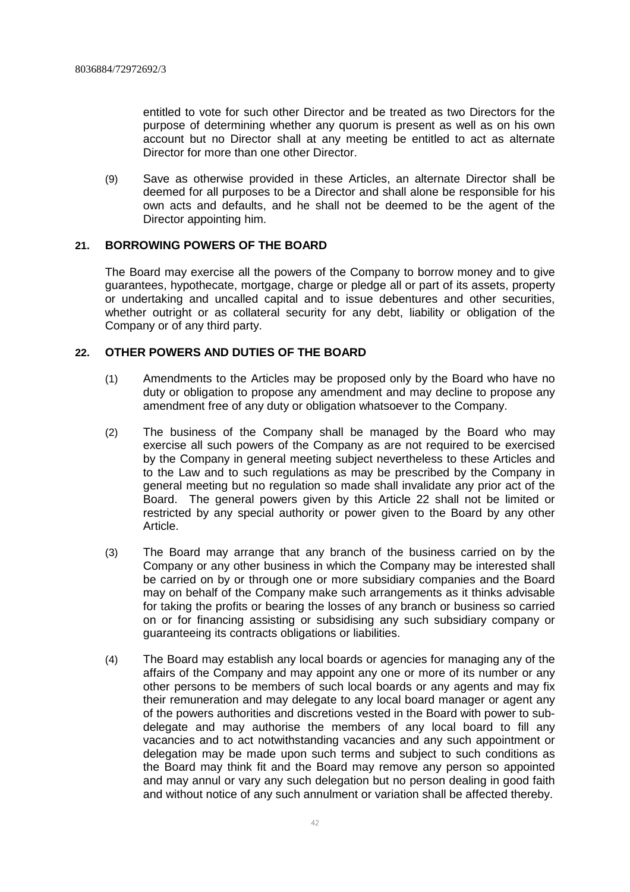entitled to vote for such other Director and be treated as two Directors for the purpose of determining whether any quorum is present as well as on his own account but no Director shall at any meeting be entitled to act as alternate Director for more than one other Director.

(9) Save as otherwise provided in these Articles, an alternate Director shall be deemed for all purposes to be a Director and shall alone be responsible for his own acts and defaults, and he shall not be deemed to be the agent of the Director appointing him.

## 21. BORROWING POWERS OF THE BOARD

The Board may exercise all the powers of the Company to borrow money and to give guarantees, hypothecate, mortgage, charge or pledge all or part of its assets, property or undertaking and uncalled capital and to issue debentures and other securities, whether outright or as collateral security for any debt, liability or obligation of the Company or of any third party.

## 22. OTHER POWERS AND DUTIES OF THE BOARD

(1) Amendments to the Articles may be proposed only by the Board who have no duty or obligation to propose any amendment and may decline to propose any amendment free of any duty or obligation whatsoever to the Company.

(2) The business of the Company shall be managed by the Board who may exercise all such powers of the Company as are not required to be exercised by the Company in general meeting subject nevertheless to these Articles and to the Law and to such regulations as may be prescribed by the Company in general meeting but no regulation so made shall invalidate any prior act of the Board. The general powers given by this Article 22 shall not be limited or restricted by any special authority or power given to the Board by any other Article.

(3) The Board may arrange that any branch of the business carried on by the Company or any other business in which the Company may be interested shall be carried on by or through one or more subsidiary companies and the Board may on behalf of the Company make such arrangements as it thinks advisable for taking the profits or bearing the losses of any branch or business so carried on or for financing assisting or subsidising any such subsidiary company or guaranteeing its contracts obligations or liabilities.

(4) The Board may establish any local boards or agencies for managing any of the affairs of the Company and may appoint any one or more of its number or any other persons to be members of such local boards or any agents and may fix their remuneration and may delegate to any local board manager or agent any of the powers authorities and discretions vested in the Board with power to sub-delegate and may authorise the members of any local board to fill any vacancies and to act notwithstanding vacancies and any such appointment or delegation may be made upon such terms and subject to such conditions as the Board may think fit and the Board may remove any person so appointed and may annul or vary any such delegation but no person dealing in good faith and without notice of any such annulment or variation shall be affected thereby.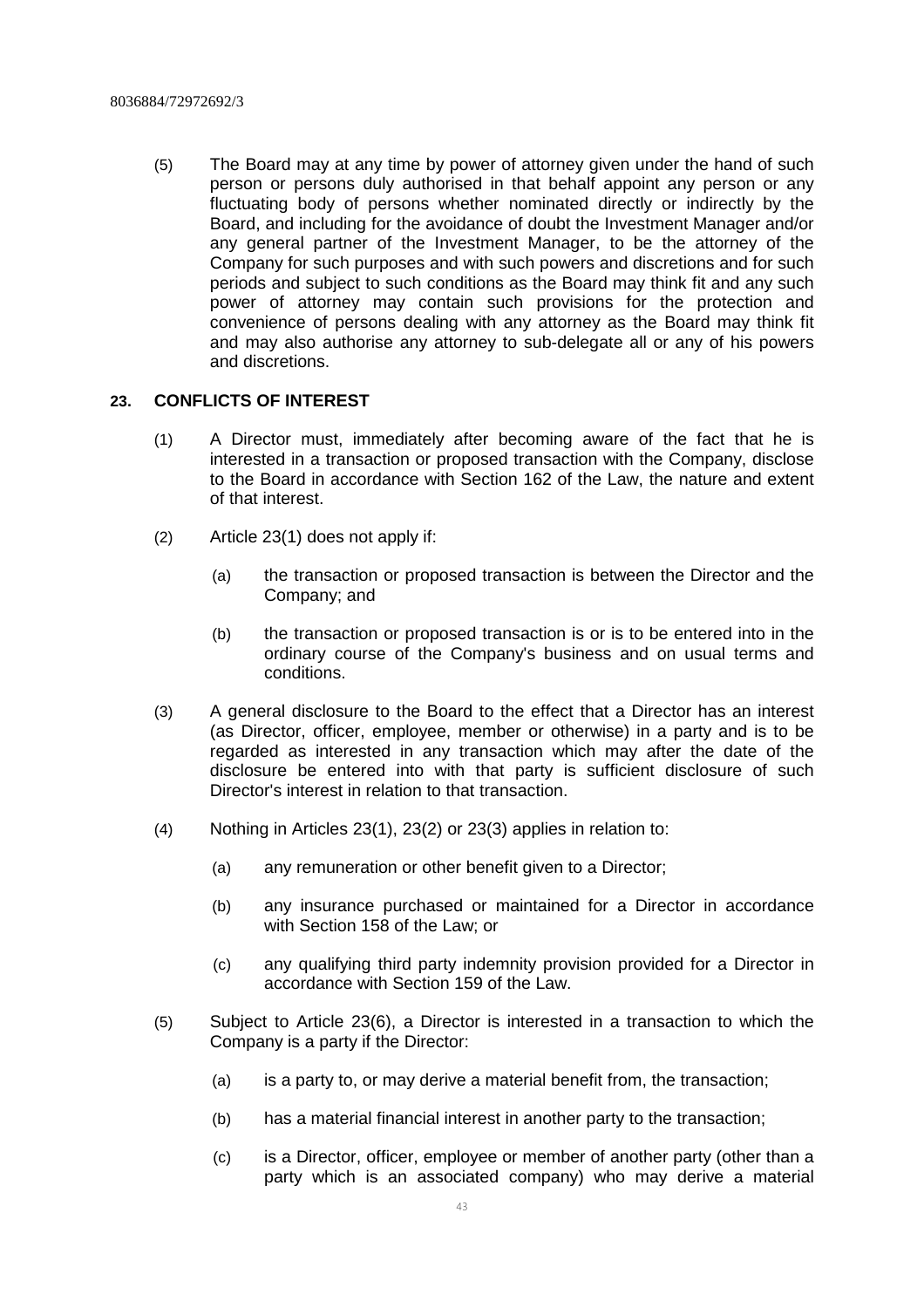(5) The Board may at any time by power of attorney given under the hand of such person or persons duly authorised in that behalf appoint any person or any fluctuating body of persons whether nominated directly or indirectly by the Board, and including for the avoidance of doubt the Investment Manager and/or any general partner of the Investment Manager, to be the attorney of the Company for such purposes and with such powers and discretions and for such periods and subject to such conditions as the Board may think fit and any such power of attorney may contain such provisions for the protection and convenience of persons dealing with any attorney as the Board may think fit and may also authorise any attorney to sub-delegate all or any of his powers and discretions.

## 23. CONFLICTS OF INTEREST

(1) A Director must, immediately after becoming aware of the fact that he is interested in a transaction or proposed transaction with the Company, disclose to the Board in accordance with Section 162 of the Law, the nature and extent of that interest.

(2) Article 23(1) does not apply if:

(a) the transaction or proposed transaction is between the Director and the Company; and

(b) the transaction or proposed transaction is or is to be entered into in the ordinary course of the Company's business and on usual terms and conditions.

(3) A general disclosure to the Board to the effect that a Director has an interest (as Director, officer, employee, member or otherwise) in a party and is to be regarded as interested in any transaction which may after the date of the disclosure be entered into with that party is sufficient disclosure of such Director's interest in relation to that transaction.

(4) Nothing in Articles 23(1), 23(2) or 23(3) applies in relation to:

(a) any remuneration or other benefit given to a Director;

(b) any insurance purchased or maintained for a Director in accordance with Section 158 of the Law; or

(c) any qualifying third party indemnity provision provided for a Director in accordance with Section 159 of the Law.

(5) Subject to Article 23(6), a Director is interested in a transaction to which the Company is a party if the Director:

(a) is a party to, or may derive a material benefit from, the transaction;

(b) has a material financial interest in another party to the transaction;

(c) is a Director, officer, employee or member of another party (other than a party which is an associated company) who may derive a material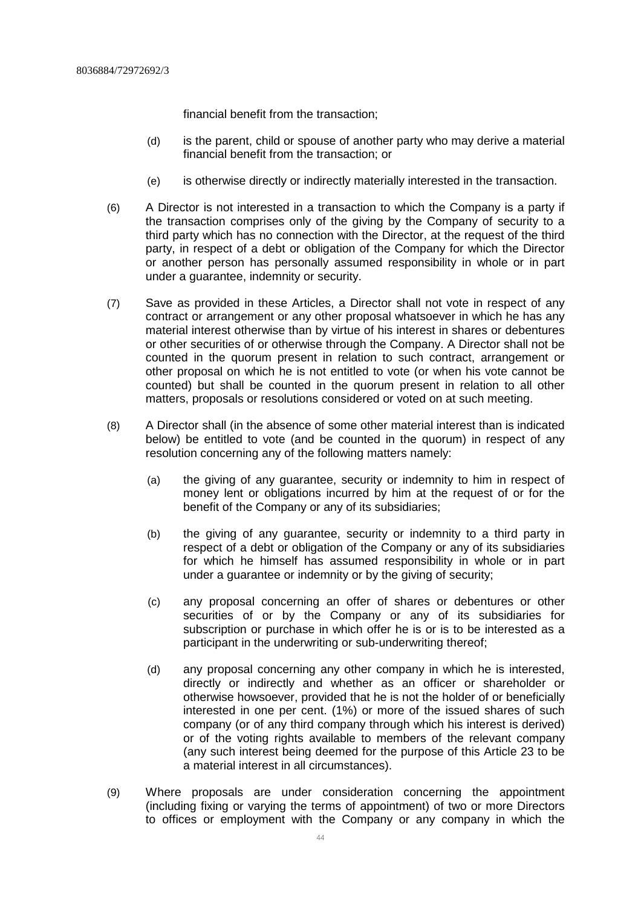financial benefit from the transaction;

(d) is the parent, child or spouse of another party who may derive a material financial benefit from the transaction; or

(e) is otherwise directly or indirectly materially interested in the transaction.

(6) A Director is not interested in a transaction to which the Company is a party if the transaction comprises only of the giving by the Company of security to a third party which has no connection with the Director, at the request of the third party, in respect of a debt or obligation of the Company for which the Director or another person has personally assumed responsibility in whole or in part under a guarantee, indemnity or security.

(7) Save as provided in these Articles, a Director shall not vote in respect of any contract or arrangement or any other proposal whatsoever in which he has any material interest otherwise than by virtue of his interest in shares or debentures or other securities of or otherwise through the Company. A Director shall not be counted in the quorum present in relation to such contract, arrangement or other proposal on which he is not entitled to vote (or when his vote cannot be counted) but shall be counted in the quorum present in relation to all other matters, proposals or resolutions considered or voted on at such meeting.

(8) A Director shall (in the absence of some other material interest than is indicated below) be entitled to vote (and be counted in the quorum) in respect of any resolution concerning any of the following matters namely:

(a) the giving of any guarantee, security or indemnity to him in respect of money lent or obligations incurred by him at the request of or for the benefit of the Company or any of its subsidiaries;

(b) the giving of any guarantee, security or indemnity to a third party in respect of a debt or obligation of the Company or any of its subsidiaries for which he himself has assumed responsibility in whole or in part under a guarantee or indemnity or by the giving of security;

(c) any proposal concerning an offer of shares or debentures or other securities of or by the Company or any of its subsidiaries for subscription or purchase in which offer he is or is to be interested as a participant in the underwriting or sub-underwriting thereof;

(d) any proposal concerning any other company in which he is interested, directly or indirectly and whether as an officer or shareholder or otherwise howsoever, provided that he is not the holder of or beneficially interested in one per cent. (1%) or more of the issued shares of such company (or of any third company through which his interest is derived) or of the voting rights available to members of the relevant company (any such interest being deemed for the purpose of this Article 23 to be a material interest in all circumstances).

(9) Where proposals are under consideration concerning the appointment (including fixing or varying the terms of appointment) of two or more Directors to offices or employment with the Company or any company in which the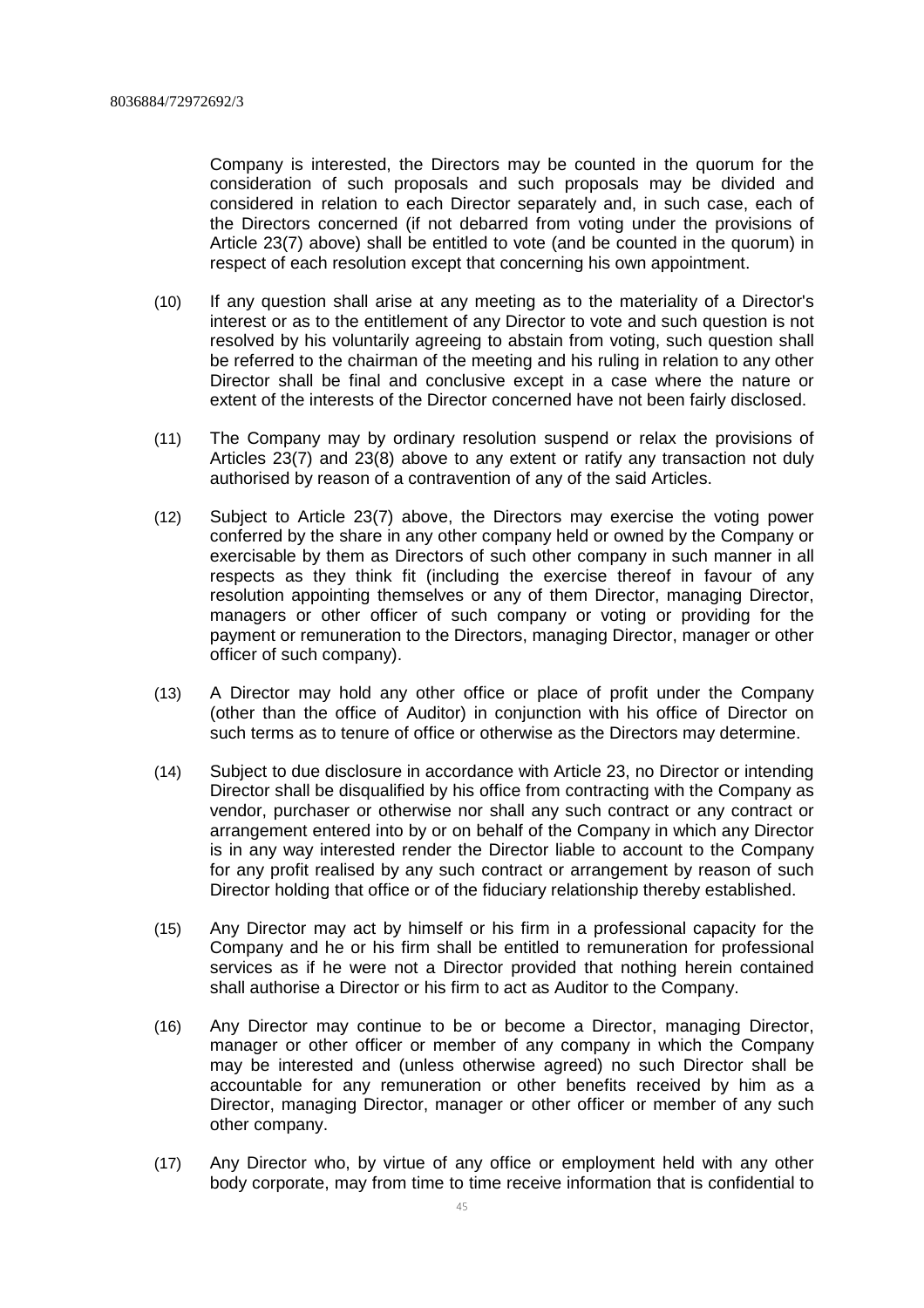Company is interested, the Directors may be counted in the quorum for the consideration of such proposals and such proposals may be divided and considered in relation to each Director separately and, in such case, each of the Directors concerned (if not debarred from voting under the provisions of Article 23(7) above) shall be entitled to vote (and be counted in the quorum) in respect of each resolution except that concerning his own appointment.

(10) If any question shall arise at any meeting as to the materiality of a Director's interest or as to the entitlement of any Director to vote and such question is not resolved by his voluntarily agreeing to abstain from voting, such question shall be referred to the chairman of the meeting and his ruling in relation to any other Director shall be final and conclusive except in a case where the nature or extent of the interests of the Director concerned have not been fairly disclosed.

(11) The Company may by ordinary resolution suspend or relax the provisions of Articles 23(7) and 23(8) above to any extent or ratify any transaction not duly authorised by reason of a contravention of any of the said Articles.

(12) Subject to Article 23(7) above, the Directors may exercise the voting power conferred by the share in any other company held or owned by the Company or exercisable by them as Directors of such other company in such manner in all respects as they think fit (including the exercise thereof in favour of any resolution appointing themselves or any of them Director, managing Director, managers or other officer of such company or voting or providing for the payment or remuneration to the Directors, managing Director, manager or other officer of such company).

(13) A Director may hold any other office or place of profit under the Company (other than the office of Auditor) in conjunction with his office of Director on such terms as to tenure of office or otherwise as the Directors may determine.

(14) Subject to due disclosure in accordance with Article 23, no Director or intending Director shall be disqualified by his office from contracting with the Company as vendor, purchaser or otherwise nor shall any such contract or any contract or arrangement entered into by or on behalf of the Company in which any Director is in any way interested render the Director liable to account to the Company for any profit realised by any such contract or arrangement by reason of such Director holding that office or of the fiduciary relationship thereby established.

(15) Any Director may act by himself or his firm in a professional capacity for the Company and he or his firm shall be entitled to remuneration for professional services as if he were not a Director provided that nothing herein contained shall authorise a Director or his firm to act as Auditor to the Company.

(16) Any Director may continue to be or become a Director, managing Director, manager or other officer or member of any company in which the Company may be interested and (unless otherwise agreed) no such Director shall be accountable for any remuneration or other benefits received by him as a Director, managing Director, manager or other officer or member of any such other company.

(17) Any Director who, by virtue of any office or employment held with any other body corporate, may from time to time receive information that is confidential to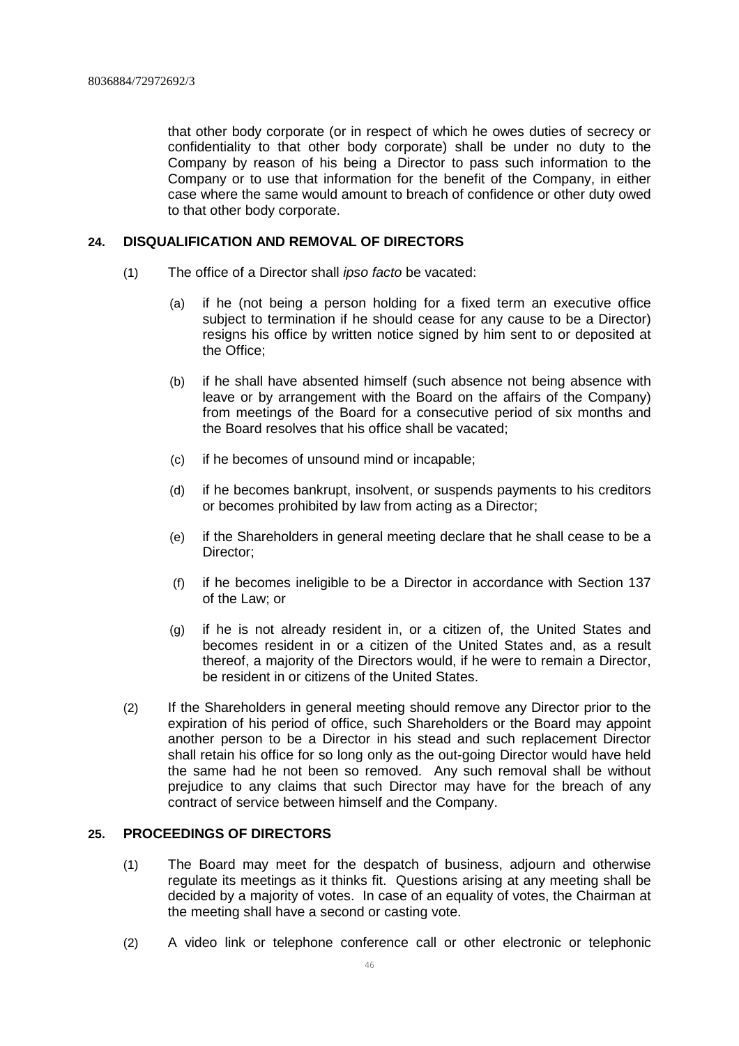that other body corporate (or in respect of which he owes duties of secrecy or confidentiality to that other body corporate) shall be under no duty to the Company by reason of his being a Director to pass such information to the Company or to use that information for the benefit of the Company, in either case where the same would amount to breach of confidence or other duty owed to that other body corporate.

## 24. DISQUALIFICATION AND REMOVAL OF DIRECTORS

(1) The office of a Director shall *ipso facto* be vacated:

(a) if he (not being a person holding for a fixed term an executive office subject to termination if he should cease for any cause to be a Director) resigns his office by written notice signed by him sent to or deposited at the Office;

(b) if he shall have absented himself (such absence not being absence with leave or by arrangement with the Board on the affairs of the Company) from meetings of the Board for a consecutive period of six months and the Board resolves that his office shall be vacated;

(c) if he becomes of unsound mind or incapable;

(d) if he becomes bankrupt, insolvent, or suspends payments to his creditors or becomes prohibited by law from acting as a Director;

(e) if the Shareholders in general meeting declare that he shall cease to be a Director;

(f) if he becomes ineligible to be a Director in accordance with Section 137 of the Law; or

(g) if he is not already resident in, or a citizen of, the United States and becomes resident in or a citizen of the United States and, as a result thereof, a majority of the Directors would, if he were to remain a Director, be resident in or citizens of the United States.

(2) If the Shareholders in general meeting should remove any Director prior to the expiration of his period of office, such Shareholders or the Board may appoint another person to be a Director in his stead and such replacement Director shall retain his office for so long only as the out-going Director would have held the same had he not been so removed. Any such removal shall be without prejudice to any claims that such Director may have for the breach of any contract of service between himself and the Company.

## 25. PROCEEDINGS OF DIRECTORS

(1) The Board may meet for the despatch of business, adjourn and otherwise regulate its meetings as it thinks fit. Questions arising at any meeting shall be decided by a majority of votes. In case of an equality of votes, the Chairman at the meeting shall have a second or casting vote.

(2) A video link or telephone conference call or other electronic or telephonic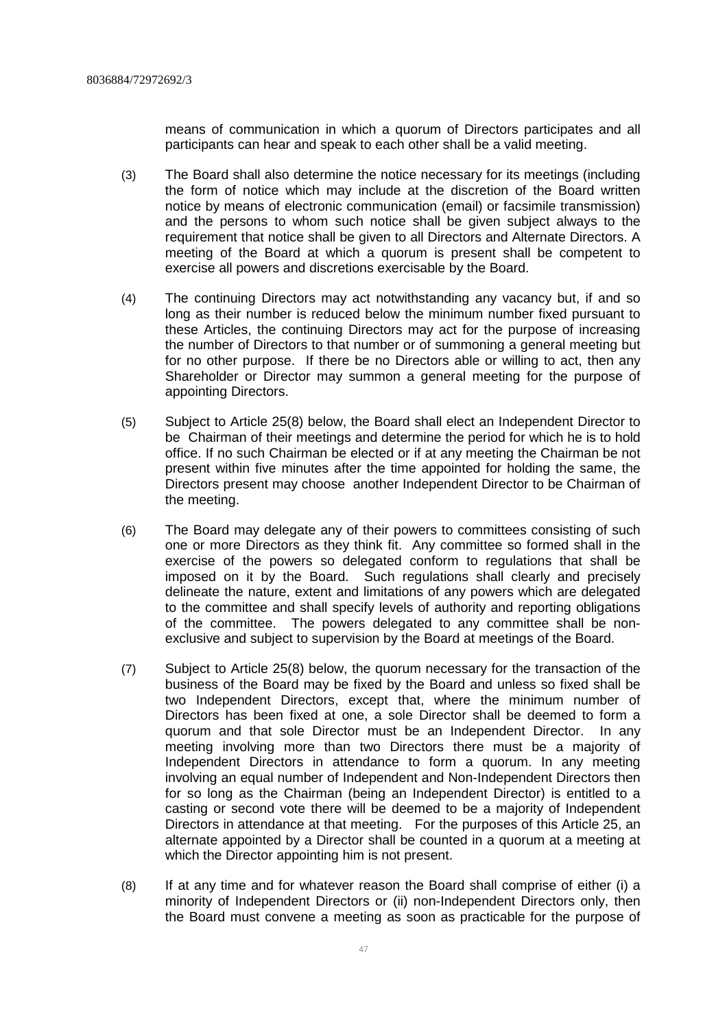means of communication in which a quorum of Directors participates and all participants can hear and speak to each other shall be a valid meeting.

(3) The Board shall also determine the notice necessary for its meetings (including the form of notice which may include at the discretion of the Board written notice by means of electronic communication (email) or facsimile transmission) and the persons to whom such notice shall be given subject always to the requirement that notice shall be given to all Directors and Alternate Directors. A meeting of the Board at which a quorum is present shall be competent to exercise all powers and discretions exercisable by the Board.

(4) The continuing Directors may act notwithstanding any vacancy but, if and so long as their number is reduced below the minimum number fixed pursuant to these Articles, the continuing Directors may act for the purpose of increasing the number of Directors to that number or of summoning a general meeting but for no other purpose. If there be no Directors able or willing to act, then any Shareholder or Director may summon a general meeting for the purpose of appointing Directors.

(5) Subject to Article 25(8) below, the Board shall elect an Independent Director to be Chairman of their meetings and determine the period for which he is to hold office. If no such Chairman be elected or if at any meeting the Chairman be not present within five minutes after the time appointed for holding the same, the Directors present may choose another Independent Director to be Chairman of the meeting.

(6) The Board may delegate any of their powers to committees consisting of such one or more Directors as they think fit. Any committee so formed shall in the exercise of the powers so delegated conform to regulations that shall be imposed on it by the Board. Such regulations shall clearly and precisely delineate the nature, extent and limitations of any powers which are delegated to the committee and shall specify levels of authority and reporting obligations of the committee. The powers delegated to any committee shall be non-exclusive and subject to supervision by the Board at meetings of the Board.

(7) Subject to Article 25(8) below, the quorum necessary for the transaction of the business of the Board may be fixed by the Board and unless so fixed shall be two Independent Directors, except that, where the minimum number of Directors has been fixed at one, a sole Director shall be deemed to form a quorum and that sole Director must be an Independent Director. In any meeting involving more than two Directors there must be a majority of Independent Directors in attendance to form a quorum. In any meeting involving an equal number of Independent and Non-Independent Directors then for so long as the Chairman (being an Independent Director) is entitled to a casting or second vote there will be deemed to be a majority of Independent Directors in attendance at that meeting. For the purposes of this Article 25, an alternate appointed by a Director shall be counted in a quorum at a meeting at which the Director appointing him is not present.

(8) If at any time and for whatever reason the Board shall comprise of either (i) a minority of Independent Directors or (ii) non-Independent Directors only, then the Board must convene a meeting as soon as practicable for the purpose of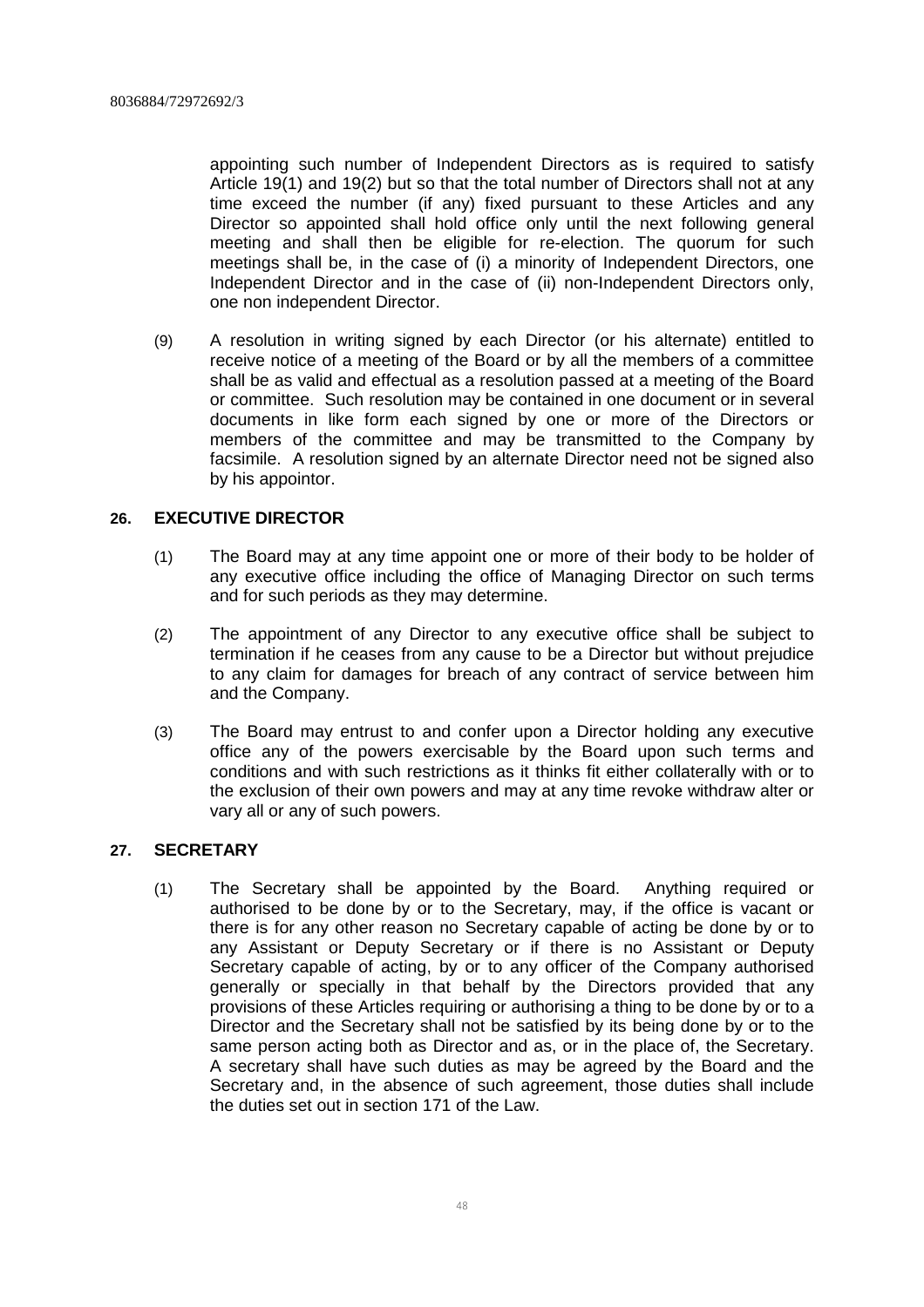appointing such number of Independent Directors as is required to satisfy Article 19(1) and 19(2) but so that the total number of Directors shall not at any time exceed the number (if any) fixed pursuant to these Articles and any Director so appointed shall hold office only until the next following general meeting and shall then be eligible for re-election. The quorum for such meetings shall be, in the case of (i) a minority of Independent Directors, one Independent Director and in the case of (ii) non-Independent Directors only, one non independent Director.

(9) A resolution in writing signed by each Director (or his alternate) entitled to receive notice of a meeting of the Board or by all the members of a committee shall be as valid and effectual as a resolution passed at a meeting of the Board or committee. Such resolution may be contained in one document or in several documents in like form each signed by one or more of the Directors or members of the committee and may be transmitted to the Company by facsimile. A resolution signed by an alternate Director need not be signed also by his appointor.

## 26. EXECUTIVE DIRECTOR

(1) The Board may at any time appoint one or more of their body to be holder of any executive office including the office of Managing Director on such terms and for such periods as they may determine.

(2) The appointment of any Director to any executive office shall be subject to termination if he ceases from any cause to be a Director but without prejudice to any claim for damages for breach of any contract of service between him and the Company.

(3) The Board may entrust to and confer upon a Director holding any executive office any of the powers exercisable by the Board upon such terms and conditions and with such restrictions as it thinks fit either collaterally with or to the exclusion of their own powers and may at any time revoke withdraw alter or vary all or any of such powers.

## 27. SECRETARY

(1) The Secretary shall be appointed by the Board. Anything required or authorised to be done by or to the Secretary, may, if the office is vacant or there is for any other reason no Secretary capable of acting be done by or to any Assistant or Deputy Secretary or if there is no Assistant or Deputy Secretary capable of acting, by or to any officer of the Company authorised generally or specially in that behalf by the Directors provided that any provisions of these Articles requiring or authorising a thing to be done by or to a Director and the Secretary shall not be satisfied by its being done by or to the same person acting both as Director and as, or in the place of, the Secretary. A secretary shall have such duties as may be agreed by the Board and the Secretary and, in the absence of such agreement, those duties shall include the duties set out in section 171 of the Law.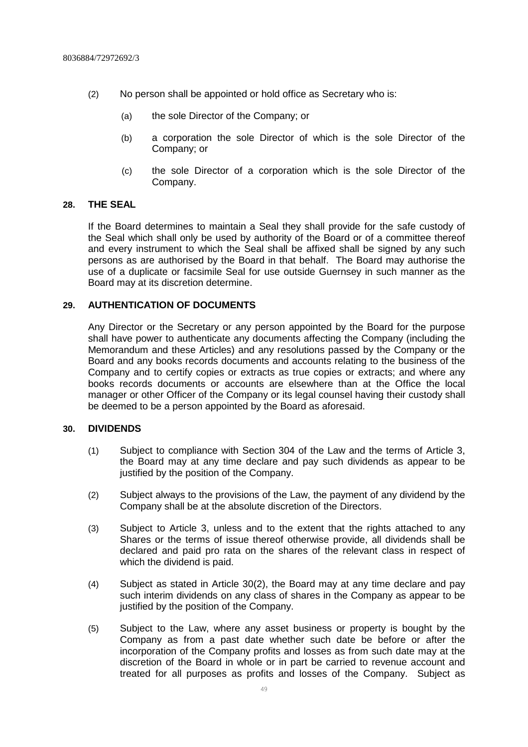(2) No person shall be appointed or hold office as Secretary who is:

(a) the sole Director of the Company; or

(b) a corporation the sole Director of which is the sole Director of the Company; or

(c) the sole Director of a corporation which is the sole Director of the Company.

## 28. THE SEAL

If the Board determines to maintain a Seal they shall provide for the safe custody of the Seal which shall only be used by authority of the Board or of a committee thereof and every instrument to which the Seal shall be affixed shall be signed by any such persons as are authorised by the Board in that behalf. The Board may authorise the use of a duplicate or facsimile Seal for use outside Guernsey in such manner as the Board may at its discretion determine.

## 29. AUTHENTICATION OF DOCUMENTS

Any Director or the Secretary or any person appointed by the Board for the purpose shall have power to authenticate any documents affecting the Company (including the Memorandum and these Articles) and any resolutions passed by the Company or the Board and any books records documents and accounts relating to the business of the Company and to certify copies or extracts as true copies or extracts; and where any books records documents or accounts are elsewhere than at the Office the local manager or other Officer of the Company or its legal counsel having their custody shall be deemed to be a person appointed by the Board as aforesaid.

## 30. DIVIDENDS

(1) Subject to compliance with Section 304 of the Law and the terms of Article 3, the Board may at any time declare and pay such dividends as appear to be justified by the position of the Company.

(2) Subject always to the provisions of the Law, the payment of any dividend by the Company shall be at the absolute discretion of the Directors.

(3) Subject to Article 3, unless and to the extent that the rights attached to any Shares or the terms of issue thereof otherwise provide, all dividends shall be declared and paid pro rata on the shares of the relevant class in respect of which the dividend is paid.

(4) Subject as stated in Article 30(2), the Board may at any time declare and pay such interim dividends on any class of shares in the Company as appear to be justified by the position of the Company.

(5) Subject to the Law, where any asset business or property is bought by the Company as from a past date whether such date be before or after the incorporation of the Company profits and losses as from such date may at the discretion of the Board in whole or in part be carried to revenue account and treated for all purposes as profits and losses of the Company. Subject as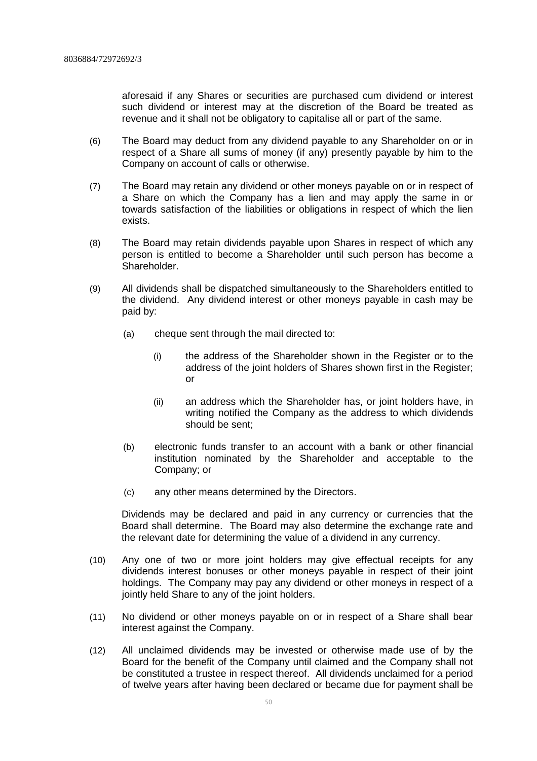aforesaid if any Shares or securities are purchased cum dividend or interest such dividend or interest may at the discretion of the Board be treated as revenue and it shall not be obligatory to capitalise all or part of the same.

(6) The Board may deduct from any dividend payable to any Shareholder on or in respect of a Share all sums of money (if any) presently payable by him to the Company on account of calls or otherwise.

(7) The Board may retain any dividend or other moneys payable on or in respect of a Share on which the Company has a lien and may apply the same in or towards satisfaction of the liabilities or obligations in respect of which the lien exists.

(8) The Board may retain dividends payable upon Shares in respect of which any person is entitled to become a Shareholder until such person has become a Shareholder.

(9) All dividends shall be dispatched simultaneously to the Shareholders entitled to the dividend. Any dividend interest or other moneys payable in cash may be paid by:

(a) cheque sent through the mail directed to:

(i) the address of the Shareholder shown in the Register or to the address of the joint holders of Shares shown first in the Register; or

(ii) an address which the Shareholder has, or joint holders have, in writing notified the Company as the address to which dividends should be sent;

(b) electronic funds transfer to an account with a bank or other financial institution nominated by the Shareholder and acceptable to the Company; or

(c) any other means determined by the Directors.

Dividends may be declared and paid in any currency or currencies that the Board shall determine. The Board may also determine the exchange rate and the relevant date for determining the value of a dividend in any currency.

(10) Any one of two or more joint holders may give effectual receipts for any dividends interest bonuses or other moneys payable in respect of their joint holdings. The Company may pay any dividend or other moneys in respect of a jointly held Share to any of the joint holders.

(11) No dividend or other moneys payable on or in respect of a Share shall bear interest against the Company.

(12) All unclaimed dividends may be invested or otherwise made use of by the Board for the benefit of the Company until claimed and the Company shall not be constituted a trustee in respect thereof. All dividends unclaimed for a period of twelve years after having been declared or became due for payment shall be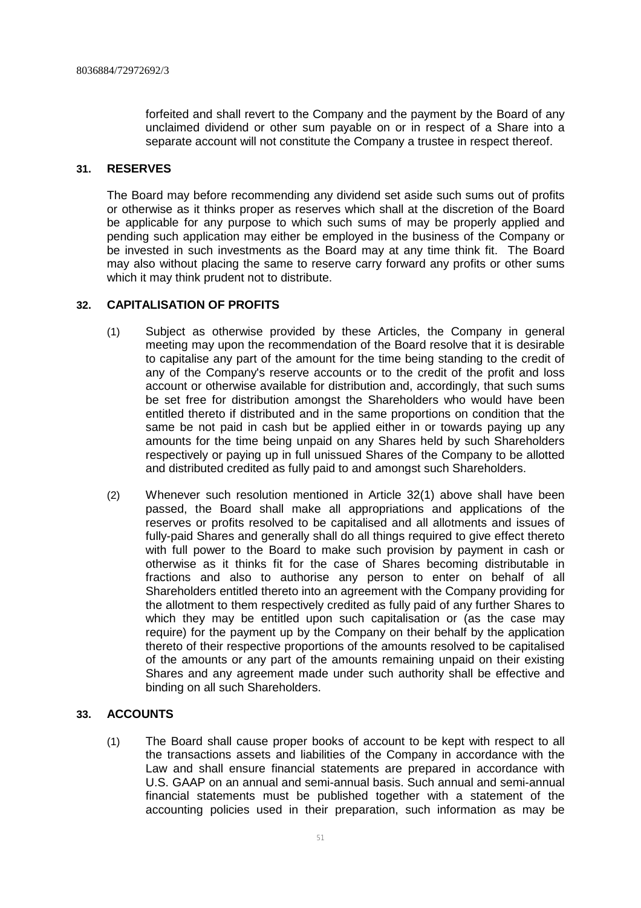forfeited and shall revert to the Company and the payment by the Board of any unclaimed dividend or other sum payable on or in respect of a Share into a separate account will not constitute the Company a trustee in respect thereof.

## 31. RESERVES

The Board may before recommending any dividend set aside such sums out of profits or otherwise as it thinks proper as reserves which shall at the discretion of the Board be applicable for any purpose to which such sums of may be properly applied and pending such application may either be employed in the business of the Company or be invested in such investments as the Board may at any time think fit. The Board may also without placing the same to reserve carry forward any profits or other sums which it may think prudent not to distribute.

## 32. CAPITALISATION OF PROFITS

(1) Subject as otherwise provided by these Articles, the Company in general meeting may upon the recommendation of the Board resolve that it is desirable to capitalise any part of the amount for the time being standing to the credit of any of the Company's reserve accounts or to the credit of the profit and loss account or otherwise available for distribution and, accordingly, that such sums be set free for distribution amongst the Shareholders who would have been entitled thereto if distributed and in the same proportions on condition that the same be not paid in cash but be applied either in or towards paying up any amounts for the time being unpaid on any Shares held by such Shareholders respectively or paying up in full unissued Shares of the Company to be allotted and distributed credited as fully paid to and amongst such Shareholders.

(2) Whenever such resolution mentioned in Article 32(1) above shall have been passed, the Board shall make all appropriations and applications of the reserves or profits resolved to be capitalised and all allotments and issues of fully-paid Shares and generally shall do all things required to give effect thereto with full power to the Board to make such provision by payment in cash or otherwise as it thinks fit for the case of Shares becoming distributable in fractions and also to authorise any person to enter on behalf of all Shareholders entitled thereto into an agreement with the Company providing for the allotment to them respectively credited as fully paid of any further Shares to which they may be entitled upon such capitalisation or (as the case may require) for the payment up by the Company on their behalf by the application thereto of their respective proportions of the amounts resolved to be capitalised of the amounts or any part of the amounts remaining unpaid on their existing Shares and any agreement made under such authority shall be effective and binding on all such Shareholders.

## 33. ACCOUNTS

(1) The Board shall cause proper books of account to be kept with respect to all the transactions assets and liabilities of the Company in accordance with the Law and shall ensure financial statements are prepared in accordance with U.S. GAAP on an annual and semi-annual basis. Such annual and semi-annual financial statements must be published together with a statement of the accounting policies used in their preparation, such information as may be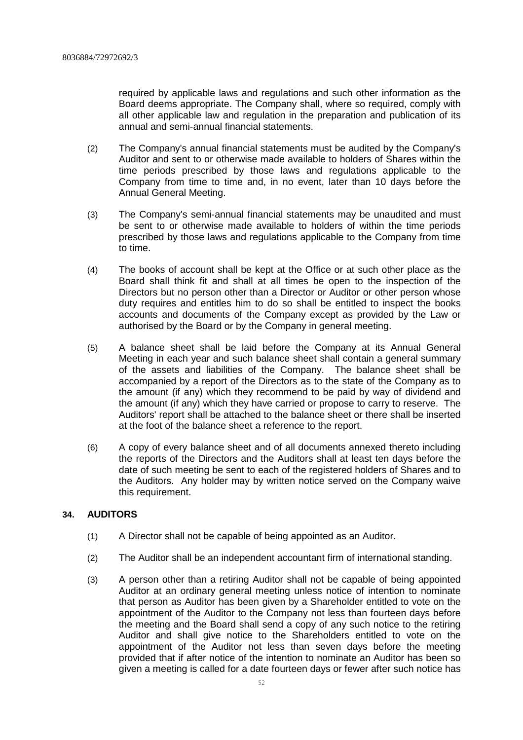required by applicable laws and regulations and such other information as the Board deems appropriate. The Company shall, where so required, comply with all other applicable law and regulation in the preparation and publication of its annual and semi-annual financial statements.

(2) The Company's annual financial statements must be audited by the Company's Auditor and sent to or otherwise made available to holders of Shares within the time periods prescribed by those laws and regulations applicable to the Company from time to time and, in no event, later than 10 days before the Annual General Meeting.

(3) The Company's semi-annual financial statements may be unaudited and must be sent to or otherwise made available to holders of within the time periods prescribed by those laws and regulations applicable to the Company from time to time.

(4) The books of account shall be kept at the Office or at such other place as the Board shall think fit and shall at all times be open to the inspection of the Directors but no person other than a Director or Auditor or other person whose duty requires and entitles him to do so shall be entitled to inspect the books accounts and documents of the Company except as provided by the Law or authorised by the Board or by the Company in general meeting.

(5) A balance sheet shall be laid before the Company at its Annual General Meeting in each year and such balance sheet shall contain a general summary of the assets and liabilities of the Company. The balance sheet shall be accompanied by a report of the Directors as to the state of the Company as to the amount (if any) which they recommend to be paid by way of dividend and the amount (if any) which they have carried or propose to carry to reserve. The Auditors' report shall be attached to the balance sheet or there shall be inserted at the foot of the balance sheet a reference to the report.

(6) A copy of every balance sheet and of all documents annexed thereto including the reports of the Directors and the Auditors shall at least ten days before the date of such meeting be sent to each of the registered holders of Shares and to the Auditors. Any holder may by written notice served on the Company waive this requirement.

## 34. AUDITORS

(1) A Director shall not be capable of being appointed as an Auditor.

(2) The Auditor shall be an independent accountant firm of international standing.

(3) A person other than a retiring Auditor shall not be capable of being appointed Auditor at an ordinary general meeting unless notice of intention to nominate that person as Auditor has been given by a Shareholder entitled to vote on the appointment of the Auditor to the Company not less than fourteen days before the meeting and the Board shall send a copy of any such notice to the retiring Auditor and shall give notice to the Shareholders entitled to vote on the appointment of the Auditor not less than seven days before the meeting provided that if after notice of the intention to nominate an Auditor has been so given a meeting is called for a date fourteen days or fewer after such notice has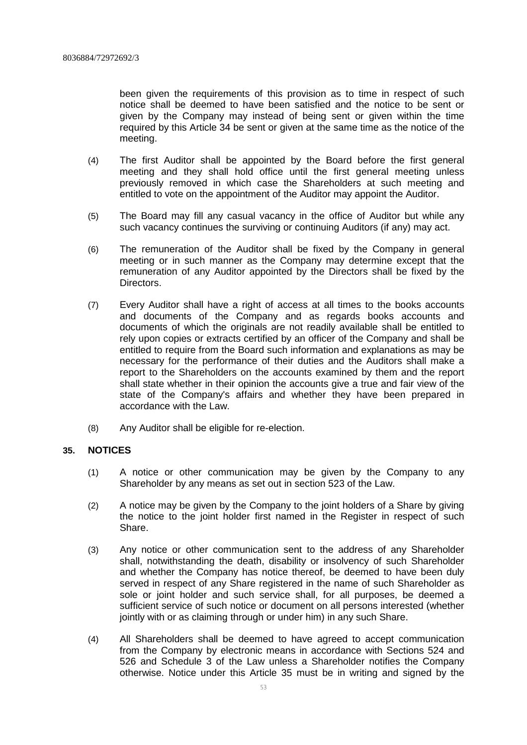been given the requirements of this provision as to time in respect of such notice shall be deemed to have been satisfied and the notice to be sent or given by the Company may instead of being sent or given within the time required by this Article 34 be sent or given at the same time as the notice of the meeting.

(4) The first Auditor shall be appointed by the Board before the first general meeting and they shall hold office until the first general meeting unless previously removed in which case the Shareholders at such meeting and entitled to vote on the appointment of the Auditor may appoint the Auditor.

(5) The Board may fill any casual vacancy in the office of Auditor but while any such vacancy continues the surviving or continuing Auditors (if any) may act.

(6) The remuneration of the Auditor shall be fixed by the Company in general meeting or in such manner as the Company may determine except that the remuneration of any Auditor appointed by the Directors shall be fixed by the Directors.

(7) Every Auditor shall have a right of access at all times to the books accounts and documents of the Company and as regards books accounts and documents of which the originals are not readily available shall be entitled to rely upon copies or extracts certified by an officer of the Company and shall be entitled to require from the Board such information and explanations as may be necessary for the performance of their duties and the Auditors shall make a report to the Shareholders on the accounts examined by them and the report shall state whether in their opinion the accounts give a true and fair view of the state of the Company's affairs and whether they have been prepared in accordance with the Law.

(8) Any Auditor shall be eligible for re-election.

## 35. NOTICES

(1) A notice or other communication may be given by the Company to any Shareholder by any means as set out in section 523 of the Law.

(2) A notice may be given by the Company to the joint holders of a Share by giving the notice to the joint holder first named in the Register in respect of such Share.

(3) Any notice or other communication sent to the address of any Shareholder shall, notwithstanding the death, disability or insolvency of such Shareholder and whether the Company has notice thereof, be deemed to have been duly served in respect of any Share registered in the name of such Shareholder as sole or joint holder and such service shall, for all purposes, be deemed a sufficient service of such notice or document on all persons interested (whether jointly with or as claiming through or under him) in any such Share.

(4) All Shareholders shall be deemed to have agreed to accept communication from the Company by electronic means in accordance with Sections 524 and 526 and Schedule 3 of the Law unless a Shareholder notifies the Company otherwise. Notice under this Article 35 must be in writing and signed by the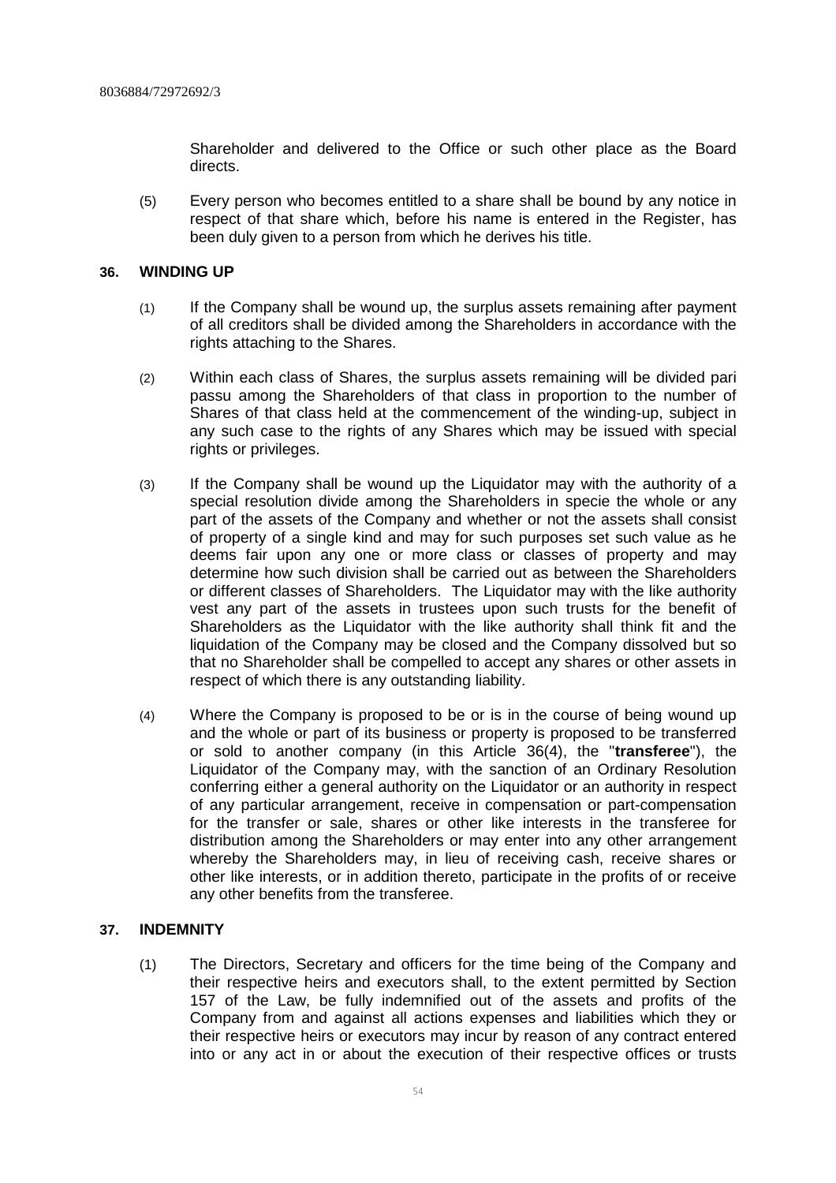Shareholder and delivered to the Office or such other place as the Board directs.

(5) Every person who becomes entitled to a share shall be bound by any notice in respect of that share which, before his name is entered in the Register, has been duly given to a person from which he derives his title.

## 36. WINDING UP

(1) If the Company shall be wound up, the surplus assets remaining after payment of all creditors shall be divided among the Shareholders in accordance with the rights attaching to the Shares.

(2) Within each class of Shares, the surplus assets remaining will be divided pari passu among the Shareholders of that class in proportion to the number of Shares of that class held at the commencement of the winding-up, subject in any such case to the rights of any Shares which may be issued with special rights or privileges.

(3) If the Company shall be wound up the Liquidator may with the authority of a special resolution divide among the Shareholders in specie the whole or any part of the assets of the Company and whether or not the assets shall consist of property of a single kind and may for such purposes set such value as he deems fair upon any one or more class or classes of property and may determine how such division shall be carried out as between the Shareholders or different classes of Shareholders. The Liquidator may with the like authority vest any part of the assets in trustees upon such trusts for the benefit of Shareholders as the Liquidator with the like authority shall think fit and the liquidation of the Company may be closed and the Company dissolved but so that no Shareholder shall be compelled to accept any shares or other assets in respect of which there is any outstanding liability.

(4) Where the Company is proposed to be or is in the course of being wound up and the whole or part of its business or property is proposed to be transferred or sold to another company (in this Article 36(4), the "**transferee**"), the Liquidator of the Company may, with the sanction of an Ordinary Resolution conferring either a general authority on the Liquidator or an authority in respect of any particular arrangement, receive in compensation or part-compensation for the transfer or sale, shares or other like interests in the transferee for distribution among the Shareholders or may enter into any other arrangement whereby the Shareholders may, in lieu of receiving cash, receive shares or other like interests, or in addition thereto, participate in the profits of or receive any other benefits from the transferee.

## 37. INDEMNITY

(1) The Directors, Secretary and officers for the time being of the Company and their respective heirs and executors shall, to the extent permitted by Section 157 of the Law, be fully indemnified out of the assets and profits of the Company from and against all actions expenses and liabilities which they or their respective heirs or executors may incur by reason of any contract entered into or any act in or about the execution of their respective offices or trusts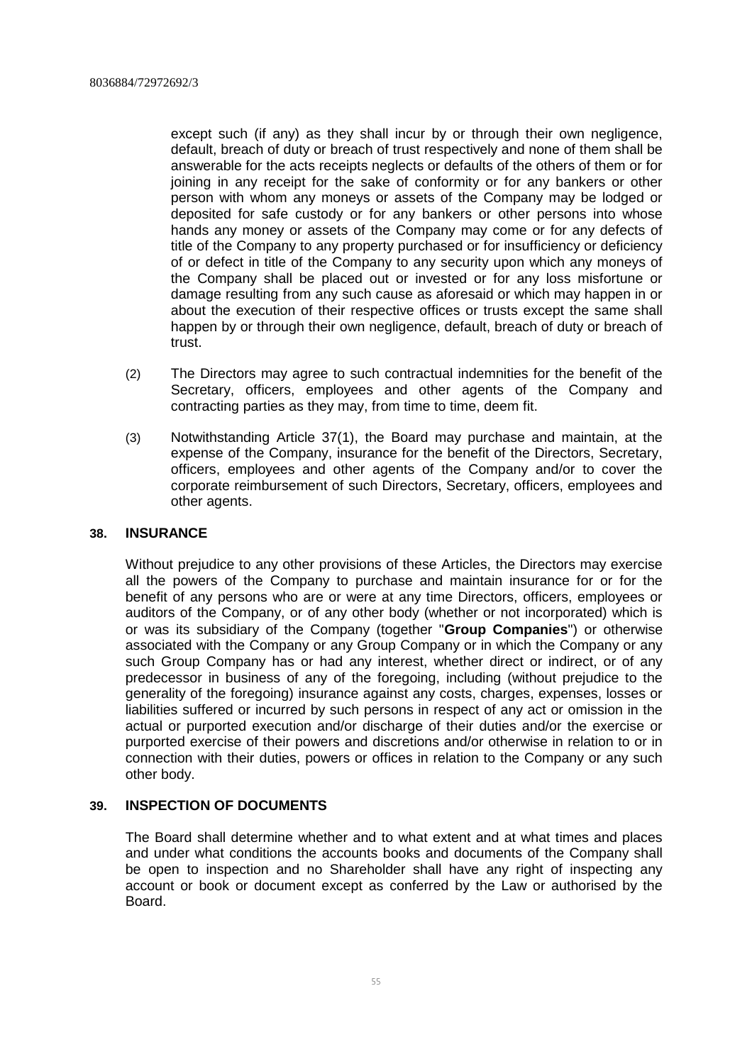except such (if any) as they shall incur by or through their own negligence, default, breach of duty or breach of trust respectively and none of them shall be answerable for the acts receipts neglects or defaults of the others of them or for joining in any receipt for the sake of conformity or for any bankers or other person with whom any moneys or assets of the Company may be lodged or deposited for safe custody or for any bankers or other persons into whose hands any money or assets of the Company may come or for any defects of title of the Company to any property purchased or for insufficiency or deficiency of or defect in title of the Company to any security upon which any moneys of the Company shall be placed out or invested or for any loss misfortune or damage resulting from any such cause as aforesaid or which may happen in or about the execution of their respective offices or trusts except the same shall happen by or through their own negligence, default, breach of duty or breach of trust.

(2) The Directors may agree to such contractual indemnities for the benefit of the Secretary, officers, employees and other agents of the Company and contracting parties as they may, from time to time, deem fit.

(3) Notwithstanding Article 37(1), the Board may purchase and maintain, at the expense of the Company, insurance for the benefit of the Directors, Secretary, officers, employees and other agents of the Company and/or to cover the corporate reimbursement of such Directors, Secretary, officers, employees and other agents.

## 38. INSURANCE

Without prejudice to any other provisions of these Articles, the Directors may exercise all the powers of the Company to purchase and maintain insurance for or for the benefit of any persons who are or were at any time Directors, officers, employees or auditors of the Company, or of any other body (whether or not incorporated) which is or was its subsidiary of the Company (together "**Group Companies**") or otherwise associated with the Company or any Group Company or in which the Company or any such Group Company has or had any interest, whether direct or indirect, or of any predecessor in business of any of the foregoing, including (without prejudice to the generality of the foregoing) insurance against any costs, charges, expenses, losses or liabilities suffered or incurred by such persons in respect of any act or omission in the actual or purported execution and/or discharge of their duties and/or the exercise or purported exercise of their powers and discretions and/or otherwise in relation to or in connection with their duties, powers or offices in relation to the Company or any such other body.

## 39. INSPECTION OF DOCUMENTS

The Board shall determine whether and to what extent and at what times and places and under what conditions the accounts books and documents of the Company shall be open to inspection and no Shareholder shall have any right of inspecting any account or book or document except as conferred by the Law or authorised by the Board.